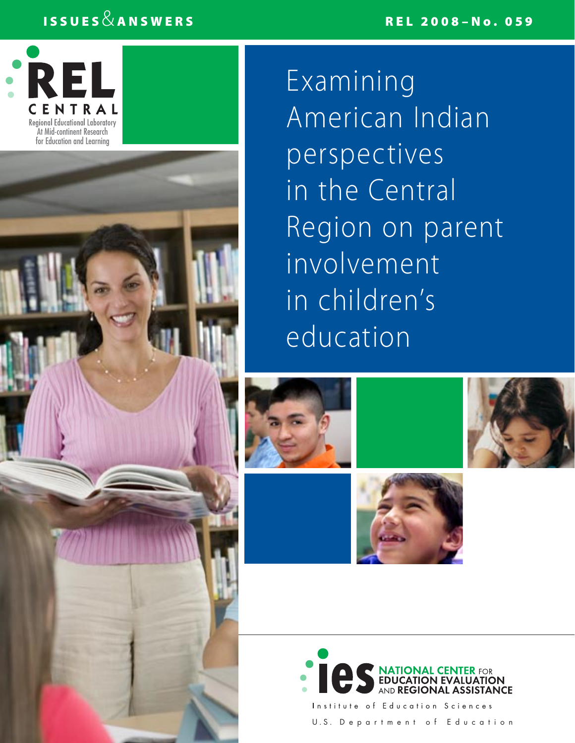ISSUES & ANSWERS

REL 2008–No. 059

REL CENTRAL

Regional Educational Laboratory
At Mid-continent Research
for Education and Learning

# Examining American Indian perspectives in the Central Region on parent involvement in children's education

ies NATIONAL CENTER FOR EDUCATION EVALUATION AND REGIONAL ASSISTANCE

Institute of Education Sciences

U.S. Department of Education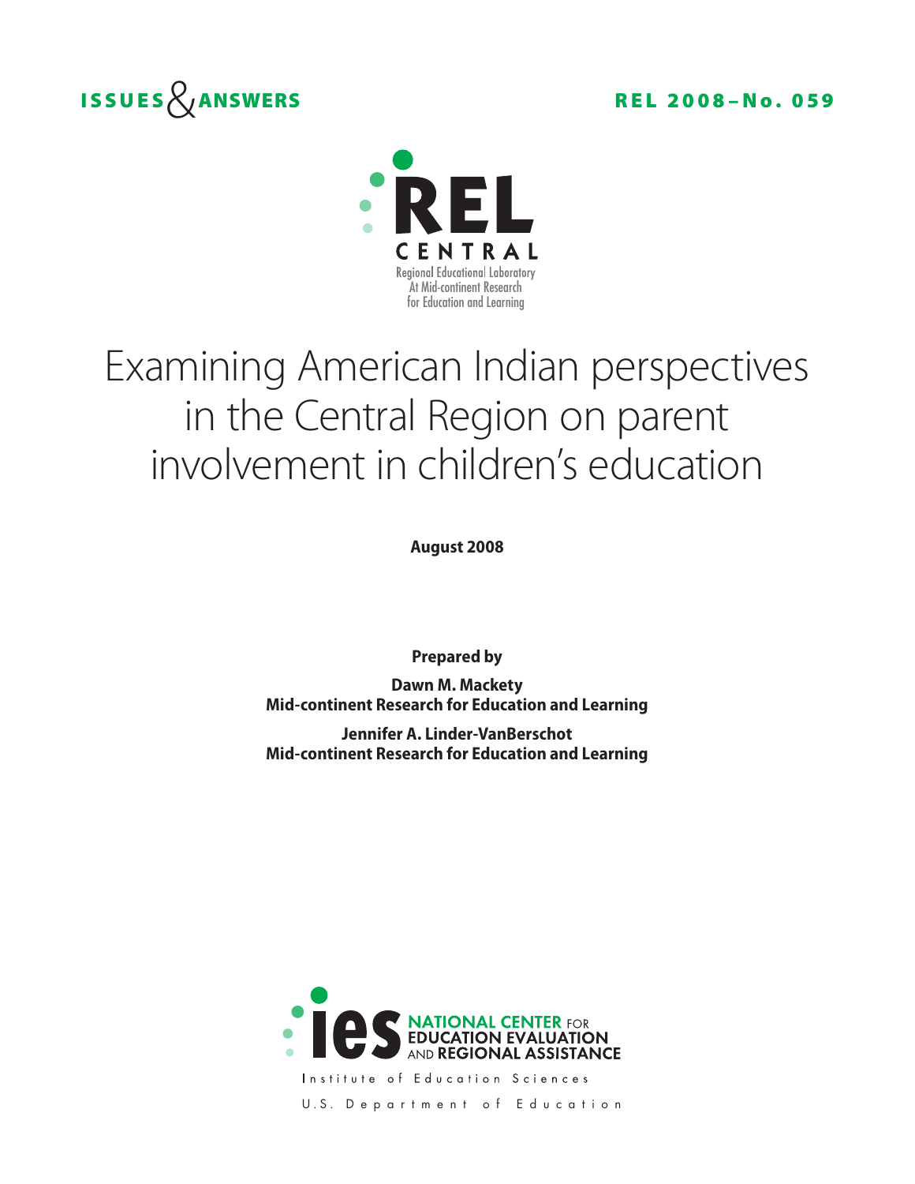**ISSUES & ANSWERS** **REL 2008–No. 059**

REL CENTRAL

Regional Educational Laboratory
At Mid-continent Research
for Education and Learning

# Examining American Indian perspectives in the Central Region on parent involvement in children's education

**August 2008**

**Prepared by**

**Dawn M. Mackety**
**Mid-continent Research for Education and Learning**

**Jennifer A. Linder-VanBerschot**
**Mid-continent Research for Education and Learning**

ies NATIONAL CENTER FOR EDUCATION EVALUATION AND REGIONAL ASSISTANCE

Institute of Education Sciences

U.S. Department of Education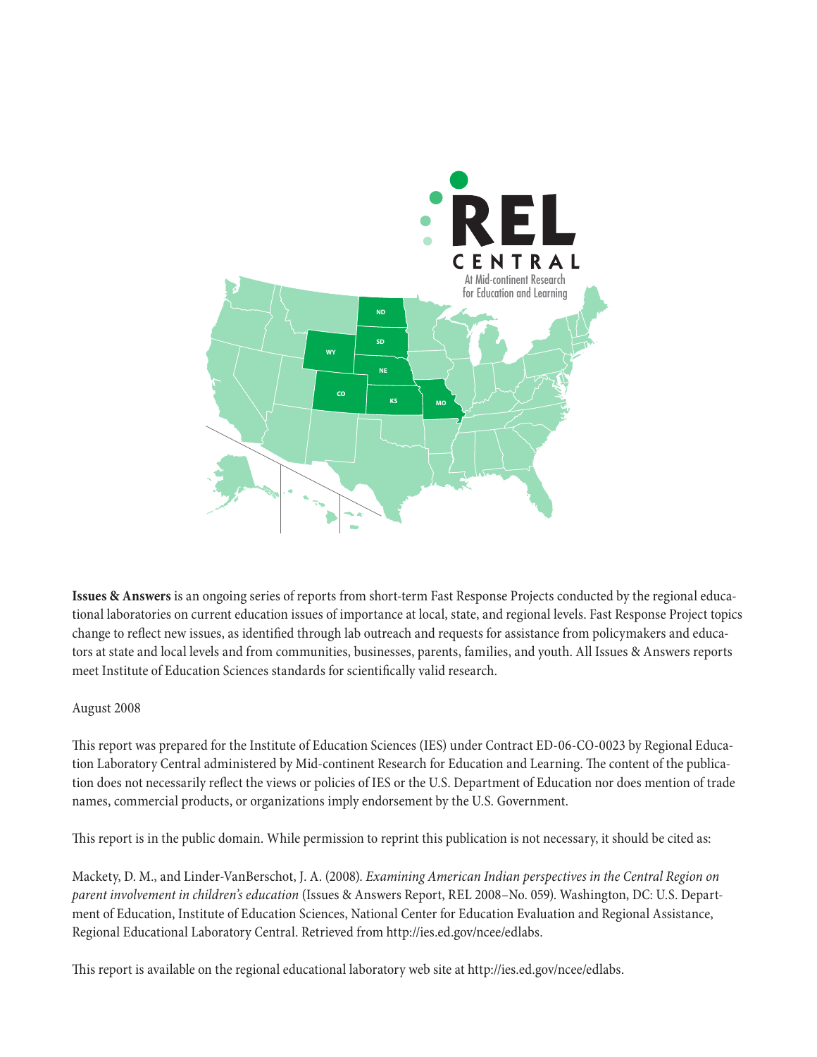REL CENTRAL

At Mid-continent Research for Education and Learning

**Issues & Answers** is an ongoing series of reports from short-term Fast Response Projects conducted by the regional educational laboratories on current education issues of importance at local, state, and regional levels. Fast Response Project topics change to reflect new issues, as identified through lab outreach and requests for assistance from policymakers and educators at state and local levels and from communities, businesses, parents, families, and youth. All Issues & Answers reports meet Institute of Education Sciences standards for scientifically valid research.

August 2008

This report was prepared for the Institute of Education Sciences (IES) under Contract ED-06-CO-0023 by Regional Education Laboratory Central administered by Mid-continent Research for Education and Learning. The content of the publication does not necessarily reflect the views or policies of IES or the U.S. Department of Education nor does mention of trade names, commercial products, or organizations imply endorsement by the U.S. Government.

This report is in the public domain. While permission to reprint this publication is not necessary, it should be cited as:

Mackety, D. M., and Linder-VanBerschot, J. A. (2008). *Examining American Indian perspectives in the Central Region on parent involvement in children's education* (Issues & Answers Report, REL 2008–No. 059). Washington, DC: U.S. Department of Education, Institute of Education Sciences, National Center for Education Evaluation and Regional Assistance, Regional Educational Laboratory Central. Retrieved from http://ies.ed.gov/ncee/edlabs.

This report is available on the regional educational laboratory web site at http://ies.ed.gov/ncee/edlabs.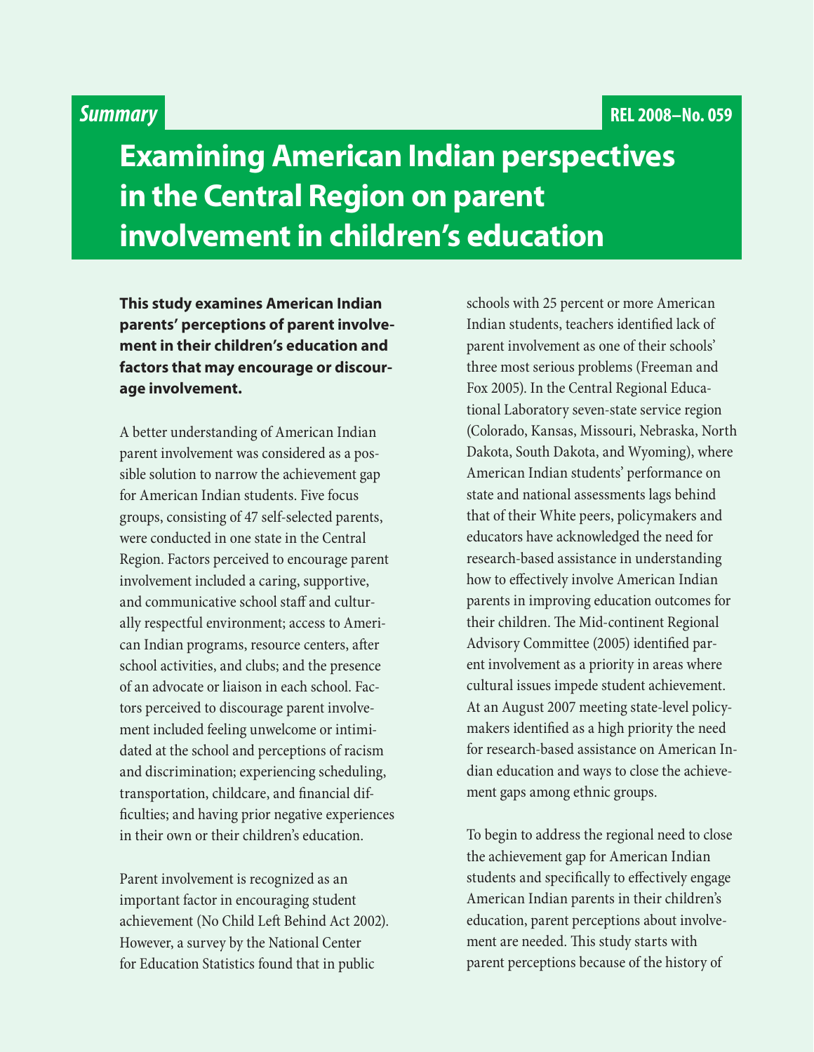*Summary*

REL 2008–No. 059

# Examining American Indian perspectives in the Central Region on parent involvement in children's education

**This study examines American Indian parents' perceptions of parent involvement in their children's education and factors that may encourage or discourage involvement.**

A better understanding of American Indian parent involvement was considered as a possible solution to narrow the achievement gap for American Indian students. Five focus groups, consisting of 47 self-selected parents, were conducted in one state in the Central Region. Factors perceived to encourage parent involvement included a caring, supportive, and communicative school staff and culturally respectful environment; access to American Indian programs, resource centers, after school activities, and clubs; and the presence of an advocate or liaison in each school. Factors perceived to discourage parent involvement included feeling unwelcome or intimidated at the school and perceptions of racism and discrimination; experiencing scheduling, transportation, childcare, and financial difficulties; and having prior negative experiences in their own or their children's education.

Parent involvement is recognized as an important factor in encouraging student achievement (No Child Left Behind Act 2002). However, a survey by the National Center for Education Statistics found that in public schools with 25 percent or more American Indian students, teachers identified lack of parent involvement as one of their schools' three most serious problems (Freeman and Fox 2005). In the Central Regional Educational Laboratory seven-state service region (Colorado, Kansas, Missouri, Nebraska, North Dakota, South Dakota, and Wyoming), where American Indian students' performance on state and national assessments lags behind that of their White peers, policymakers and educators have acknowledged the need for research-based assistance in understanding how to effectively involve American Indian parents in improving education outcomes for their children. The Mid-continent Regional Advisory Committee (2005) identified parent involvement as a priority in areas where cultural issues impede student achievement. At an August 2007 meeting state-level policymakers identified as a high priority the need for research-based assistance on American Indian education and ways to close the achievement gaps among ethnic groups.

To begin to address the regional need to close the achievement gap for American Indian students and specifically to effectively engage American Indian parents in their children's education, parent perceptions about involvement are needed. This study starts with parent perceptions because of the history of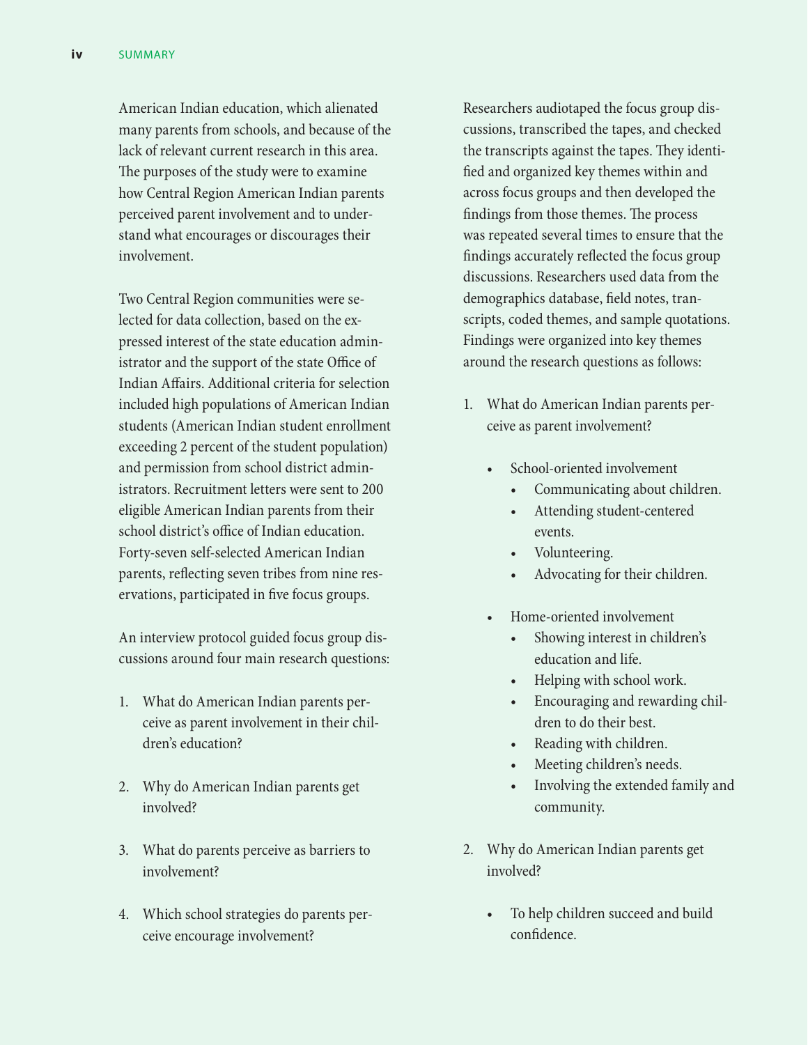American Indian education, which alienated many parents from schools, and because of the lack of relevant current research in this area. The purposes of the study were to examine how Central Region American Indian parents perceived parent involvement and to understand what encourages or discourages their involvement.

Two Central Region communities were selected for data collection, based on the expressed interest of the state education administrator and the support of the state Office of Indian Affairs. Additional criteria for selection included high populations of American Indian students (American Indian student enrollment exceeding 2 percent of the student population) and permission from school district administrators. Recruitment letters were sent to 200 eligible American Indian parents from their school district's office of Indian education. Forty-seven self-selected American Indian parents, reflecting seven tribes from nine reservations, participated in five focus groups.

An interview protocol guided focus group discussions around four main research questions:

1. What do American Indian parents perceive as parent involvement in their children's education?
2. Why do American Indian parents get involved?
3. What do parents perceive as barriers to involvement?
4. Which school strategies do parents perceive encourage involvement?

Researchers audiotaped the focus group discussions, transcribed the tapes, and checked the transcripts against the tapes. They identified and organized key themes within and across focus groups and then developed the findings from those themes. The process was repeated several times to ensure that the findings accurately reflected the focus group discussions. Researchers used data from the demographics database, field notes, transcripts, coded themes, and sample quotations. Findings were organized into key themes around the research questions as follows:

1. What do American Indian parents perceive as parent involvement?
    - School-oriented involvement
        - Communicating about children.
        - Attending student-centered events.
        - Volunteering.
        - Advocating for their children.
    - Home-oriented involvement
        - Showing interest in children's education and life.
        - Helping with school work.
        - Encouraging and rewarding children to do their best.
        - Reading with children.
        - Meeting children's needs.
        - Involving the extended family and community.
2. Why do American Indian parents get involved?
    - To help children succeed and build confidence.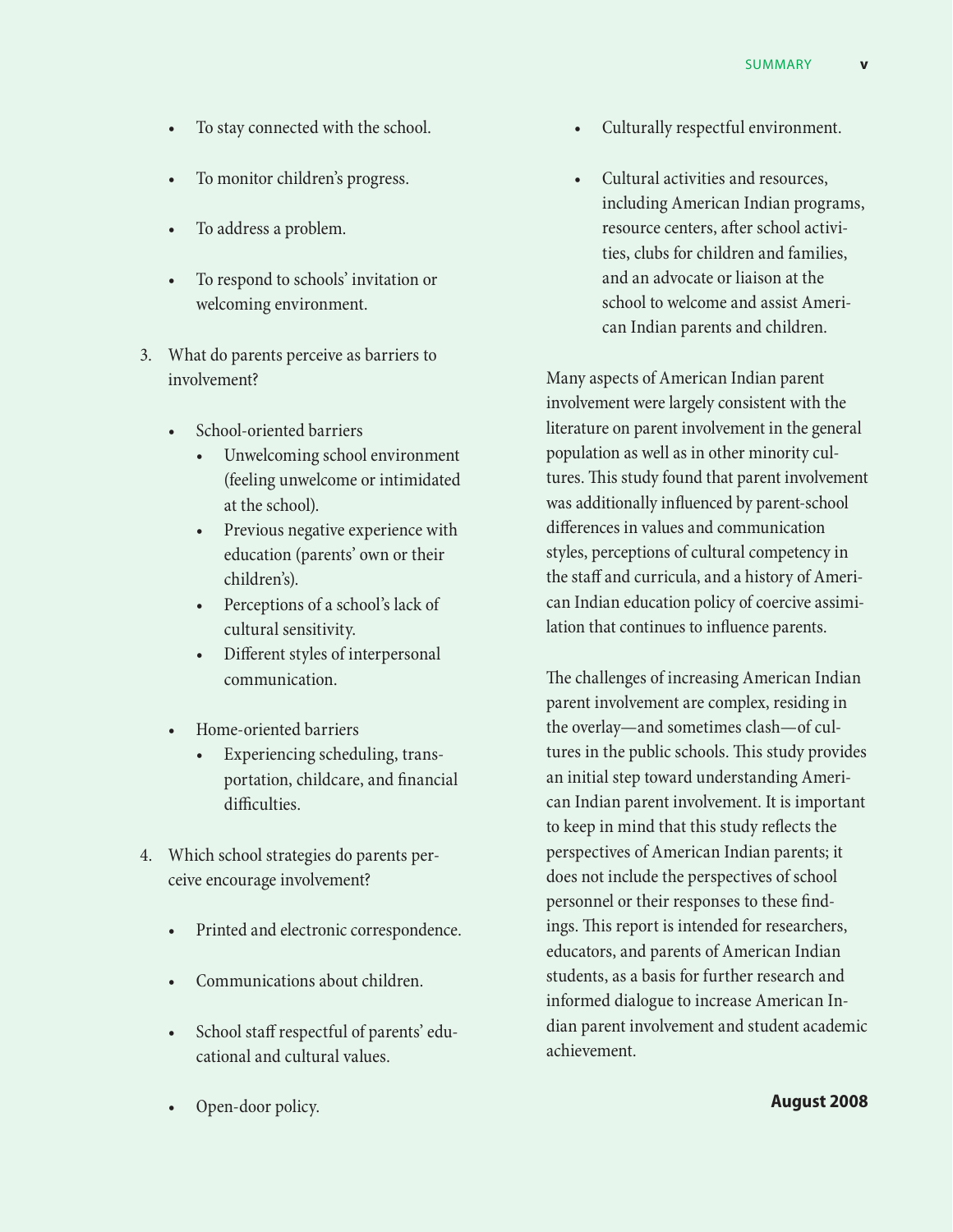- To stay connected with the school.
- To monitor children's progress.
- To address a problem.
- To respond to schools' invitation or welcoming environment.

3. What do parents perceive as barriers to involvement?

    - School-oriented barriers
        - Unwelcoming school environment (feeling unwelcome or intimidated at the school).
        - Previous negative experience with education (parents' own or their children's).
        - Perceptions of a school's lack of cultural sensitivity.
        - Different styles of interpersonal communication.
    - Home-oriented barriers
        - Experiencing scheduling, transportation, childcare, and financial difficulties.

4. Which school strategies do parents perceive encourage involvement?

    - Printed and electronic correspondence.
    - Communications about children.
    - School staff respectful of parents' educational and cultural values.
    - Open-door policy.
    - Culturally respectful environment.
    - Cultural activities and resources, including American Indian programs, resource centers, after school activities, clubs for children and families, and an advocate or liaison at the school to welcome and assist American Indian parents and children.

Many aspects of American Indian parent involvement were largely consistent with the literature on parent involvement in the general population as well as in other minority cultures. This study found that parent involvement was additionally influenced by parent-school differences in values and communication styles, perceptions of cultural competency in the staff and curricula, and a history of American Indian education policy of coercive assimilation that continues to influence parents.

The challenges of increasing American Indian parent involvement are complex, residing in the overlay—and sometimes clash—of cultures in the public schools. This study provides an initial step toward understanding American Indian parent involvement. It is important to keep in mind that this study reflects the perspectives of American Indian parents; it does not include the perspectives of school personnel or their responses to these findings. This report is intended for researchers, educators, and parents of American Indian students, as a basis for further research and informed dialogue to increase American Indian parent involvement and student academic achievement.

**August 2008**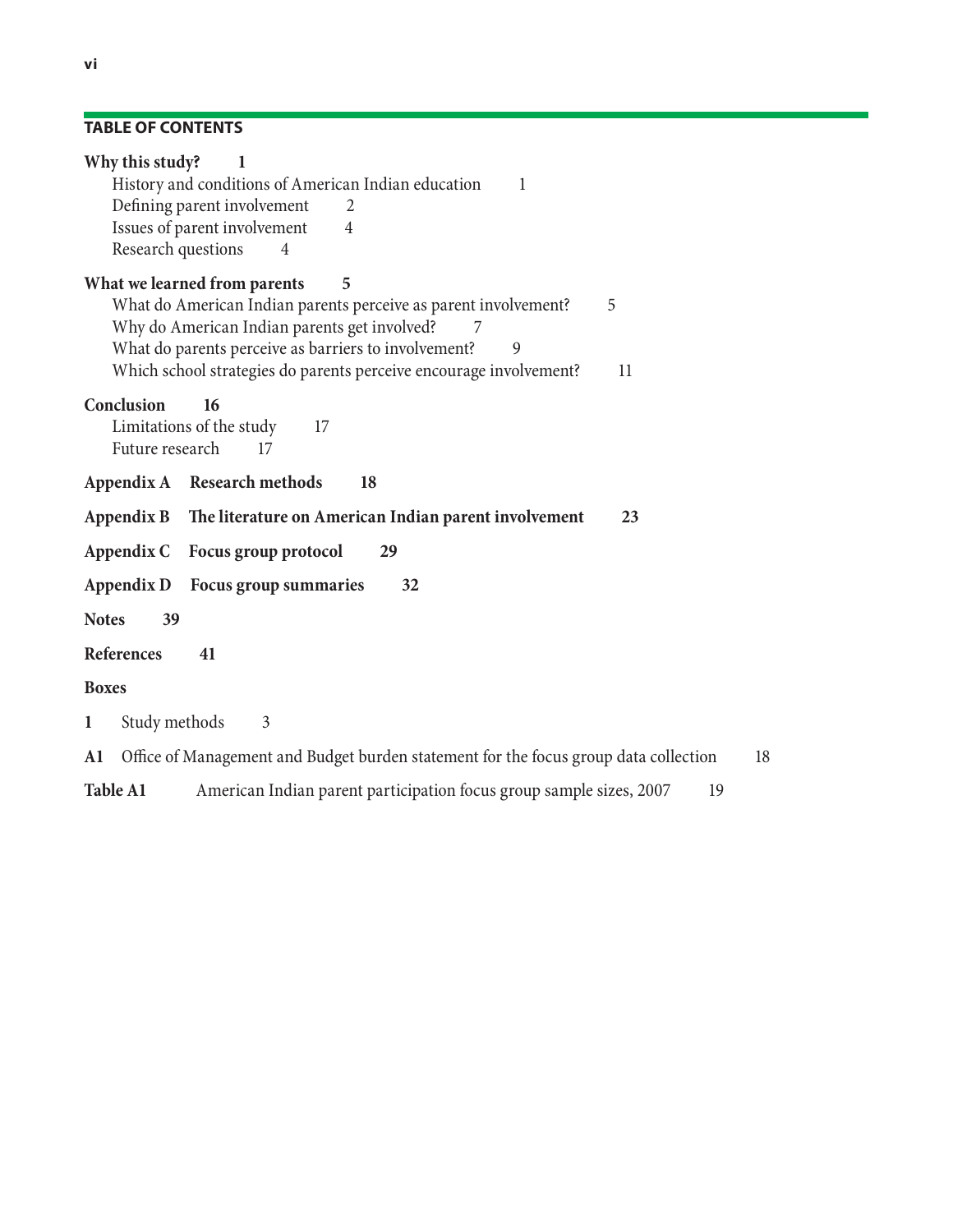## TABLE OF CONTENTS

**Why this study? 1**

- History and conditions of American Indian education 1
- Defining parent involvement 2
- Issues of parent involvement 4
- Research questions 4

**What we learned from parents 5**

- What do American Indian parents perceive as parent involvement? 5
- Why do American Indian parents get involved? 7
- What do parents perceive as barriers to involvement? 9
- Which school strategies do parents perceive encourage involvement? 11

**Conclusion 16**

- Limitations of the study 17
- Future research 17

**Appendix A Research methods 18**

**Appendix B The literature on American Indian parent involvement 23**

**Appendix C Focus group protocol 29**

**Appendix D Focus group summaries 32**

**Notes 39**

**References 41**

**Boxes**

**1** Study methods 3

**A1** Office of Management and Budget burden statement for the focus group data collection 18

**Table A1** American Indian parent participation focus group sample sizes, 2007 19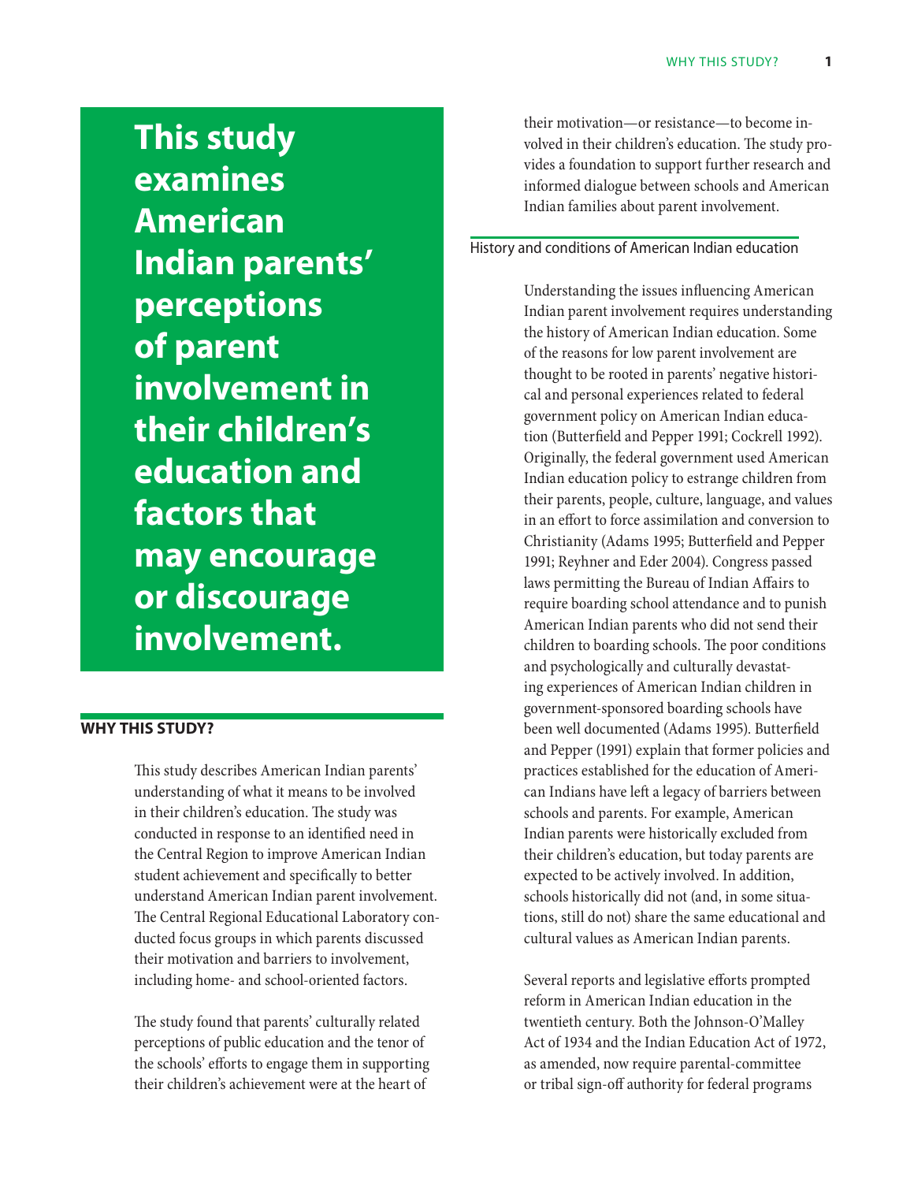**This study examines American Indian parents' perceptions of parent involvement in their children's education and factors that may encourage or discourage involvement.**

## WHY THIS STUDY?

This study describes American Indian parents' understanding of what it means to be involved in their children's education. The study was conducted in response to an identified need in the Central Region to improve American Indian student achievement and specifically to better understand American Indian parent involvement. The Central Regional Educational Laboratory conducted focus groups in which parents discussed their motivation and barriers to involvement, including home- and school-oriented factors.

The study found that parents' culturally related perceptions of public education and the tenor of the schools' efforts to engage them in supporting their children's achievement were at the heart of their motivation—or resistance—to become involved in their children's education. The study provides a foundation to support further research and informed dialogue between schools and American Indian families about parent involvement.

### History and conditions of American Indian education

Understanding the issues influencing American Indian parent involvement requires understanding the history of American Indian education. Some of the reasons for low parent involvement are thought to be rooted in parents' negative historical and personal experiences related to federal government policy on American Indian education (Butterfield and Pepper 1991; Cockrell 1992). Originally, the federal government used American Indian education policy to estrange children from their parents, people, culture, language, and values in an effort to force assimilation and conversion to Christianity (Adams 1995; Butterfield and Pepper 1991; Reyhner and Eder 2004). Congress passed laws permitting the Bureau of Indian Affairs to require boarding school attendance and to punish American Indian parents who did not send their children to boarding schools. The poor conditions and psychologically and culturally devastating experiences of American Indian children in government-sponsored boarding schools have been well documented (Adams 1995). Butterfield and Pepper (1991) explain that former policies and practices established for the education of American Indians have left a legacy of barriers between schools and parents. For example, American Indian parents were historically excluded from their children's education, but today parents are expected to be actively involved. In addition, schools historically did not (and, in some situations, still do not) share the same educational and cultural values as American Indian parents.

Several reports and legislative efforts prompted reform in American Indian education in the twentieth century. Both the Johnson-O'Malley Act of 1934 and the Indian Education Act of 1972, as amended, now require parental-committee or tribal sign-off authority for federal programs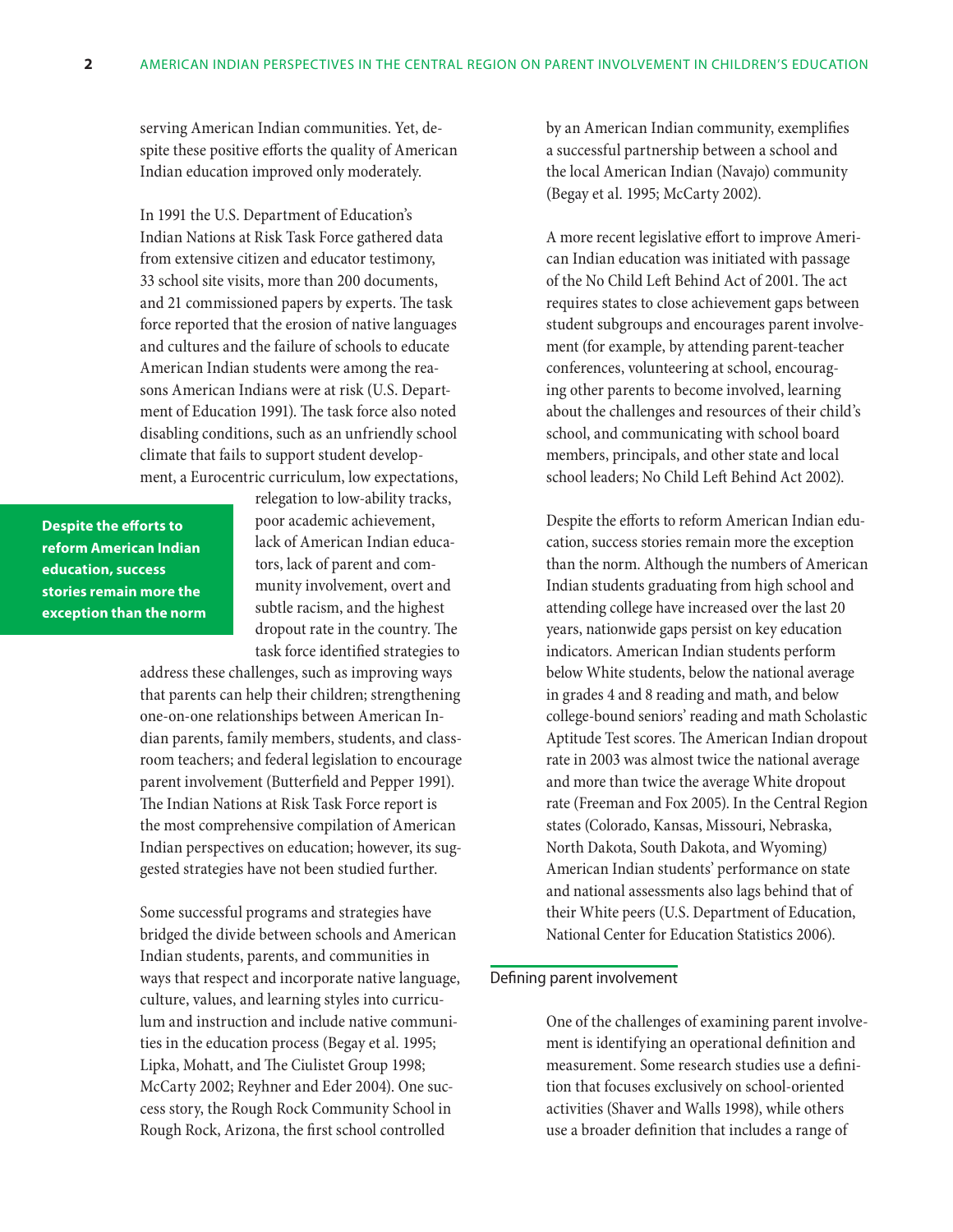serving American Indian communities. Yet, despite these positive efforts the quality of American Indian education improved only moderately.

In 1991 the U.S. Department of Education's Indian Nations at Risk Task Force gathered data from extensive citizen and educator testimony, 33 school site visits, more than 200 documents, and 21 commissioned papers by experts. The task force reported that the erosion of native languages and cultures and the failure of schools to educate American Indian students were among the reasons American Indians were at risk (U.S. Department of Education 1991). The task force also noted disabling conditions, such as an unfriendly school climate that fails to support student development, a Eurocentric curriculum, low expectations, relegation to low-ability tracks, poor academic achievement, lack of American Indian educators, lack of parent and community involvement, overt and subtle racism, and the highest dropout rate in the country. The task force identified strategies to address these challenges, such as improving ways that parents can help their children; strengthening one-on-one relationships between American Indian parents, family members, students, and classroom teachers; and federal legislation to encourage parent involvement (Butterfield and Pepper 1991). The Indian Nations at Risk Task Force report is the most comprehensive compilation of American Indian perspectives on education; however, its suggested strategies have not been studied further.

**Despite the efforts to reform American Indian education, success stories remain more the exception than the norm**

Some successful programs and strategies have bridged the divide between schools and American Indian students, parents, and communities in ways that respect and incorporate native language, culture, values, and learning styles into curriculum and instruction and include native communities in the education process (Begay et al. 1995; Lipka, Mohatt, and The Ciulistet Group 1998; McCarty 2002; Reyhner and Eder 2004). One success story, the Rough Rock Community School in Rough Rock, Arizona, the first school controlled by an American Indian community, exemplifies a successful partnership between a school and the local American Indian (Navajo) community (Begay et al. 1995; McCarty 2002).

A more recent legislative effort to improve American Indian education was initiated with passage of the No Child Left Behind Act of 2001. The act requires states to close achievement gaps between student subgroups and encourages parent involvement (for example, by attending parent-teacher conferences, volunteering at school, encouraging other parents to become involved, learning about the challenges and resources of their child's school, and communicating with school board members, principals, and other state and local school leaders; No Child Left Behind Act 2002).

Despite the efforts to reform American Indian education, success stories remain more the exception than the norm. Although the numbers of American Indian students graduating from high school and attending college have increased over the last 20 years, nationwide gaps persist on key education indicators. American Indian students perform below White students, below the national average in grades 4 and 8 reading and math, and below college-bound seniors' reading and math Scholastic Aptitude Test scores. The American Indian dropout rate in 2003 was almost twice the national average and more than twice the average White dropout rate (Freeman and Fox 2005). In the Central Region states (Colorado, Kansas, Missouri, Nebraska, North Dakota, South Dakota, and Wyoming) American Indian students' performance on state and national assessments also lags behind that of their White peers (U.S. Department of Education, National Center for Education Statistics 2006).

## Defining parent involvement

One of the challenges of examining parent involvement is identifying an operational definition and measurement. Some research studies use a definition that focuses exclusively on school-oriented activities (Shaver and Walls 1998), while others use a broader definition that includes a range of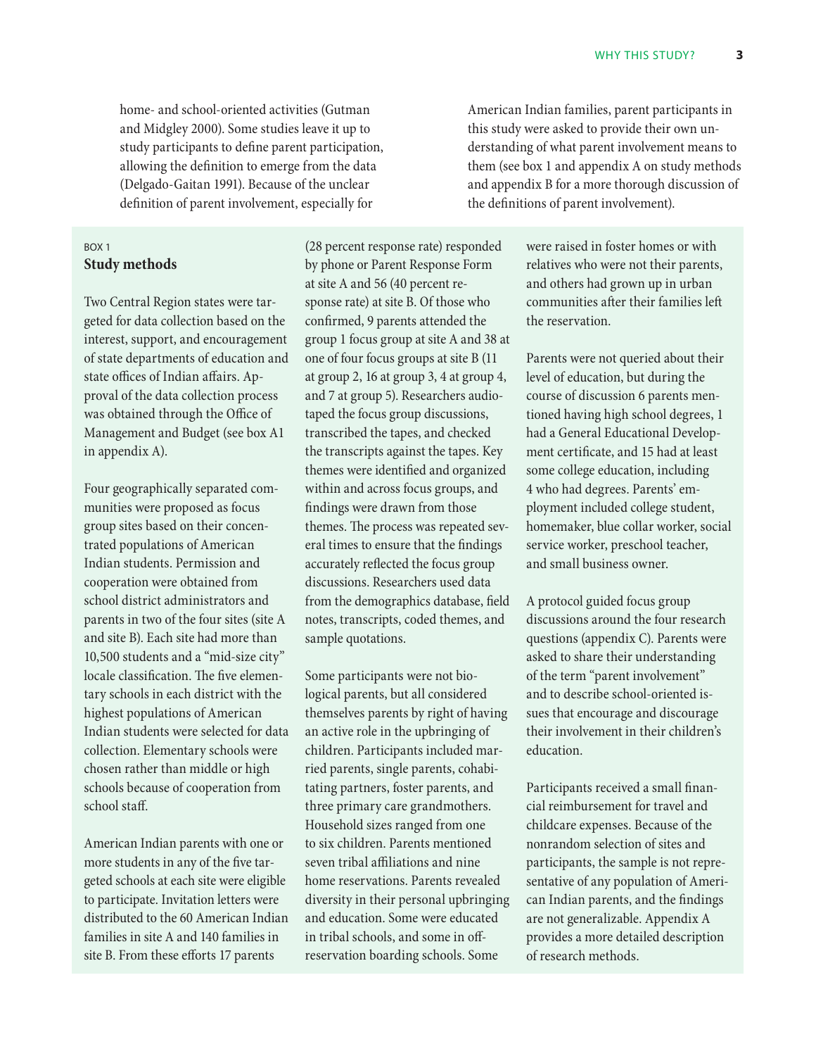home- and school-oriented activities (Gutman and Midgley 2000). Some studies leave it up to study participants to define parent participation, allowing the definition to emerge from the data (Delgado-Gaitan 1991). Because of the unclear definition of parent involvement, especially for American Indian families, parent participants in this study were asked to provide their own understanding of what parent involvement means to them (see box 1 and appendix A on study methods and appendix B for a more thorough discussion of the definitions of parent involvement).

BOX 1

**Study methods**

Two Central Region states were targeted for data collection based on the interest, support, and encouragement of state departments of education and state offices of Indian affairs. Approval of the data collection process was obtained through the Office of Management and Budget (see box A1 in appendix A).

Four geographically separated communities were proposed as focus group sites based on their concentrated populations of American Indian students. Permission and cooperation were obtained from school district administrators and parents in two of the four sites (site A and site B). Each site had more than 10,500 students and a "mid-size city" locale classification. The five elementary schools in each district with the highest populations of American Indian students were selected for data collection. Elementary schools were chosen rather than middle or high schools because of cooperation from school staff.

American Indian parents with one or more students in any of the five targeted schools at each site were eligible to participate. Invitation letters were distributed to the 60 American Indian families in site A and 140 families in site B. From these efforts 17 parents (28 percent response rate) responded by phone or Parent Response Form at site A and 56 (40 percent response rate) at site B. Of those who confirmed, 9 parents attended the group 1 focus group at site A and 38 at one of four focus groups at site B (11 at group 2, 16 at group 3, 4 at group 4, and 7 at group 5). Researchers audiotaped the focus group discussions, transcribed the tapes, and checked the transcripts against the tapes. Key themes were identified and organized within and across focus groups, and findings were drawn from those themes. The process was repeated several times to ensure that the findings accurately reflected the focus group discussions. Researchers used data from the demographics database, field notes, transcripts, coded themes, and sample quotations.

Some participants were not biological parents, but all considered themselves parents by right of having an active role in the upbringing of children. Participants included married parents, single parents, cohabitating partners, foster parents, and three primary care grandmothers. Household sizes ranged from one to six children. Parents mentioned seven tribal affiliations and nine home reservations. Parents revealed diversity in their personal upbringing and education. Some were educated in tribal schools, and some in off-reservation boarding schools. Some were raised in foster homes or with relatives who were not their parents, and others had grown up in urban communities after their families left the reservation.

Parents were not queried about their level of education, but during the course of discussion 6 parents mentioned having high school degrees, 1 had a General Educational Development certificate, and 15 had at least some college education, including 4 who had degrees. Parents' employment included college student, homemaker, blue collar worker, social service worker, preschool teacher, and small business owner.

A protocol guided focus group discussions around the four research questions (appendix C). Parents were asked to share their understanding of the term "parent involvement" and to describe school-oriented issues that encourage and discourage their involvement in their children's education.

Participants received a small financial reimbursement for travel and childcare expenses. Because of the nonrandom selection of sites and participants, the sample is not representative of any population of American Indian parents, and the findings are not generalizable. Appendix A provides a more detailed description of research methods.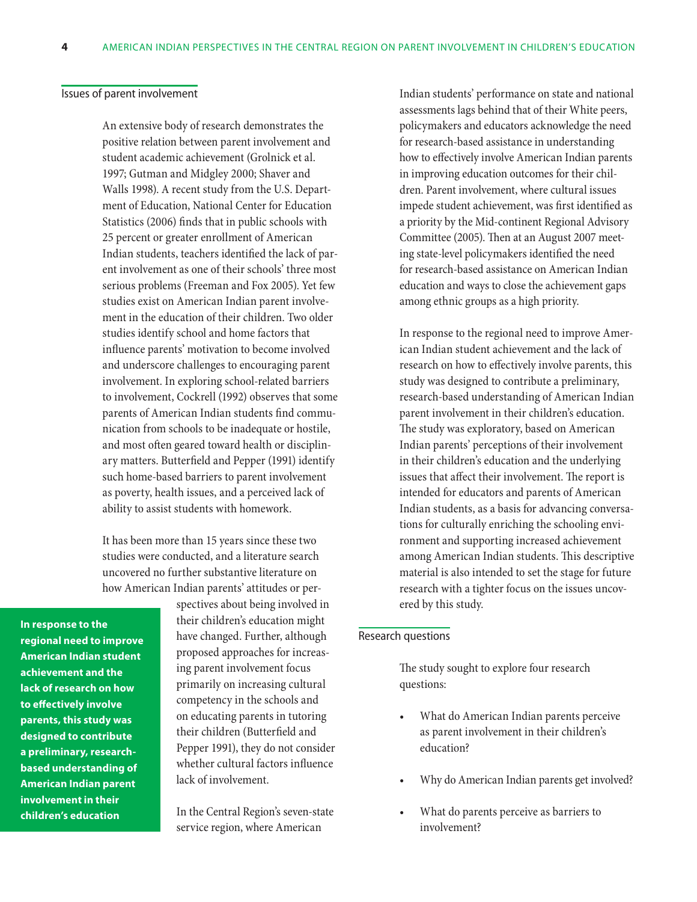## Issues of parent involvement

An extensive body of research demonstrates the positive relation between parent involvement and student academic achievement (Grolnick et al. 1997; Gutman and Midgley 2000; Shaver and Walls 1998). A recent study from the U.S. Department of Education, National Center for Education Statistics (2006) finds that in public schools with 25 percent or greater enrollment of American Indian students, teachers identified the lack of parent involvement as one of their schools' three most serious problems (Freeman and Fox 2005). Yet few studies exist on American Indian parent involvement in the education of their children. Two older studies identify school and home factors that influence parents' motivation to become involved and underscore challenges to encouraging parent involvement. In exploring school-related barriers to involvement, Cockrell (1992) observes that some parents of American Indian students find communication from schools to be inadequate or hostile, and most often geared toward health or disciplinary matters. Butterfield and Pepper (1991) identify such home-based barriers to parent involvement as poverty, health issues, and a perceived lack of ability to assist students with homework.

It has been more than 15 years since these two studies were conducted, and a literature search uncovered no further substantive literature on how American Indian parents' attitudes or perspectives about being involved in their children's education might have changed. Further, although proposed approaches for increasing parent involvement focus primarily on increasing cultural competency in the schools and on educating parents in tutoring their children (Butterfield and Pepper 1991), they do not consider whether cultural factors influence lack of involvement.

**In response to the regional need to improve American Indian student achievement and the lack of research on how to effectively involve parents, this study was designed to contribute a preliminary, research-based understanding of American Indian parent involvement in their children's education**

In the Central Region's seven-state service region, where American Indian students' performance on state and national assessments lags behind that of their White peers, policymakers and educators acknowledge the need for research-based assistance in understanding how to effectively involve American Indian parents in improving education outcomes for their children. Parent involvement, where cultural issues impede student achievement, was first identified as a priority by the Mid-continent Regional Advisory Committee (2005). Then at an August 2007 meeting state-level policymakers identified the need for research-based assistance on American Indian education and ways to close the achievement gaps among ethnic groups as a high priority.

In response to the regional need to improve American Indian student achievement and the lack of research on how to effectively involve parents, this study was designed to contribute a preliminary, research-based understanding of American Indian parent involvement in their children's education. The study was exploratory, based on American Indian parents' perceptions of their involvement in their children's education and the underlying issues that affect their involvement. The report is intended for educators and parents of American Indian students, as a basis for advancing conversations for culturally enriching the schooling environment and supporting increased achievement among American Indian students. This descriptive material is also intended to set the stage for future research with a tighter focus on the issues uncovered by this study.

## Research questions

The study sought to explore four research questions:

- What do American Indian parents perceive as parent involvement in their children's education?
- Why do American Indian parents get involved?
- What do parents perceive as barriers to involvement?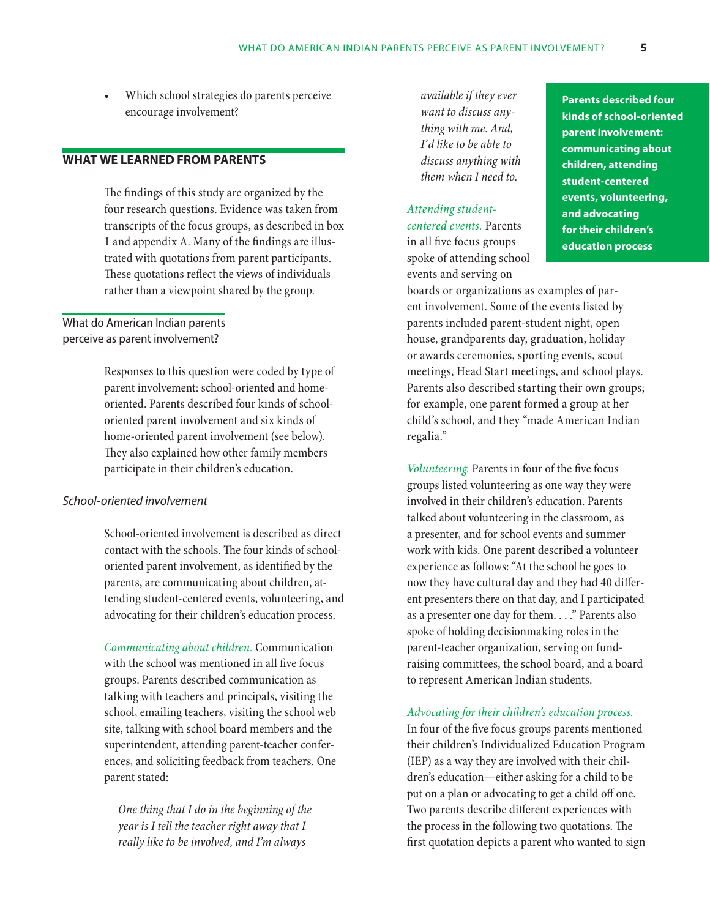- Which school strategies do parents perceive encourage involvement?

## WHAT WE LEARNED FROM PARENTS

The findings of this study are organized by the four research questions. Evidence was taken from transcripts of the focus groups, as described in box 1 and appendix A. Many of the findings are illustrated with quotations from parent participants. These quotations reflect the views of individuals rather than a viewpoint shared by the group.

### What do American Indian parents perceive as parent involvement?

Responses to this question were coded by type of parent involvement: school-oriented and home-oriented. Parents described four kinds of school-oriented parent involvement and six kinds of home-oriented parent involvement (see below). They also explained how other family members participate in their children's education.

#### *School-oriented involvement*

School-oriented involvement is described as direct contact with the schools. The four kinds of school-oriented parent involvement, as identified by the parents, are communicating about children, attending student-centered events, volunteering, and advocating for their children's education process.

*Communicating about children.* Communication with the school was mentioned in all five focus groups. Parents described communication as talking with teachers and principals, visiting the school, emailing teachers, visiting the school web site, talking with school board members and the superintendent, attending parent-teacher conferences, and soliciting feedback from teachers. One parent stated:

> *One thing that I do in the beginning of the year is I tell the teacher right away that I really like to be involved, and I'm always available if they ever want to discuss anything with me. And, I'd like to be able to discuss anything with them when I need to.*

**Parents described four kinds of school-oriented parent involvement: communicating about children, attending student-centered events, volunteering, and advocating for their children's education process**

*Attending student-centered events.* Parents in all five focus groups spoke of attending school events and serving on boards or organizations as examples of parent involvement. Some of the events listed by parents included parent-student night, open house, grandparents day, graduation, holiday or awards ceremonies, sporting events, scout meetings, Head Start meetings, and school plays. Parents also described starting their own groups; for example, one parent formed a group at her child's school, and they "made American Indian regalia."

*Volunteering.* Parents in four of the five focus groups listed volunteering as one way they were involved in their children's education. Parents talked about volunteering in the classroom, as a presenter, and for school events and summer work with kids. One parent described a volunteer experience as follows: "At the school he goes to now they have cultural day and they had 40 different presenters there on that day, and I participated as a presenter one day for them. . . ." Parents also spoke of holding decisionmaking roles in the parent-teacher organization, serving on fund-raising committees, the school board, and a board to represent American Indian students.

*Advocating for their children's education process.* In four of the five focus groups parents mentioned their children's Individualized Education Program (IEP) as a way they are involved with their children's education—either asking for a child to be put on a plan or advocating to get a child off one. Two parents describe different experiences with the process in the following two quotations. The first quotation depicts a parent who wanted to sign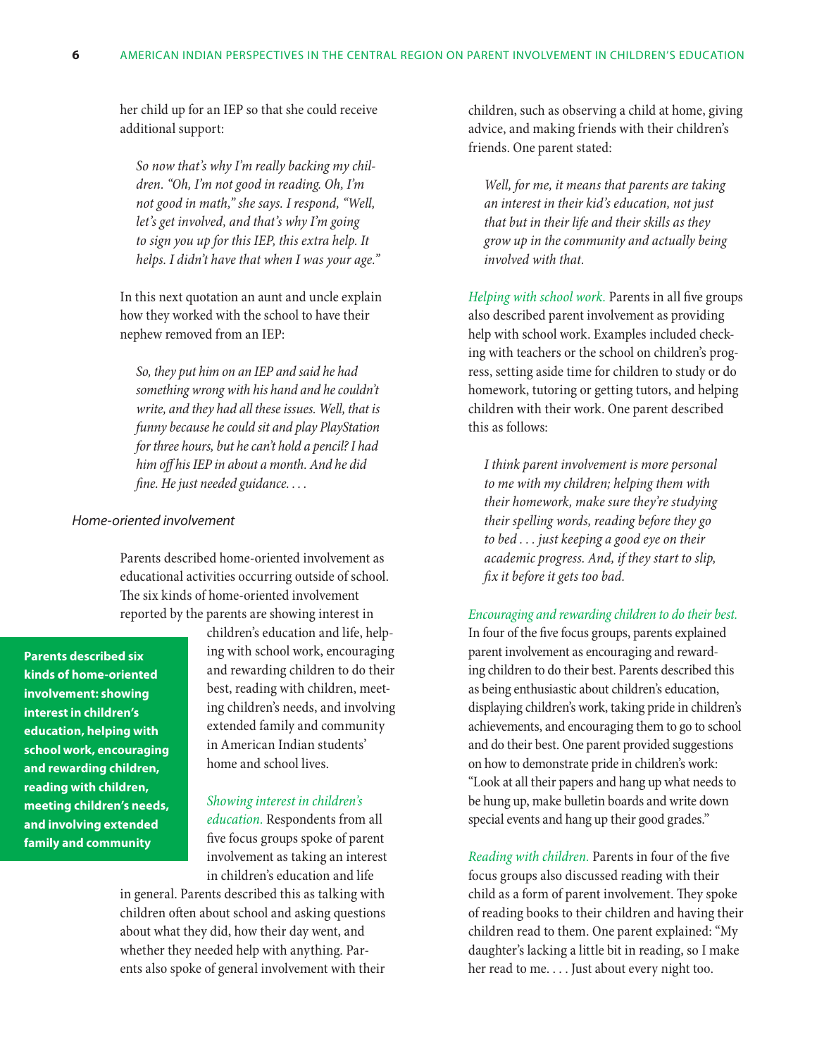her child up for an IEP so that she could receive additional support:

> *So now that's why I'm really backing my children. "Oh, I'm not good in reading. Oh, I'm not good in math," she says. I respond, "Well, let's get involved, and that's why I'm going to sign you up for this IEP, this extra help. It helps. I didn't have that when I was your age."*

In this next quotation an aunt and uncle explain how they worked with the school to have their nephew removed from an IEP:

> *So, they put him on an IEP and said he had something wrong with his hand and he couldn't write, and they had all these issues. Well, that is funny because he could sit and play PlayStation for three hours, but he can't hold a pencil? I had him off his IEP in about a month. And he did fine. He just needed guidance. . . .*

### *Home-oriented involvement*

Parents described home-oriented involvement as educational activities occurring outside of school. The six kinds of home-oriented involvement reported by the parents are showing interest in children's education and life, helping with school work, encouraging and rewarding children to do their best, reading with children, meeting children's needs, and involving extended family and community in American Indian students' home and school lives.

**Parents described six kinds of home-oriented involvement: showing interest in children's education, helping with school work, encouraging and rewarding children, reading with children, meeting children's needs, and involving extended family and community**

*Showing interest in children's education.* Respondents from all five focus groups spoke of parent involvement as taking an interest in children's education and life in general. Parents described this as talking with children often about school and asking questions about what they did, how their day went, and whether they needed help with anything. Parents also spoke of general involvement with their children, such as observing a child at home, giving advice, and making friends with their children's friends. One parent stated:

> *Well, for me, it means that parents are taking an interest in their kid's education, not just that but in their life and their skills as they grow up in the community and actually being involved with that.*

*Helping with school work.* Parents in all five groups also described parent involvement as providing help with school work. Examples included checking with teachers or the school on children's progress, setting aside time for children to study or do homework, tutoring or getting tutors, and helping children with their work. One parent described this as follows:

> *I think parent involvement is more personal to me with my children; helping them with their homework, make sure they're studying their spelling words, reading before they go to bed . . . just keeping a good eye on their academic progress. And, if they start to slip, fix it before it gets too bad.*

*Encouraging and rewarding children to do their best.* In four of the five focus groups, parents explained parent involvement as encouraging and rewarding children to do their best. Parents described this as being enthusiastic about children's education, displaying children's work, taking pride in children's achievements, and encouraging them to go to school and do their best. One parent provided suggestions on how to demonstrate pride in children's work: "Look at all their papers and hang up what needs to be hung up, make bulletin boards and write down special events and hang up their good grades."

*Reading with children.* Parents in four of the five focus groups also discussed reading with their child as a form of parent involvement. They spoke of reading books to their children and having their children read to them. One parent explained: "My daughter's lacking a little bit in reading, so I make her read to me. . . . Just about every night too.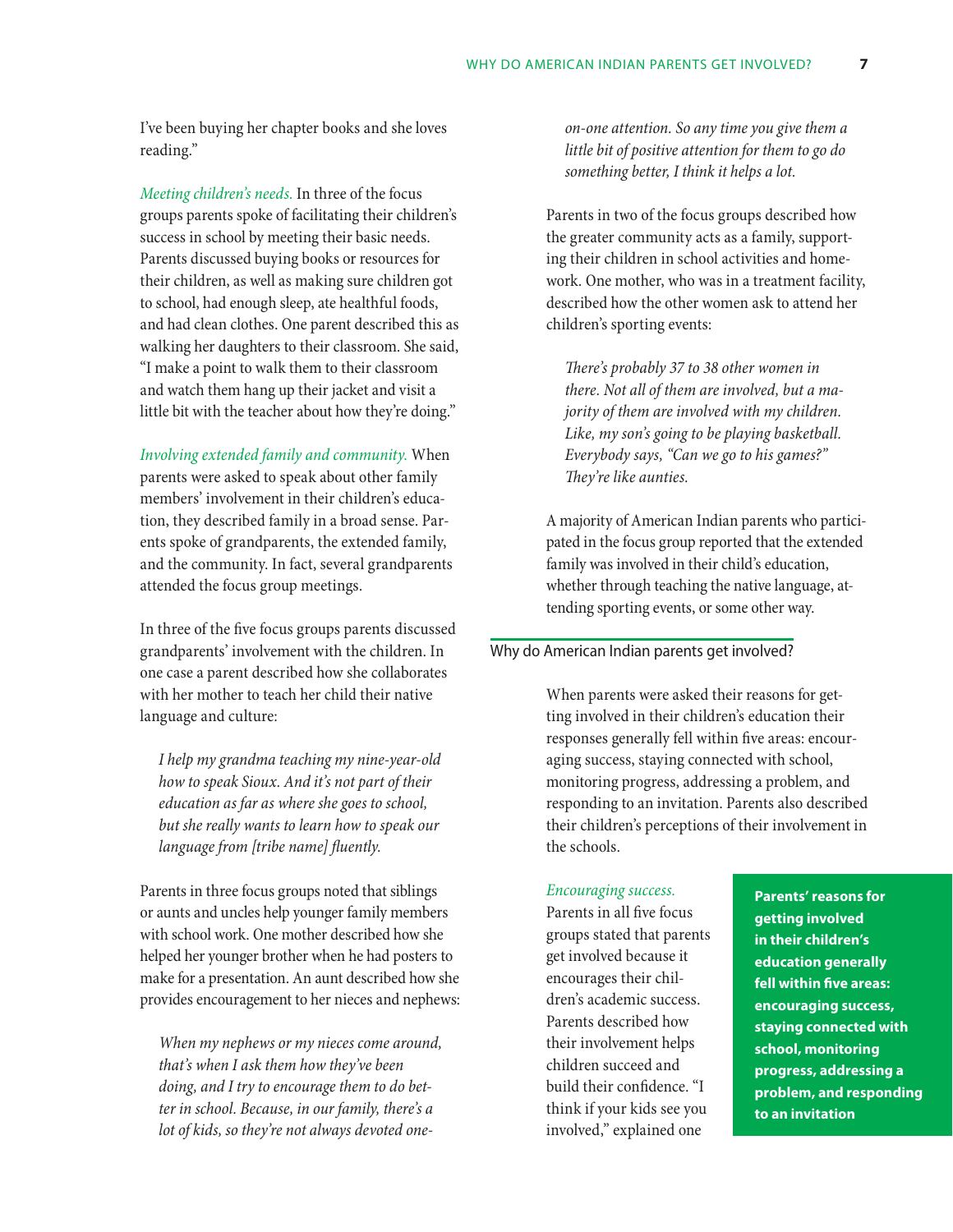I've been buying her chapter books and she loves reading."

*Meeting children's needs.* In three of the focus groups parents spoke of facilitating their children's success in school by meeting their basic needs. Parents discussed buying books or resources for their children, as well as making sure children got to school, had enough sleep, ate healthful foods, and had clean clothes. One parent described this as walking her daughters to their classroom. She said, "I make a point to walk them to their classroom and watch them hang up their jacket and visit a little bit with the teacher about how they're doing."

*Involving extended family and community.* When parents were asked to speak about other family members' involvement in their children's education, they described family in a broad sense. Parents spoke of grandparents, the extended family, and the community. In fact, several grandparents attended the focus group meetings.

In three of the five focus groups parents discussed grandparents' involvement with the children. In one case a parent described how she collaborates with her mother to teach her child their native language and culture:

> *I help my grandma teaching my nine-year-old how to speak Sioux. And it's not part of their education as far as where she goes to school, but she really wants to learn how to speak our language from [tribe name] fluently.*

Parents in three focus groups noted that siblings or aunts and uncles help younger family members with school work. One mother described how she helped her younger brother when he had posters to make for a presentation. An aunt described how she provides encouragement to her nieces and nephews:

> *When my nephews or my nieces come around, that's when I ask them how they've been doing, and I try to encourage them to do better in school. Because, in our family, there's a lot of kids, so they're not always devoted one-on-one attention. So any time you give them a little bit of positive attention for them to go do something better, I think it helps a lot.*

Parents in two of the focus groups described how the greater community acts as a family, supporting their children in school activities and homework. One mother, who was in a treatment facility, described how the other women ask to attend her children's sporting events:

> *There's probably 37 to 38 other women in there. Not all of them are involved, but a majority of them are involved with my children. Like, my son's going to be playing basketball. Everybody says, "Can we go to his games?" They're like aunties.*

A majority of American Indian parents who participated in the focus group reported that the extended family was involved in their child's education, whether through teaching the native language, attending sporting events, or some other way.

## Why do American Indian parents get involved?

When parents were asked their reasons for getting involved in their children's education their responses generally fell within five areas: encouraging success, staying connected with school, monitoring progress, addressing a problem, and responding to an invitation. Parents also described their children's perceptions of their involvement in the schools.

**Parents' reasons for getting involved in their children's education generally fell within five areas: encouraging success, staying connected with school, monitoring progress, addressing a problem, and responding to an invitation**

*Encouraging success.* Parents in all five focus groups stated that parents get involved because it encourages their children's academic success. Parents described how their involvement helps children succeed and build their confidence. "I think if your kids see you involved," explained one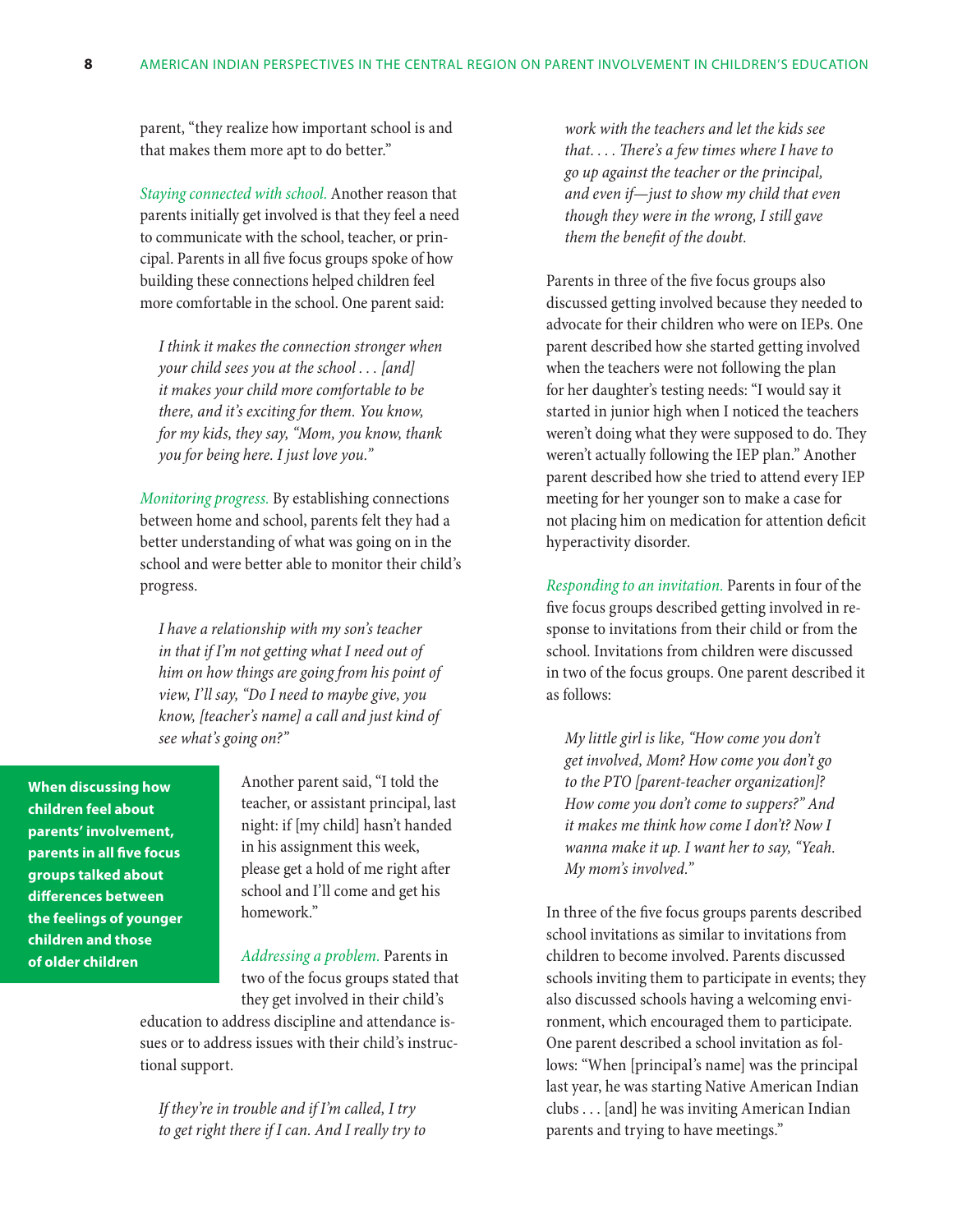parent, "they realize how important school is and that makes them more apt to do better."

*Staying connected with school.* Another reason that parents initially get involved is that they feel a need to communicate with the school, teacher, or principal. Parents in all five focus groups spoke of how building these connections helped children feel more comfortable in the school. One parent said:

> *I think it makes the connection stronger when your child sees you at the school . . . [and] it makes your child more comfortable to be there, and it's exciting for them. You know, for my kids, they say, "Mom, you know, thank you for being here. I just love you."*

*Monitoring progress.* By establishing connections between home and school, parents felt they had a better understanding of what was going on in the school and were better able to monitor their child's progress.

> *I have a relationship with my son's teacher in that if I'm not getting what I need out of him on how things are going from his point of view, I'll say, "Do I need to maybe give, you know, [teacher's name] a call and just kind of see what's going on?"*

**When discussing how children feel about parents' involvement, parents in all five focus groups talked about differences between the feelings of younger children and those of older children**

Another parent said, "I told the teacher, or assistant principal, last night: if [my child] hasn't handed in his assignment this week, please get a hold of me right after school and I'll come and get his homework."

*Addressing a problem.* Parents in two of the focus groups stated that they get involved in their child's education to address discipline and attendance issues or to address issues with their child's instructional support.

> *If they're in trouble and if I'm called, I try to get right there if I can. And I really try to work with the teachers and let the kids see that. . . . There's a few times where I have to go up against the teacher or the principal, and even if—just to show my child that even though they were in the wrong, I still gave them the benefit of the doubt.*

Parents in three of the five focus groups also discussed getting involved because they needed to advocate for their children who were on IEPs. One parent described how she started getting involved when the teachers were not following the plan for her daughter's testing needs: "I would say it started in junior high when I noticed the teachers weren't doing what they were supposed to do. They weren't actually following the IEP plan." Another parent described how she tried to attend every IEP meeting for her younger son to make a case for not placing him on medication for attention deficit hyperactivity disorder.

*Responding to an invitation.* Parents in four of the five focus groups described getting involved in response to invitations from their child or from the school. Invitations from children were discussed in two of the focus groups. One parent described it as follows:

> *My little girl is like, "How come you don't get involved, Mom? How come you don't go to the PTO [parent-teacher organization]? How come you don't come to suppers?" And it makes me think how come I don't? Now I wanna make it up. I want her to say, "Yeah. My mom's involved."*

In three of the five focus groups parents described school invitations as similar to invitations from children to become involved. Parents discussed schools inviting them to participate in events; they also discussed schools having a welcoming environment, which encouraged them to participate. One parent described a school invitation as follows: "When [principal's name] was the principal last year, he was starting Native American Indian clubs . . . [and] he was inviting American Indian parents and trying to have meetings."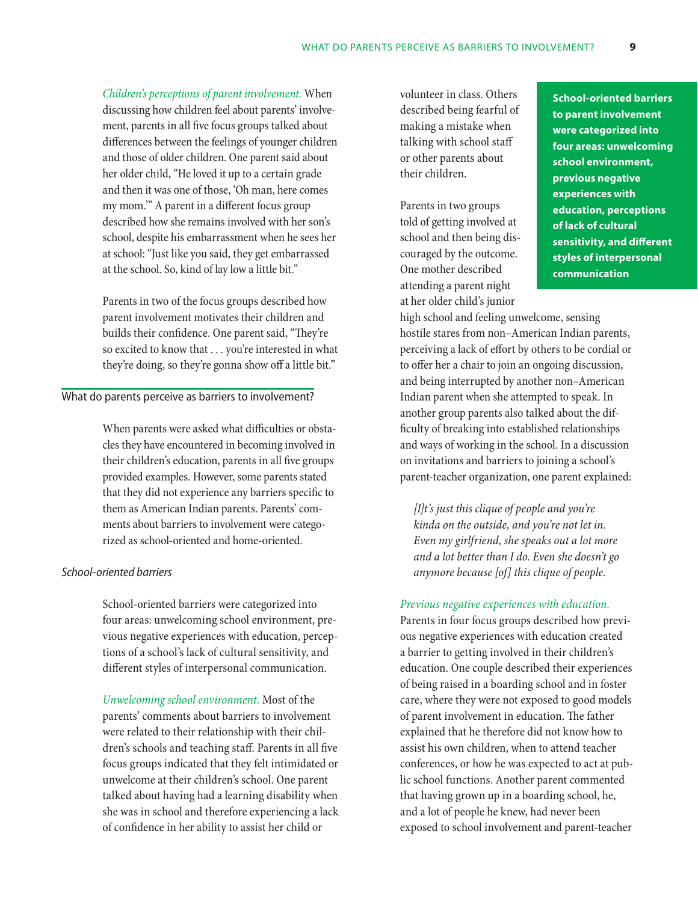*Children's perceptions of parent involvement.* When discussing how children feel about parents' involvement, parents in all five focus groups talked about differences between the feelings of younger children and those of older children. One parent said about her older child, "He loved it up to a certain grade and then it was one of those, 'Oh man, here comes my mom.'" A parent in a different focus group described how she remains involved with her son's school, despite his embarrassment when he sees her at school: "Just like you said, they get embarrassed at the school. So, kind of lay low a little bit."

Parents in two of the focus groups described how parent involvement motivates their children and builds their confidence. One parent said, "They're so excited to know that . . . you're interested in what they're doing, so they're gonna show off a little bit."

## What do parents perceive as barriers to involvement?

When parents were asked what difficulties or obstacles they have encountered in becoming involved in their children's education, parents in all five groups provided examples. However, some parents stated that they did not experience any barriers specific to them as American Indian parents. Parents' comments about barriers to involvement were categorized as school-oriented and home-oriented.

### *School-oriented barriers*

School-oriented barriers were categorized into four areas: unwelcoming school environment, previous negative experiences with education, perceptions of a school's lack of cultural sensitivity, and different styles of interpersonal communication.

*Unwelcoming school environment.* Most of the parents' comments about barriers to involvement were related to their relationship with their children's schools and teaching staff. Parents in all five focus groups indicated that they felt intimidated or unwelcome at their children's school. One parent talked about having had a learning disability when she was in school and therefore experiencing a lack of confidence in her ability to assist her child or volunteer in class. Others described being fearful of making a mistake when talking with school staff or other parents about their children.

**School-oriented barriers to parent involvement were categorized into four areas: unwelcoming school environment, previous negative experiences with education, perceptions of lack of cultural sensitivity, and different styles of interpersonal communication**

Parents in two groups told of getting involved at school and then being discouraged by the outcome. One mother described attending a parent night at her older child's junior high school and feeling unwelcome, sensing hostile stares from non–American Indian parents, perceiving a lack of effort by others to be cordial or to offer her a chair to join an ongoing discussion, and being interrupted by another non–American Indian parent when she attempted to speak. In another group parents also talked about the difficulty of breaking into established relationships and ways of working in the school. In a discussion on invitations and barriers to joining a school's parent-teacher organization, one parent explained:

> *[I]t's just this clique of people and you're kinda on the outside, and you're not let in. Even my girlfriend, she speaks out a lot more and a lot better than I do. Even she doesn't go anymore because [of] this clique of people.*

*Previous negative experiences with education.* Parents in four focus groups described how previous negative experiences with education created a barrier to getting involved in their children's education. One couple described their experiences of being raised in a boarding school and in foster care, where they were not exposed to good models of parent involvement in education. The father explained that he therefore did not know how to assist his own children, when to attend teacher conferences, or how he was expected to act at public school functions. Another parent commented that having grown up in a boarding school, he, and a lot of people he knew, had never been exposed to school involvement and parent-teacher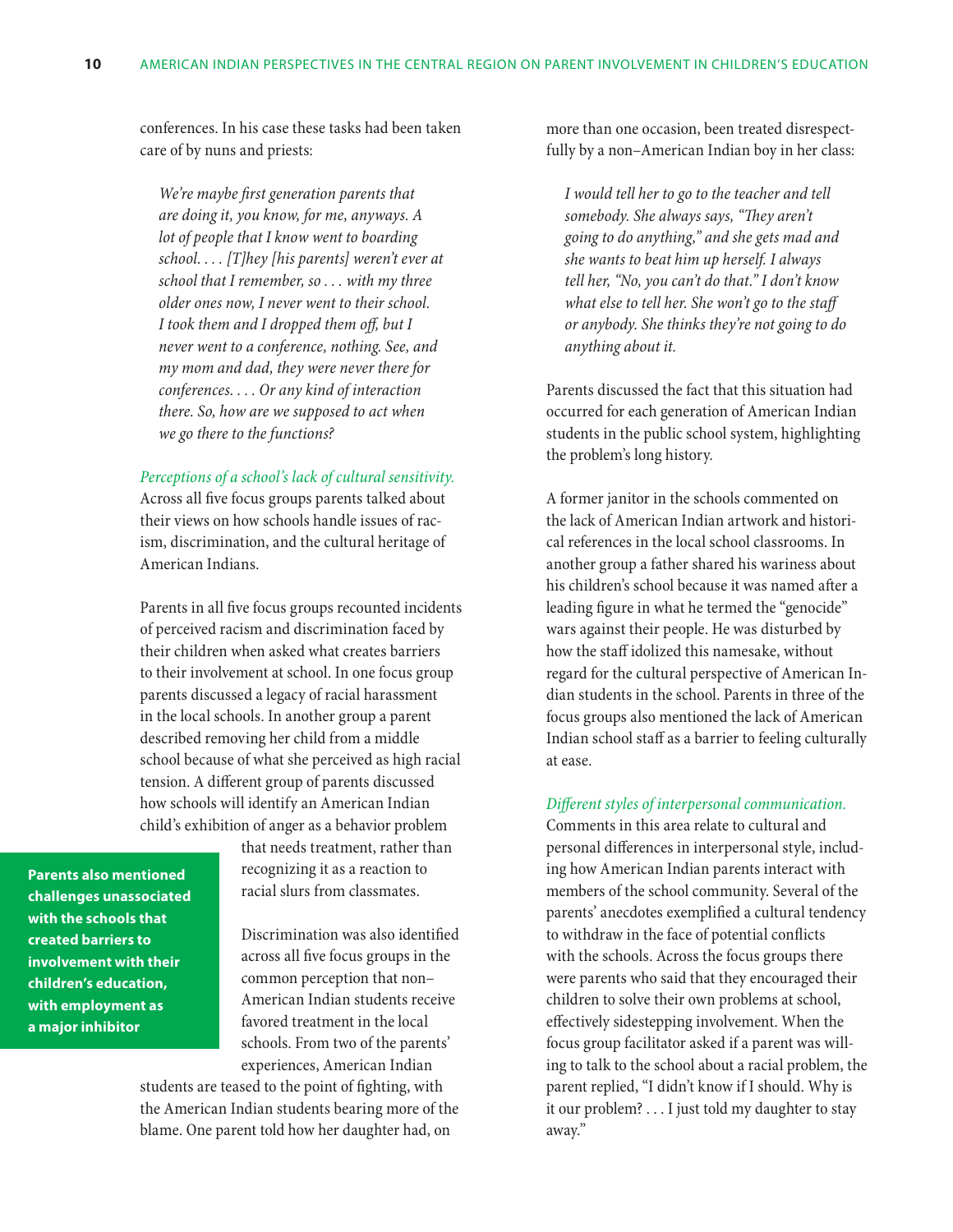conferences. In his case these tasks had been taken care of by nuns and priests:

> *We're maybe first generation parents that are doing it, you know, for me, anyways. A lot of people that I know went to boarding school. . . . [T]hey [his parents] weren't ever at school that I remember, so . . . with my three older ones now, I never went to their school. I took them and I dropped them off, but I never went to a conference, nothing. See, and my mom and dad, they were never there for conferences. . . . Or any kind of interaction there. So, how are we supposed to act when we go there to the functions?*

*Perceptions of a school's lack of cultural sensitivity.* Across all five focus groups parents talked about their views on how schools handle issues of racism, discrimination, and the cultural heritage of American Indians.

Parents in all five focus groups recounted incidents of perceived racism and discrimination faced by their children when asked what creates barriers to their involvement at school. In one focus group parents discussed a legacy of racial harassment in the local schools. In another group a parent described removing her child from a middle school because of what she perceived as high racial tension. A different group of parents discussed how schools will identify an American Indian child's exhibition of anger as a behavior problem that needs treatment, rather than recognizing it as a reaction to racial slurs from classmates.

**Parents also mentioned challenges unassociated with the schools that created barriers to involvement with their children's education, with employment as a major inhibitor**

Discrimination was also identified across all five focus groups in the common perception that non–American Indian students receive favored treatment in the local schools. From two of the parents' experiences, American Indian students are teased to the point of fighting, with the American Indian students bearing more of the blame. One parent told how her daughter had, on more than one occasion, been treated disrespectfully by a non–American Indian boy in her class:

> *I would tell her to go to the teacher and tell somebody. She always says, "They aren't going to do anything," and she gets mad and she wants to beat him up herself. I always tell her, "No, you can't do that." I don't know what else to tell her. She won't go to the staff or anybody. She thinks they're not going to do anything about it.*

Parents discussed the fact that this situation had occurred for each generation of American Indian students in the public school system, highlighting the problem's long history.

A former janitor in the schools commented on the lack of American Indian artwork and historical references in the local school classrooms. In another group a father shared his wariness about his children's school because it was named after a leading figure in what he termed the "genocide" wars against their people. He was disturbed by how the staff idolized this namesake, without regard for the cultural perspective of American Indian students in the school. Parents in three of the focus groups also mentioned the lack of American Indian school staff as a barrier to feeling culturally at ease.

*Different styles of interpersonal communication.* Comments in this area relate to cultural and personal differences in interpersonal style, including how American Indian parents interact with members of the school community. Several of the parents' anecdotes exemplified a cultural tendency to withdraw in the face of potential conflicts with the schools. Across the focus groups there were parents who said that they encouraged their children to solve their own problems at school, effectively sidestepping involvement. When the focus group facilitator asked if a parent was willing to talk to the school about a racial problem, the parent replied, "I didn't know if I should. Why is it our problem? . . . I just told my daughter to stay away."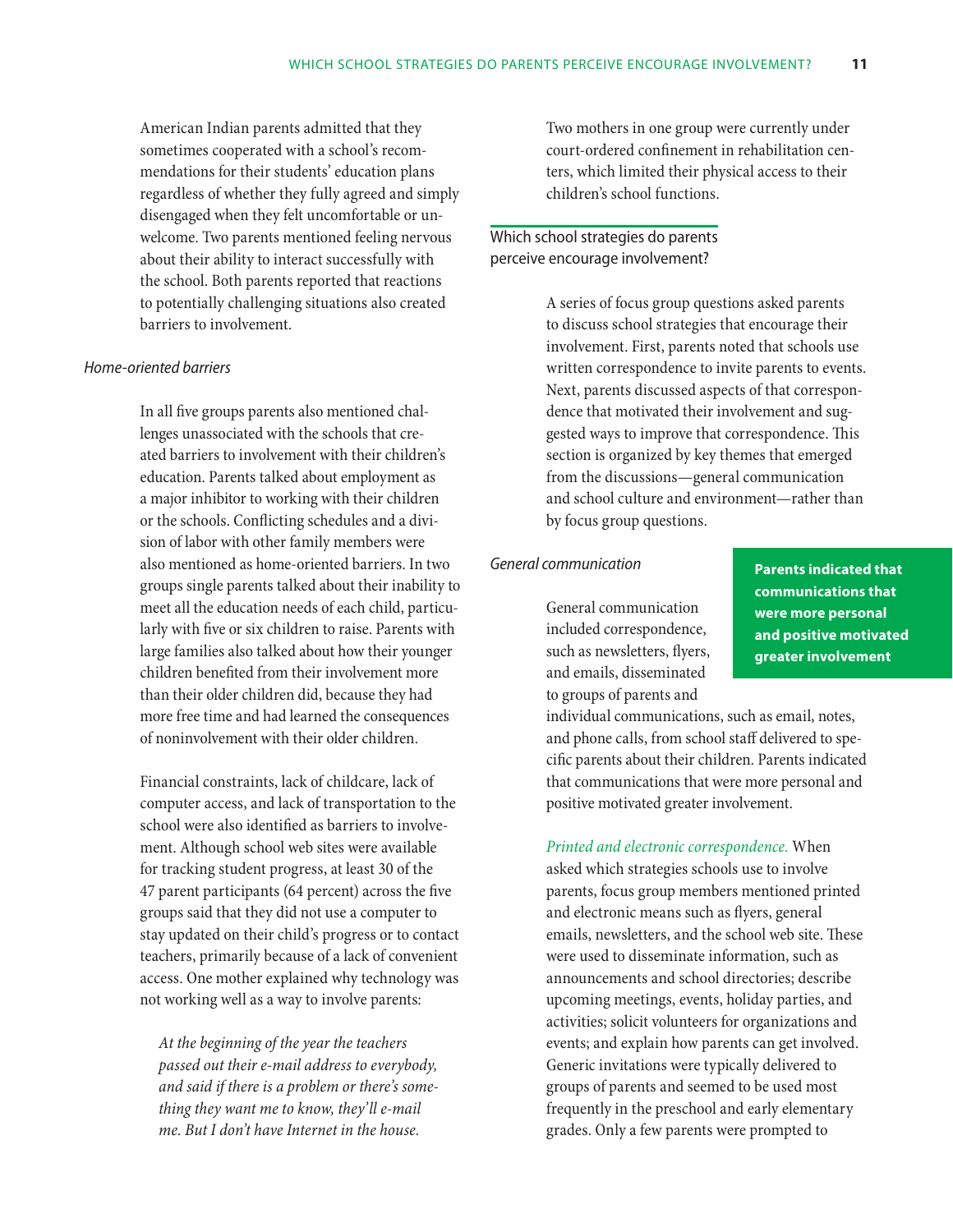American Indian parents admitted that they sometimes cooperated with a school's recommendations for their students' education plans regardless of whether they fully agreed and simply disengaged when they felt uncomfortable or unwelcome. Two parents mentioned feeling nervous about their ability to interact successfully with the school. Both parents reported that reactions to potentially challenging situations also created barriers to involvement.

### *Home-oriented barriers*

In all five groups parents also mentioned challenges unassociated with the schools that created barriers to involvement with their children's education. Parents talked about employment as a major inhibitor to working with their children or the schools. Conflicting schedules and a division of labor with other family members were also mentioned as home-oriented barriers. In two groups single parents talked about their inability to meet all the education needs of each child, particularly with five or six children to raise. Parents with large families also talked about how their younger children benefited from their involvement more than their older children did, because they had more free time and had learned the consequences of noninvolvement with their older children.

Financial constraints, lack of childcare, lack of computer access, and lack of transportation to the school were also identified as barriers to involvement. Although school web sites were available for tracking student progress, at least 30 of the 47 parent participants (64 percent) across the five groups said that they did not use a computer to stay updated on their child's progress or to contact teachers, primarily because of a lack of convenient access. One mother explained why technology was not working well as a way to involve parents:

> *At the beginning of the year the teachers passed out their e-mail address to everybody, and said if there is a problem or there's something they want me to know, they'll e-mail me. But I don't have Internet in the house.*

Two mothers in one group were currently under court-ordered confinement in rehabilitation centers, which limited their physical access to their children's school functions.

## Which school strategies do parents perceive encourage involvement?

A series of focus group questions asked parents to discuss school strategies that encourage their involvement. First, parents noted that schools use written correspondence to invite parents to events. Next, parents discussed aspects of that correspondence that motivated their involvement and suggested ways to improve that correspondence. This section is organized by key themes that emerged from the discussions—general communication and school culture and environment—rather than by focus group questions.

### *General communication*

**Parents indicated that communications that were more personal and positive motivated greater involvement**

General communication included correspondence, such as newsletters, flyers, and emails, disseminated to groups of parents and individual communications, such as email, notes, and phone calls, from school staff delivered to specific parents about their children. Parents indicated that communications that were more personal and positive motivated greater involvement.

*Printed and electronic correspondence.* When asked which strategies schools use to involve parents, focus group members mentioned printed and electronic means such as flyers, general emails, newsletters, and the school web site. These were used to disseminate information, such as announcements and school directories; describe upcoming meetings, events, holiday parties, and activities; solicit volunteers for organizations and events; and explain how parents can get involved. Generic invitations were typically delivered to groups of parents and seemed to be used most frequently in the preschool and early elementary grades. Only a few parents were prompted to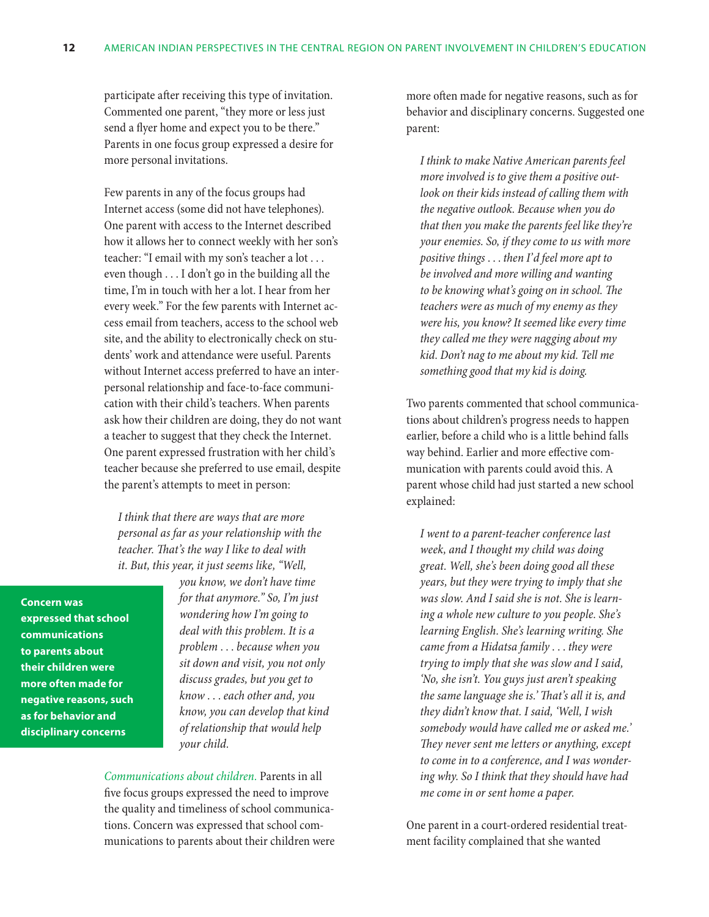participate after receiving this type of invitation. Commented one parent, "they more or less just send a flyer home and expect you to be there." Parents in one focus group expressed a desire for more personal invitations.

Few parents in any of the focus groups had Internet access (some did not have telephones). One parent with access to the Internet described how it allows her to connect weekly with her son's teacher: "I email with my son's teacher a lot . . . even though . . . I don't go in the building all the time, I'm in touch with her a lot. I hear from her every week." For the few parents with Internet access email from teachers, access to the school web site, and the ability to electronically check on students' work and attendance were useful. Parents without Internet access preferred to have an interpersonal relationship and face-to-face communication with their child's teachers. When parents ask how their children are doing, they do not want a teacher to suggest that they check the Internet. One parent expressed frustration with her child's teacher because she preferred to use email, despite the parent's attempts to meet in person:

> *I think that there are ways that are more personal as far as your relationship with the teacher. That's the way I like to deal with it. But, this year, it just seems like, "Well, you know, we don't have time for that anymore." So, I'm just wondering how I'm going to deal with this problem. It is a problem . . . because when you sit down and visit, you not only discuss grades, but you get to know . . . each other and, you know, you can develop that kind of relationship that would help your child.*

**Concern was expressed that school communications to parents about their children were more often made for negative reasons, such as for behavior and disciplinary concerns**

*Communications about children.* Parents in all five focus groups expressed the need to improve the quality and timeliness of school communications. Concern was expressed that school communications to parents about their children were more often made for negative reasons, such as for behavior and disciplinary concerns. Suggested one parent:

> *I think to make Native American parents feel more involved is to give them a positive outlook on their kids instead of calling them with the negative outlook. Because when you do that then you make the parents feel like they're your enemies. So, if they come to us with more positive things . . . then I'd feel more apt to be involved and more willing and wanting to be knowing what's going on in school. The teachers were as much of my enemy as they were his, you know? It seemed like every time they called me they were nagging about my kid. Don't nag to me about my kid. Tell me something good that my kid is doing.*

Two parents commented that school communications about children's progress needs to happen earlier, before a child who is a little behind falls way behind. Earlier and more effective communication with parents could avoid this. A parent whose child had just started a new school explained:

> *I went to a parent-teacher conference last week, and I thought my child was doing great. Well, she's been doing good all these years, but they were trying to imply that she was slow. And I said she is not. She is learning a whole new culture to you people. She's learning English. She's learning writing. She came from a Hidatsa family . . . they were trying to imply that she was slow and I said, 'No, she isn't. You guys just aren't speaking the same language she is.' That's all it is, and they didn't know that. I said, 'Well, I wish somebody would have called me or asked me.' They never sent me letters or anything, except to come in to a conference, and I was wondering why. So I think that they should have had me come in or sent home a paper.*

One parent in a court-ordered residential treatment facility complained that she wanted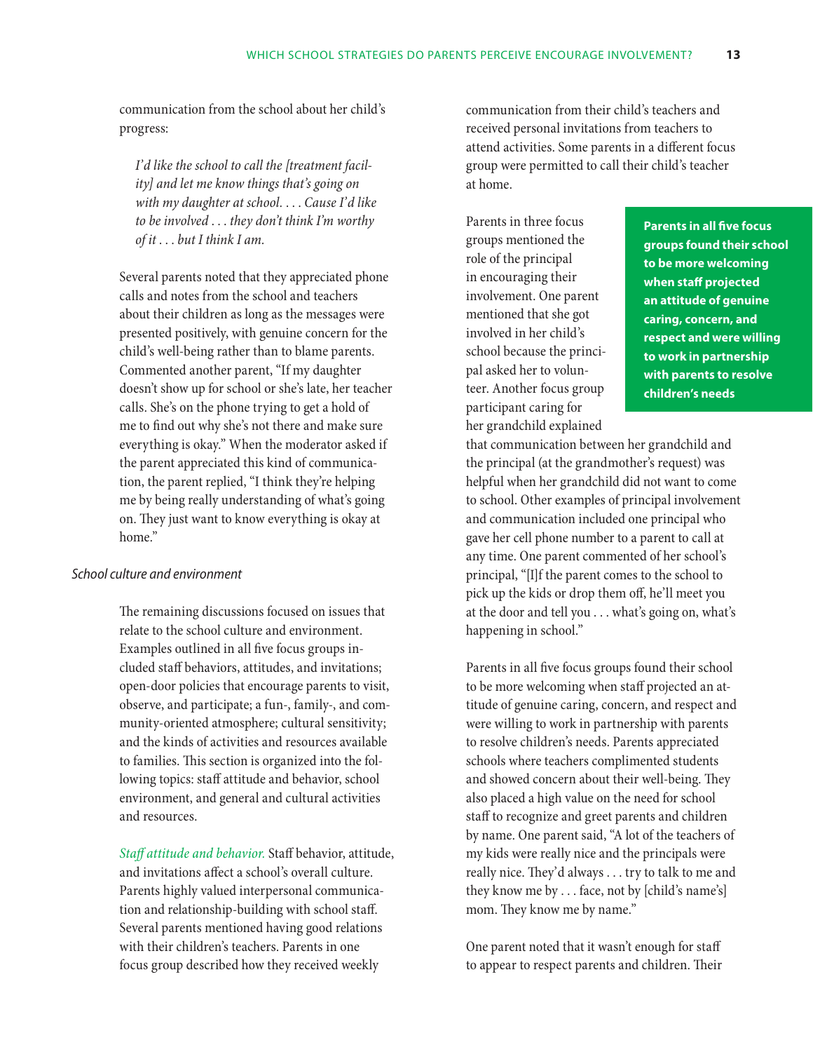communication from the school about her child's progress:

> *I'd like the school to call the [treatment facility] and let me know things that's going on with my daughter at school. . . . Cause I'd like to be involved . . . they don't think I'm worthy of it . . . but I think I am.*

Several parents noted that they appreciated phone calls and notes from the school and teachers about their children as long as the messages were presented positively, with genuine concern for the child's well-being rather than to blame parents. Commented another parent, "If my daughter doesn't show up for school or she's late, her teacher calls. She's on the phone trying to get a hold of me to find out why she's not there and make sure everything is okay." When the moderator asked if the parent appreciated this kind of communication, the parent replied, "I think they're helping me by being really understanding of what's going on. They just want to know everything is okay at home."

### *School culture and environment*

The remaining discussions focused on issues that relate to the school culture and environment. Examples outlined in all five focus groups included staff behaviors, attitudes, and invitations; open-door policies that encourage parents to visit, observe, and participate; a fun-, family-, and community-oriented atmosphere; cultural sensitivity; and the kinds of activities and resources available to families. This section is organized into the following topics: staff attitude and behavior, school environment, and general and cultural activities and resources.

*Staff attitude and behavior.* Staff behavior, attitude, and invitations affect a school's overall culture. Parents highly valued interpersonal communication and relationship-building with school staff. Several parents mentioned having good relations with their children's teachers. Parents in one focus group described how they received weekly communication from their child's teachers and received personal invitations from teachers to attend activities. Some parents in a different focus group were permitted to call their child's teacher at home.

Parents in three focus groups mentioned the role of the principal in encouraging their involvement. One parent mentioned that she got involved in her child's school because the principal asked her to volunteer. Another focus group participant caring for her grandchild explained that communication between her grandchild and the principal (at the grandmother's request) was helpful when her grandchild did not want to come to school. Other examples of principal involvement and communication included one principal who gave her cell phone number to a parent to call at any time. One parent commented of her school's principal, "[I]f the parent comes to the school to pick up the kids or drop them off, he'll meet you at the door and tell you . . . what's going on, what's happening in school."

**Parents in all five focus groups found their school to be more welcoming when staff projected an attitude of genuine caring, concern, and respect and were willing to work in partnership with parents to resolve children's needs**

Parents in all five focus groups found their school to be more welcoming when staff projected an attitude of genuine caring, concern, and respect and were willing to work in partnership with parents to resolve children's needs. Parents appreciated schools where teachers complimented students and showed concern about their well-being. They also placed a high value on the need for school staff to recognize and greet parents and children by name. One parent said, "A lot of the teachers of my kids were really nice and the principals were really nice. They'd always . . . try to talk to me and they know me by . . . face, not by [child's name's] mom. They know me by name."

One parent noted that it wasn't enough for staff to appear to respect parents and children. Their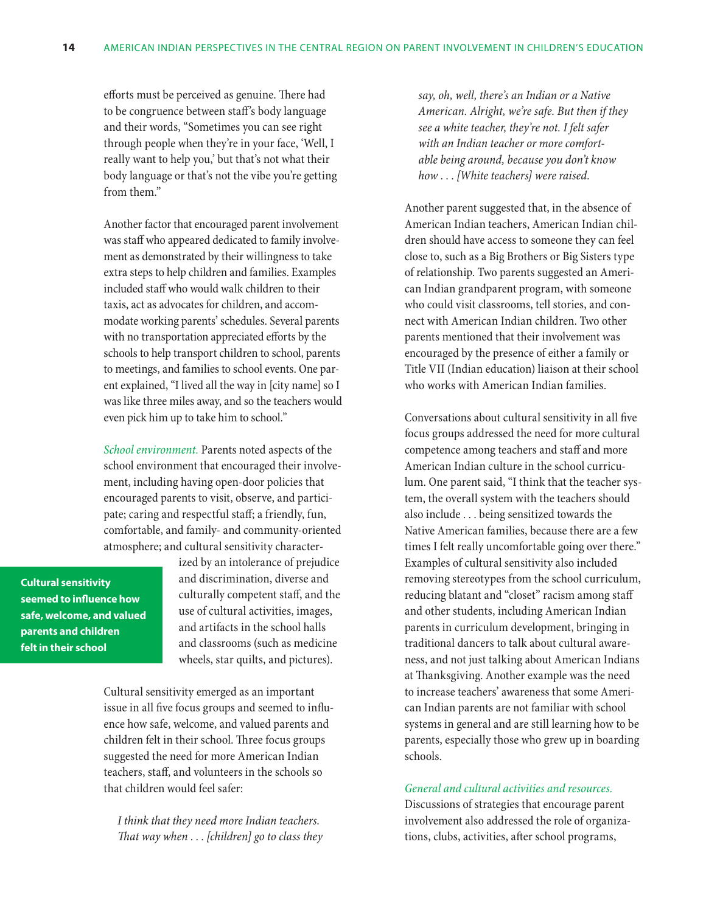efforts must be perceived as genuine. There had to be congruence between staff's body language and their words, "Sometimes you can see right through people when they're in your face, 'Well, I really want to help you,' but that's not what their body language or that's not the vibe you're getting from them."

Another factor that encouraged parent involvement was staff who appeared dedicated to family involvement as demonstrated by their willingness to take extra steps to help children and families. Examples included staff who would walk children to their taxis, act as advocates for children, and accommodate working parents' schedules. Several parents with no transportation appreciated efforts by the schools to help transport children to school, parents to meetings, and families to school events. One parent explained, "I lived all the way in [city name] so I was like three miles away, and so the teachers would even pick him up to take him to school."

*School environment.* Parents noted aspects of the school environment that encouraged their involvement, including having open-door policies that encouraged parents to visit, observe, and participate; caring and respectful staff; a friendly, fun, comfortable, and family- and community-oriented atmosphere; and cultural sensitivity characterized by an intolerance of prejudice and discrimination, diverse and culturally competent staff, and the use of cultural activities, images, and artifacts in the school halls and classrooms (such as medicine wheels, star quilts, and pictures).

**Cultural sensitivity seemed to influence how safe, welcome, and valued parents and children felt in their school**

Cultural sensitivity emerged as an important issue in all five focus groups and seemed to influence how safe, welcome, and valued parents and children felt in their school. Three focus groups suggested the need for more American Indian teachers, staff, and volunteers in the schools so that children would feel safer:

> *I think that they need more Indian teachers. That way when . . . [children] go to class they say, oh, well, there's an Indian or a Native American. Alright, we're safe. But then if they see a white teacher, they're not. I felt safer with an Indian teacher or more comfortable being around, because you don't know how . . . [White teachers] were raised.*

Another parent suggested that, in the absence of American Indian teachers, American Indian children should have access to someone they can feel close to, such as a Big Brothers or Big Sisters type of relationship. Two parents suggested an American Indian grandparent program, with someone who could visit classrooms, tell stories, and connect with American Indian children. Two other parents mentioned that their involvement was encouraged by the presence of either a family or Title VII (Indian education) liaison at their school who works with American Indian families.

Conversations about cultural sensitivity in all five focus groups addressed the need for more cultural competence among teachers and staff and more American Indian culture in the school curriculum. One parent said, "I think that the teacher system, the overall system with the teachers should also include . . . being sensitized towards the Native American families, because there are a few times I felt really uncomfortable going over there." Examples of cultural sensitivity also included removing stereotypes from the school curriculum, reducing blatant and "closet" racism among staff and other students, including American Indian parents in curriculum development, bringing in traditional dancers to talk about cultural awareness, and not just talking about American Indians at Thanksgiving. Another example was the need to increase teachers' awareness that some American Indian parents are not familiar with school systems in general and are still learning how to be parents, especially those who grew up in boarding schools.

*General and cultural activities and resources.* Discussions of strategies that encourage parent involvement also addressed the role of organizations, clubs, activities, after school programs,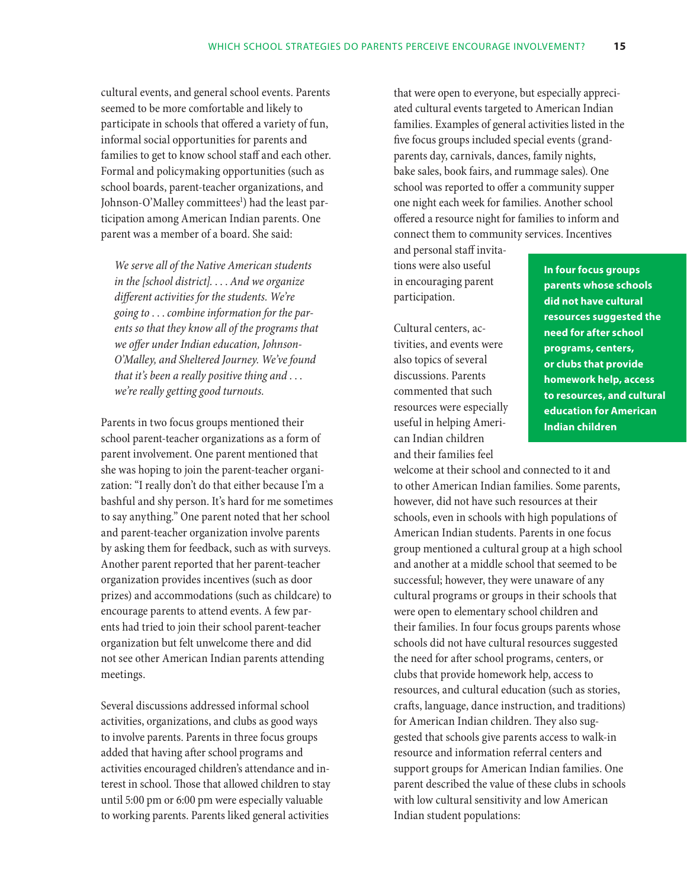cultural events, and general school events. Parents seemed to be more comfortable and likely to participate in schools that offered a variety of fun, informal social opportunities for parents and families to get to know school staff and each other. Formal and policymaking opportunities (such as school boards, parent-teacher organizations, and Johnson-O'Malley committees[1]) had the least participation among American Indian parents. One parent was a member of a board. She said:

> *We serve all of the Native American students in the [school district]. . . . And we organize different activities for the students. We're going to . . . combine information for the parents so that they know all of the programs that we offer under Indian education, Johnson-O'Malley, and Sheltered Journey. We've found that it's been a really positive thing and . . . we're really getting good turnouts.*

Parents in two focus groups mentioned their school parent-teacher organizations as a form of parent involvement. One parent mentioned that she was hoping to join the parent-teacher organization: "I really don't do that either because I'm a bashful and shy person. It's hard for me sometimes to say anything." One parent noted that her school and parent-teacher organization involve parents by asking them for feedback, such as with surveys. Another parent reported that her parent-teacher organization provides incentives (such as door prizes) and accommodations (such as childcare) to encourage parents to attend events. A few parents had tried to join their school parent-teacher organization but felt unwelcome there and did not see other American Indian parents attending meetings.

Several discussions addressed informal school activities, organizations, and clubs as good ways to involve parents. Parents in three focus groups added that having after school programs and activities encouraged children's attendance and interest in school. Those that allowed children to stay until 5:00 pm or 6:00 pm were especially valuable to working parents. Parents liked general activities that were open to everyone, but especially appreciated cultural events targeted to American Indian families. Examples of general activities listed in the five focus groups included special events (grandparents day, carnivals, dances, family nights, bake sales, book fairs, and rummage sales). One school was reported to offer a community supper one night each week for families. Another school offered a resource night for families to inform and connect them to community services. Incentives and personal staff invitations were also useful in encouraging parent participation.

**In four focus groups parents whose schools did not have cultural resources suggested the need for after school programs, centers, or clubs that provide homework help, access to resources, and cultural education for American Indian children**

Cultural centers, activities, and events were also topics of several discussions. Parents commented that such resources were especially useful in helping American Indian children and their families feel welcome at their school and connected to it and to other American Indian families. Some parents, however, did not have such resources at their schools, even in schools with high populations of American Indian students. Parents in one focus group mentioned a cultural group at a high school and another at a middle school that seemed to be successful; however, they were unaware of any cultural programs or groups in their schools that were open to elementary school children and their families. In four focus groups parents whose schools did not have cultural resources suggested the need for after school programs, centers, or clubs that provide homework help, access to resources, and cultural education (such as stories, crafts, language, dance instruction, and traditions) for American Indian children. They also suggested that schools give parents access to walk-in resource and information referral centers and support groups for American Indian families. One parent described the value of these clubs in schools with low cultural sensitivity and low American Indian student populations: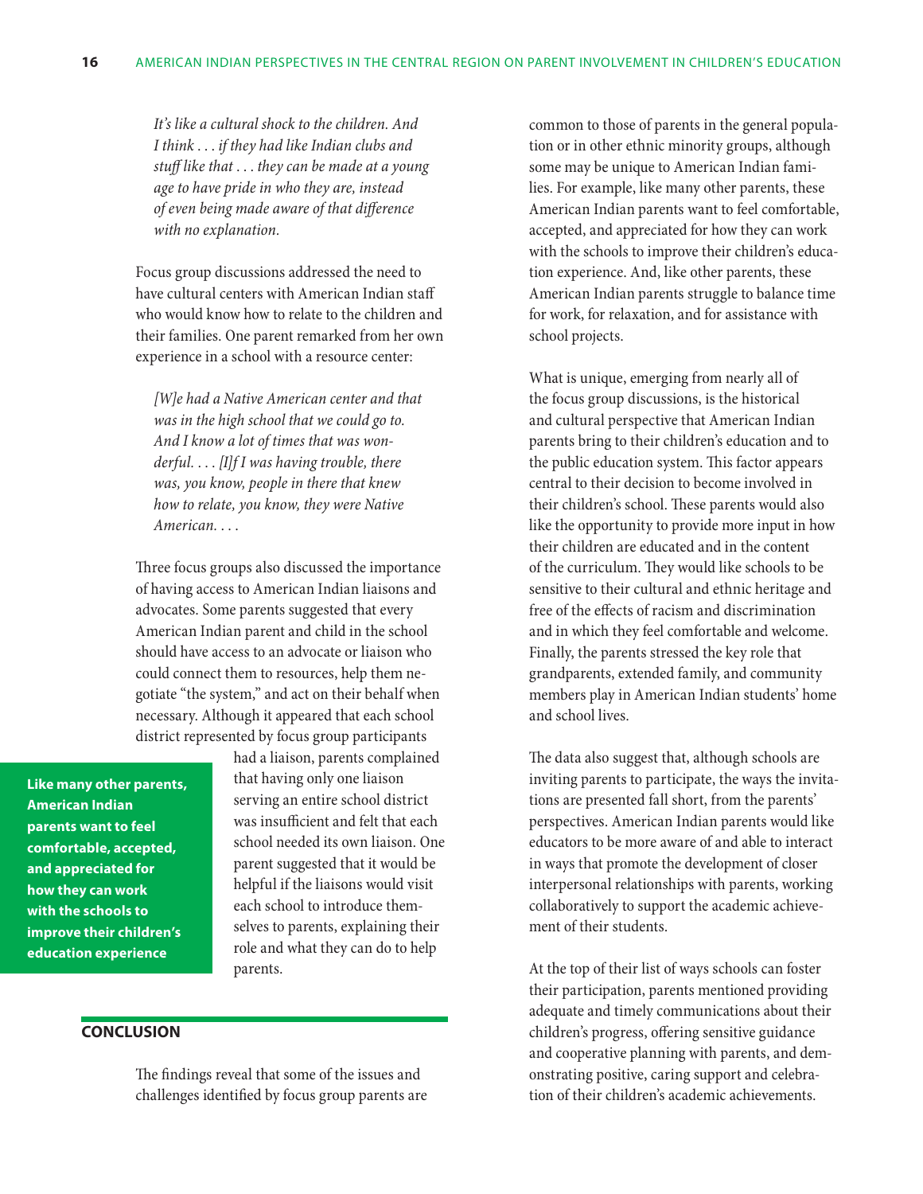*It's like a cultural shock to the children. And I think . . . if they had like Indian clubs and stuff like that . . . they can be made at a young age to have pride in who they are, instead of even being made aware of that difference with no explanation.*

Focus group discussions addressed the need to have cultural centers with American Indian staff who would know how to relate to the children and their families. One parent remarked from her own experience in a school with a resource center:

*[W]e had a Native American center and that was in the high school that we could go to. And I know a lot of times that was wonderful. . . . [I]f I was having trouble, there was, you know, people in there that knew how to relate, you know, they were Native American. . . .*

Three focus groups also discussed the importance of having access to American Indian liaisons and advocates. Some parents suggested that every American Indian parent and child in the school should have access to an advocate or liaison who could connect them to resources, help them negotiate "the system," and act on their behalf when necessary. Although it appeared that each school district represented by focus group participants had a liaison, parents complained that having only one liaison serving an entire school district was insufficient and felt that each school needed its own liaison. One parent suggested that it would be helpful if the liaisons would visit each school to introduce themselves to parents, explaining their role and what they can do to help parents.

**Like many other parents, American Indian parents want to feel comfortable, accepted, and appreciated for how they can work with the schools to improve their children's education experience**

## CONCLUSION

The findings reveal that some of the issues and challenges identified by focus group parents are common to those of parents in the general population or in other ethnic minority groups, although some may be unique to American Indian families. For example, like many other parents, these American Indian parents want to feel comfortable, accepted, and appreciated for how they can work with the schools to improve their children's education experience. And, like other parents, these American Indian parents struggle to balance time for work, for relaxation, and for assistance with school projects.

What is unique, emerging from nearly all of the focus group discussions, is the historical and cultural perspective that American Indian parents bring to their children's education and to the public education system. This factor appears central to their decision to become involved in their children's school. These parents would also like the opportunity to provide more input in how their children are educated and in the content of the curriculum. They would like schools to be sensitive to their cultural and ethnic heritage and free of the effects of racism and discrimination and in which they feel comfortable and welcome. Finally, the parents stressed the key role that grandparents, extended family, and community members play in American Indian students' home and school lives.

The data also suggest that, although schools are inviting parents to participate, the ways the invitations are presented fall short, from the parents' perspectives. American Indian parents would like educators to be more aware of and able to interact in ways that promote the development of closer interpersonal relationships with parents, working collaboratively to support the academic achievement of their students.

At the top of their list of ways schools can foster their participation, parents mentioned providing adequate and timely communications about their children's progress, offering sensitive guidance and cooperative planning with parents, and demonstrating positive, caring support and celebration of their children's academic achievements.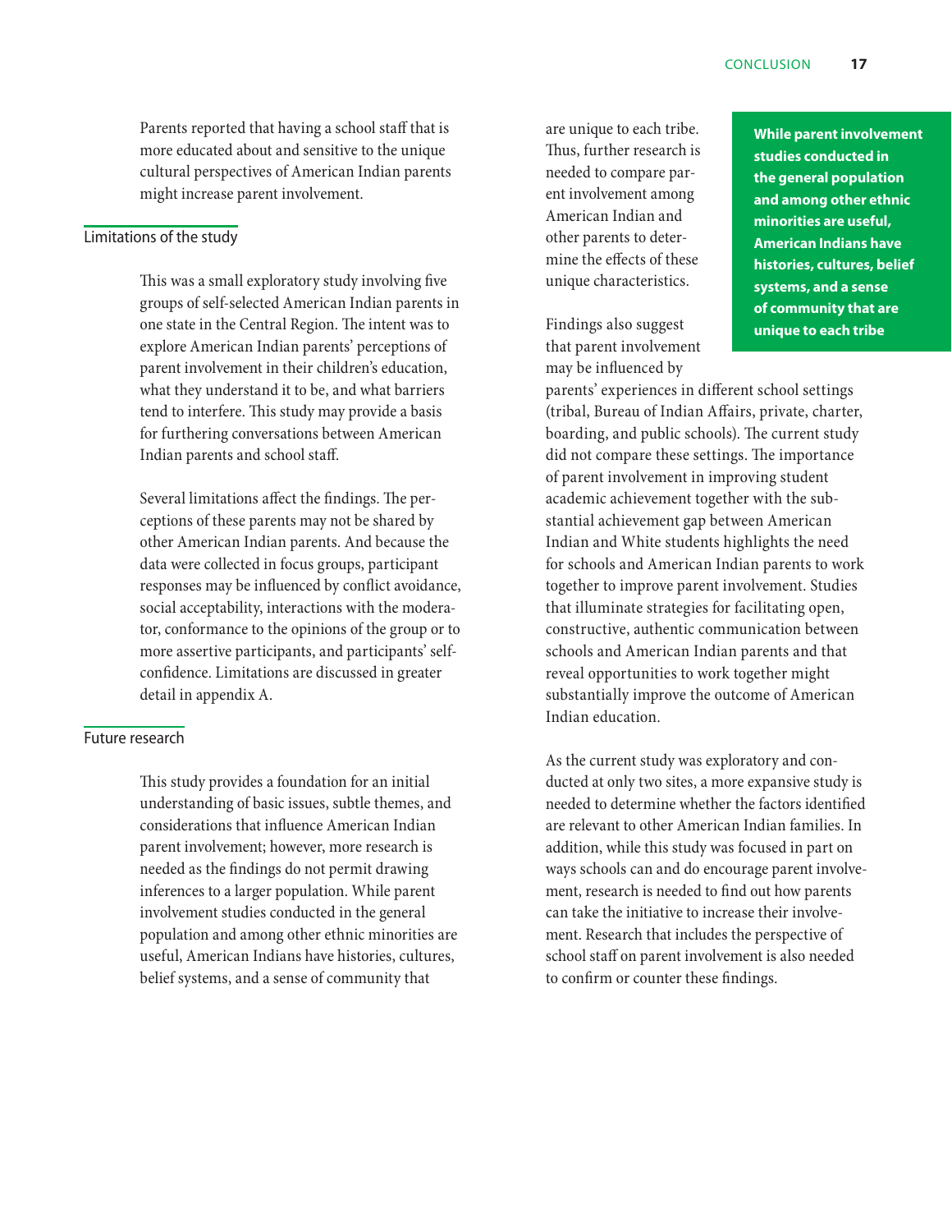Parents reported that having a school staff that is more educated about and sensitive to the unique cultural perspectives of American Indian parents might increase parent involvement.

## Limitations of the study

This was a small exploratory study involving five groups of self-selected American Indian parents in one state in the Central Region. The intent was to explore American Indian parents' perceptions of parent involvement in their children's education, what they understand it to be, and what barriers tend to interfere. This study may provide a basis for furthering conversations between American Indian parents and school staff.

Several limitations affect the findings. The perceptions of these parents may not be shared by other American Indian parents. And because the data were collected in focus groups, participant responses may be influenced by conflict avoidance, social acceptability, interactions with the moderator, conformance to the opinions of the group or to more assertive participants, and participants' self-confidence. Limitations are discussed in greater detail in appendix A.

## Future research

This study provides a foundation for an initial understanding of basic issues, subtle themes, and considerations that influence American Indian parent involvement; however, more research is needed as the findings do not permit drawing inferences to a larger population. While parent involvement studies conducted in the general population and among other ethnic minorities are useful, American Indians have histories, cultures, belief systems, and a sense of community that are unique to each tribe. Thus, further research is needed to compare parent involvement among American Indian and other parents to determine the effects of these unique characteristics.

**While parent involvement studies conducted in the general population and among other ethnic minorities are useful, American Indians have histories, cultures, belief systems, and a sense of community that are unique to each tribe**

Findings also suggest that parent involvement may be influenced by parents' experiences in different school settings (tribal, Bureau of Indian Affairs, private, charter, boarding, and public schools). The current study did not compare these settings. The importance of parent involvement in improving student academic achievement together with the substantial achievement gap between American Indian and White students highlights the need for schools and American Indian parents to work together to improve parent involvement. Studies that illuminate strategies for facilitating open, constructive, authentic communication between schools and American Indian parents and that reveal opportunities to work together might substantially improve the outcome of American Indian education.

As the current study was exploratory and conducted at only two sites, a more expansive study is needed to determine whether the factors identified are relevant to other American Indian families. In addition, while this study was focused in part on ways schools can and do encourage parent involvement, research is needed to find out how parents can take the initiative to increase their involvement. Research that includes the perspective of school staff on parent involvement is also needed to confirm or counter these findings.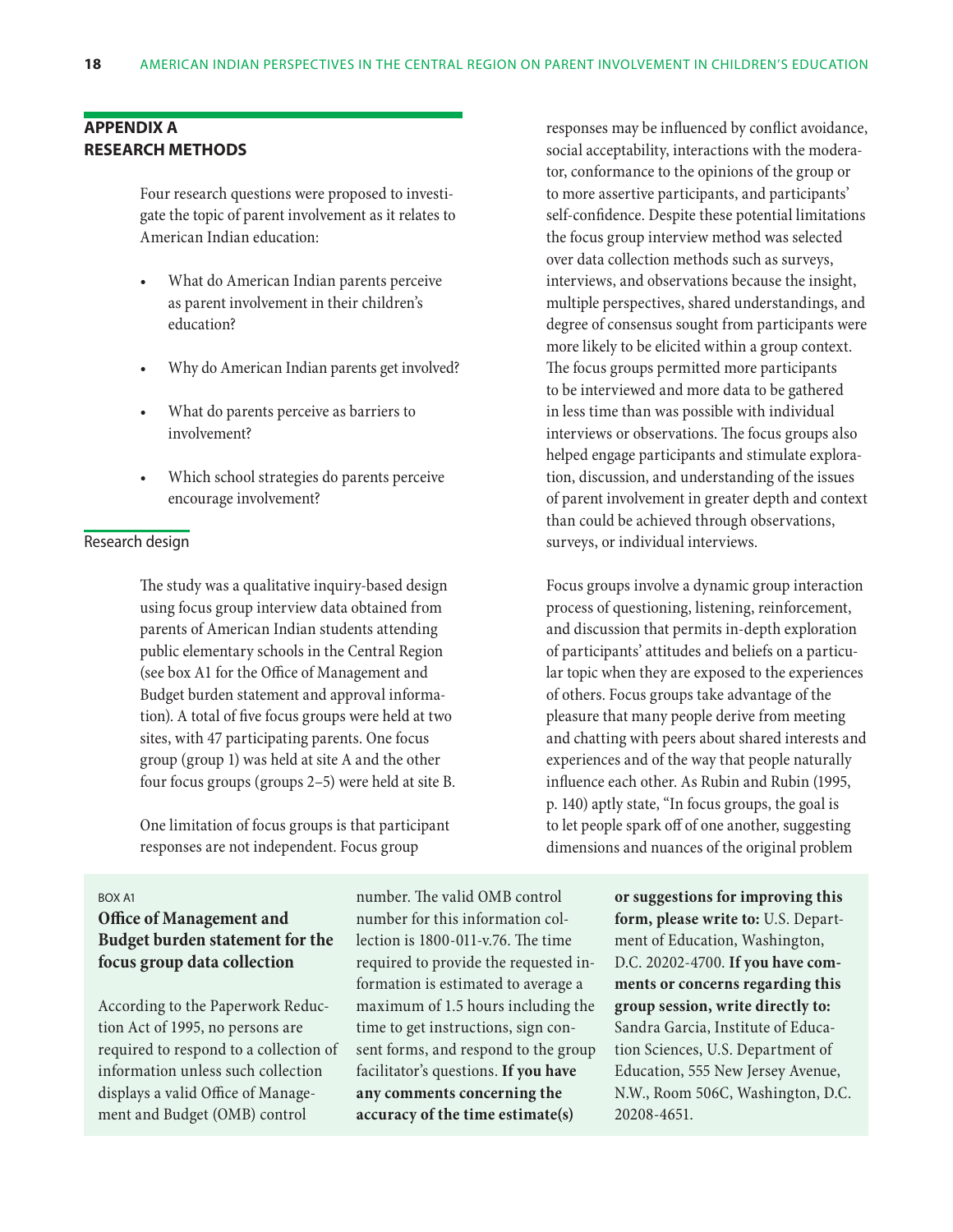## APPENDIX A
## RESEARCH METHODS

Four research questions were proposed to investigate the topic of parent involvement as it relates to American Indian education:

- What do American Indian parents perceive as parent involvement in their children's education?
- Why do American Indian parents get involved?
- What do parents perceive as barriers to involvement?
- Which school strategies do parents perceive encourage involvement?

### Research design

The study was a qualitative inquiry-based design using focus group interview data obtained from parents of American Indian students attending public elementary schools in the Central Region (see box A1 for the Office of Management and Budget burden statement and approval information). A total of five focus groups were held at two sites, with 47 participating parents. One focus group (group 1) was held at site A and the other four focus groups (groups 2–5) were held at site B.

One limitation of focus groups is that participant responses are not independent. Focus group responses may be influenced by conflict avoidance, social acceptability, interactions with the moderator, conformance to the opinions of the group or to more assertive participants, and participants' self-confidence. Despite these potential limitations the focus group interview method was selected over data collection methods such as surveys, interviews, and observations because the insight, multiple perspectives, shared understandings, and degree of consensus sought from participants were more likely to be elicited within a group context. The focus groups permitted more participants to be interviewed and more data to be gathered in less time than was possible with individual interviews or observations. The focus groups also helped engage participants and stimulate exploration, discussion, and understanding of the issues of parent involvement in greater depth and context than could be achieved through observations, surveys, or individual interviews.

Focus groups involve a dynamic group interaction process of questioning, listening, reinforcement, and discussion that permits in-depth exploration of participants' attitudes and beliefs on a particular topic when they are exposed to the experiences of others. Focus groups take advantage of the pleasure that many people derive from meeting and chatting with peers about shared interests and experiences and of the way that people naturally influence each other. As Rubin and Rubin (1995, p. 140) aptly state, "In focus groups, the goal is to let people spark off of one another, suggesting dimensions and nuances of the original problem

BOX A1

**Office of Management and Budget burden statement for the focus group data collection**

According to the Paperwork Reduction Act of 1995, no persons are required to respond to a collection of information unless such collection displays a valid Office of Management and Budget (OMB) control number. The valid OMB control number for this information collection is 1800-011-v.76. The time required to provide the requested information is estimated to average a maximum of 1.5 hours including the time to get instructions, sign consent forms, and respond to the group facilitator's questions. **If you have any comments concerning the accuracy of the time estimate(s) or suggestions for improving this form, please write to:** U.S. Department of Education, Washington, D.C. 20202-4700. **If you have comments or concerns regarding this group session, write directly to:** Sandra Garcia, Institute of Education Sciences, U.S. Department of Education, 555 New Jersey Avenue, N.W., Room 506C, Washington, D.C. 20208-4651.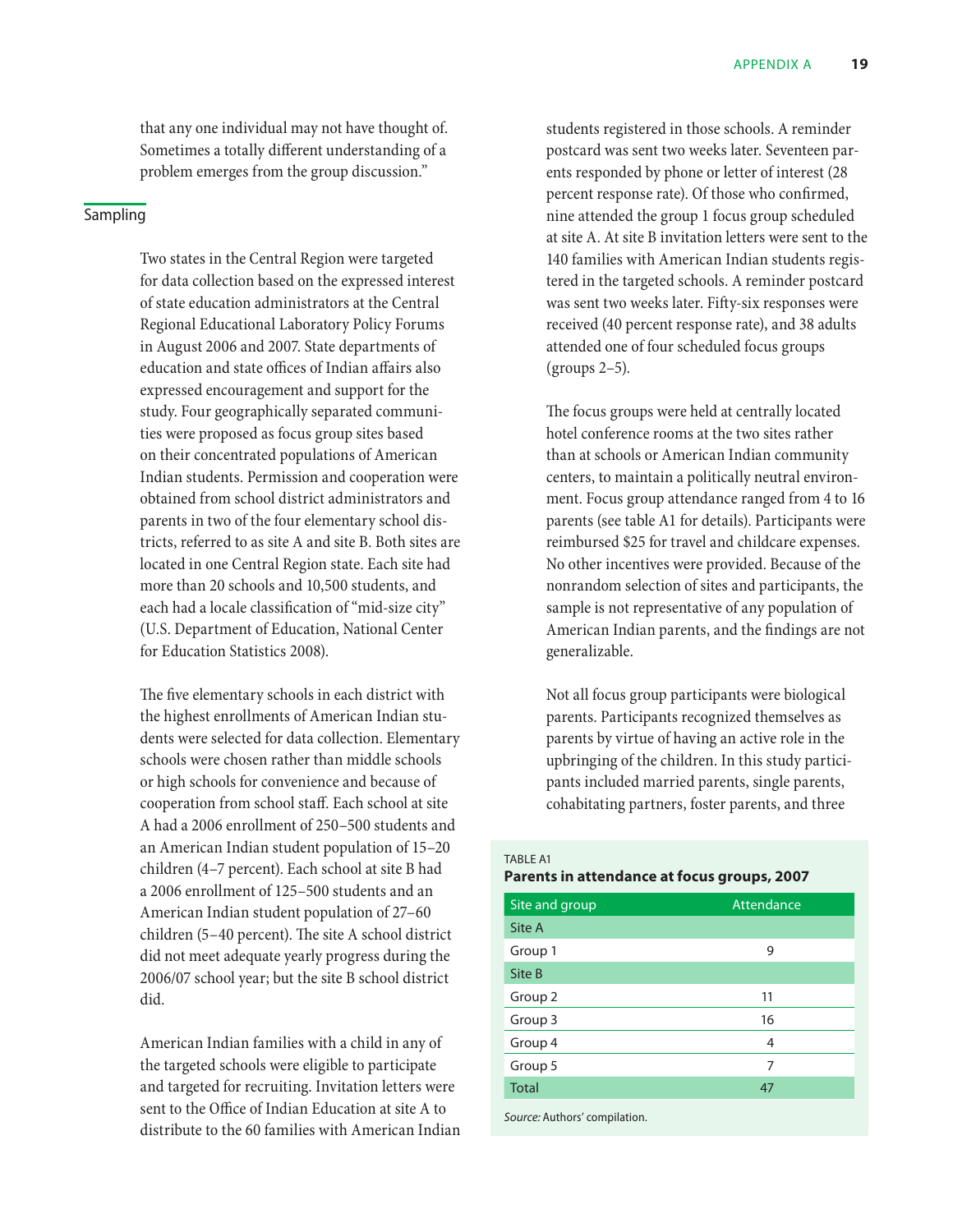that any one individual may not have thought of. Sometimes a totally different understanding of a problem emerges from the group discussion."

## Sampling

Two states in the Central Region were targeted for data collection based on the expressed interest of state education administrators at the Central Regional Educational Laboratory Policy Forums in August 2006 and 2007. State departments of education and state offices of Indian affairs also expressed encouragement and support for the study. Four geographically separated communities were proposed as focus group sites based on their concentrated populations of American Indian students. Permission and cooperation were obtained from school district administrators and parents in two of the four elementary school districts, referred to as site A and site B. Both sites are located in one Central Region state. Each site had more than 20 schools and 10,500 students, and each had a locale classification of "mid-size city" (U.S. Department of Education, National Center for Education Statistics 2008).

The five elementary schools in each district with the highest enrollments of American Indian students were selected for data collection. Elementary schools were chosen rather than middle schools or high schools for convenience and because of cooperation from school staff. Each school at site A had a 2006 enrollment of 250–500 students and an American Indian student population of 15–20 children (4–7 percent). Each school at site B had a 2006 enrollment of 125–500 students and an American Indian student population of 27–60 children (5–40 percent). The site A school district did not meet adequate yearly progress during the 2006/07 school year; but the site B school district did.

American Indian families with a child in any of the targeted schools were eligible to participate and targeted for recruiting. Invitation letters were sent to the Office of Indian Education at site A to distribute to the 60 families with American Indian students registered in those schools. A reminder postcard was sent two weeks later. Seventeen parents responded by phone or letter of interest (28 percent response rate). Of those who confirmed, nine attended the group 1 focus group scheduled at site A. At site B invitation letters were sent to the 140 families with American Indian students registered in the targeted schools. A reminder postcard was sent two weeks later. Fifty-six responses were received (40 percent response rate), and 38 adults attended one of four scheduled focus groups (groups 2–5).

The focus groups were held at centrally located hotel conference rooms at the two sites rather than at schools or American Indian community centers, to maintain a politically neutral environment. Focus group attendance ranged from 4 to 16 parents (see table A1 for details). Participants were reimbursed $25 for travel and childcare expenses. No other incentives were provided. Because of the nonrandom selection of sites and participants, the sample is not representative of any population of American Indian parents, and the findings are not generalizable.

Not all focus group participants were biological parents. Participants recognized themselves as parents by virtue of having an active role in the upbringing of the children. In this study participants included married parents, single parents, cohabitating partners, foster parents, and three

TABLE A1
**Parents in attendance at focus groups, 2007**

| Site and group | Attendance |
|---|---|
| Site A | |
| Group 1 | 9 |
| Site B | |
| Group 2 | 11 |
| Group 3 | 16 |
| Group 4 | 4 |
| Group 5 | 7 |
| Total | 47 |

*Source:* Authors' compilation.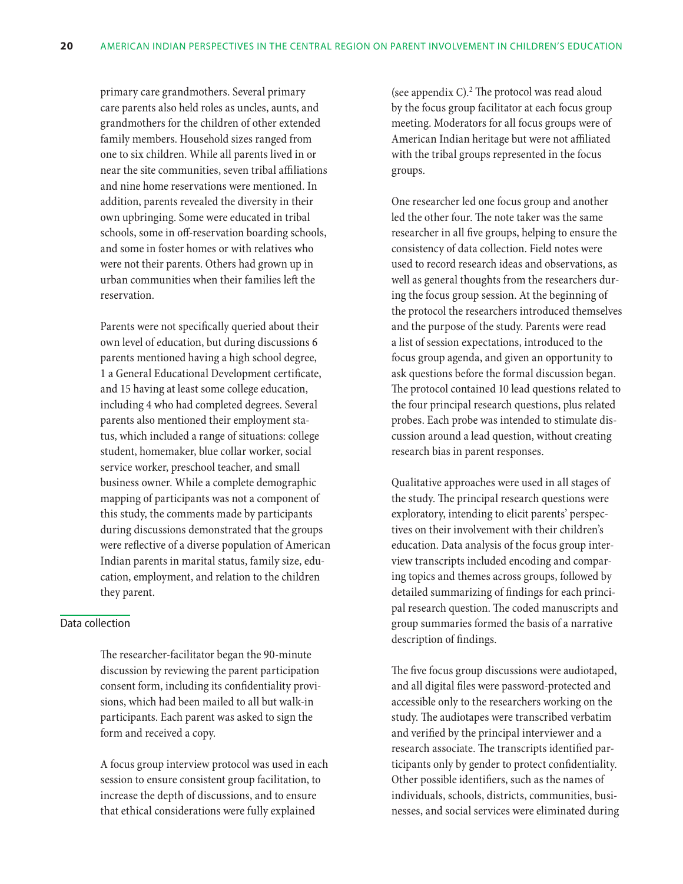primary care grandmothers. Several primary care parents also held roles as uncles, aunts, and grandmothers for the children of other extended family members. Household sizes ranged from one to six children. While all parents lived in or near the site communities, seven tribal affiliations and nine home reservations were mentioned. In addition, parents revealed the diversity in their own upbringing. Some were educated in tribal schools, some in off-reservation boarding schools, and some in foster homes or with relatives who were not their parents. Others had grown up in urban communities when their families left the reservation.

Parents were not specifically queried about their own level of education, but during discussions 6 parents mentioned having a high school degree, 1 a General Educational Development certificate, and 15 having at least some college education, including 4 who had completed degrees. Several parents also mentioned their employment status, which included a range of situations: college student, homemaker, blue collar worker, social service worker, preschool teacher, and small business owner. While a complete demographic mapping of participants was not a component of this study, the comments made by participants during discussions demonstrated that the groups were reflective of a diverse population of American Indian parents in marital status, family size, education, employment, and relation to the children they parent.

## Data collection

The researcher-facilitator began the 90-minute discussion by reviewing the parent participation consent form, including its confidentiality provisions, which had been mailed to all but walk-in participants. Each parent was asked to sign the form and received a copy.

A focus group interview protocol was used in each session to ensure consistent group facilitation, to increase the depth of discussions, and to ensure that ethical considerations were fully explained (see appendix C).[2] The protocol was read aloud by the focus group facilitator at each focus group meeting. Moderators for all focus groups were of American Indian heritage but were not affiliated with the tribal groups represented in the focus groups.

One researcher led one focus group and another led the other four. The note taker was the same researcher in all five groups, helping to ensure the consistency of data collection. Field notes were used to record research ideas and observations, as well as general thoughts from the researchers during the focus group session. At the beginning of the protocol the researchers introduced themselves and the purpose of the study. Parents were read a list of session expectations, introduced to the focus group agenda, and given an opportunity to ask questions before the formal discussion began. The protocol contained 10 lead questions related to the four principal research questions, plus related probes. Each probe was intended to stimulate discussion around a lead question, without creating research bias in parent responses.

Qualitative approaches were used in all stages of the study. The principal research questions were exploratory, intending to elicit parents' perspectives on their involvement with their children's education. Data analysis of the focus group interview transcripts included encoding and comparing topics and themes across groups, followed by detailed summarizing of findings for each principal research question. The coded manuscripts and group summaries formed the basis of a narrative description of findings.

The five focus group discussions were audiotaped, and all digital files were password-protected and accessible only to the researchers working on the study. The audiotapes were transcribed verbatim and verified by the principal interviewer and a research associate. The transcripts identified participants only by gender to protect confidentiality. Other possible identifiers, such as the names of individuals, schools, districts, communities, businesses, and social services were eliminated during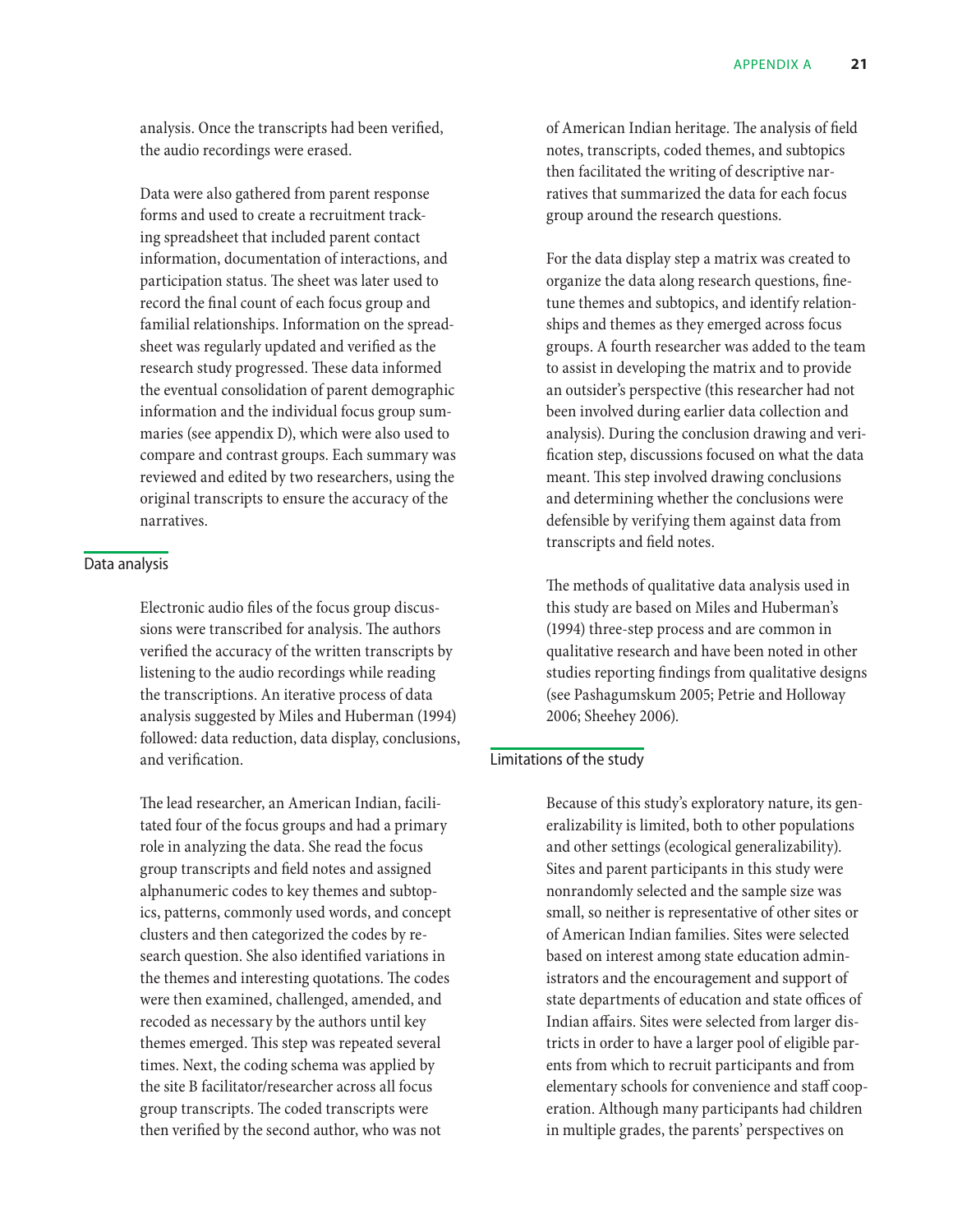analysis. Once the transcripts had been verified, the audio recordings were erased.

Data were also gathered from parent response forms and used to create a recruitment tracking spreadsheet that included parent contact information, documentation of interactions, and participation status. The sheet was later used to record the final count of each focus group and familial relationships. Information on the spreadsheet was regularly updated and verified as the research study progressed. These data informed the eventual consolidation of parent demographic information and the individual focus group summaries (see appendix D), which were also used to compare and contrast groups. Each summary was reviewed and edited by two researchers, using the original transcripts to ensure the accuracy of the narratives.

## Data analysis

Electronic audio files of the focus group discussions were transcribed for analysis. The authors verified the accuracy of the written transcripts by listening to the audio recordings while reading the transcriptions. An iterative process of data analysis suggested by Miles and Huberman (1994) followed: data reduction, data display, conclusions, and verification.

The lead researcher, an American Indian, facilitated four of the focus groups and had a primary role in analyzing the data. She read the focus group transcripts and field notes and assigned alphanumeric codes to key themes and subtopics, patterns, commonly used words, and concept clusters and then categorized the codes by research question. She also identified variations in the themes and interesting quotations. The codes were then examined, challenged, amended, and recoded as necessary by the authors until key themes emerged. This step was repeated several times. Next, the coding schema was applied by the site B facilitator/researcher across all focus group transcripts. The coded transcripts were then verified by the second author, who was not of American Indian heritage. The analysis of field notes, transcripts, coded themes, and subtopics then facilitated the writing of descriptive narratives that summarized the data for each focus group around the research questions.

For the data display step a matrix was created to organize the data along research questions, fine-tune themes and subtopics, and identify relationships and themes as they emerged across focus groups. A fourth researcher was added to the team to assist in developing the matrix and to provide an outsider's perspective (this researcher had not been involved during earlier data collection and analysis). During the conclusion drawing and verification step, discussions focused on what the data meant. This step involved drawing conclusions and determining whether the conclusions were defensible by verifying them against data from transcripts and field notes.

The methods of qualitative data analysis used in this study are based on Miles and Huberman's (1994) three-step process and are common in qualitative research and have been noted in other studies reporting findings from qualitative designs (see Pashagumskum 2005; Petrie and Holloway 2006; Sheehey 2006).

## Limitations of the study

Because of this study's exploratory nature, its generalizability is limited, both to other populations and other settings (ecological generalizability). Sites and parent participants in this study were nonrandomly selected and the sample size was small, so neither is representative of other sites or of American Indian families. Sites were selected based on interest among state education administrators and the encouragement and support of state departments of education and state offices of Indian affairs. Sites were selected from larger districts in order to have a larger pool of eligible parents from which to recruit participants and from elementary schools for convenience and staff cooperation. Although many participants had children in multiple grades, the parents' perspectives on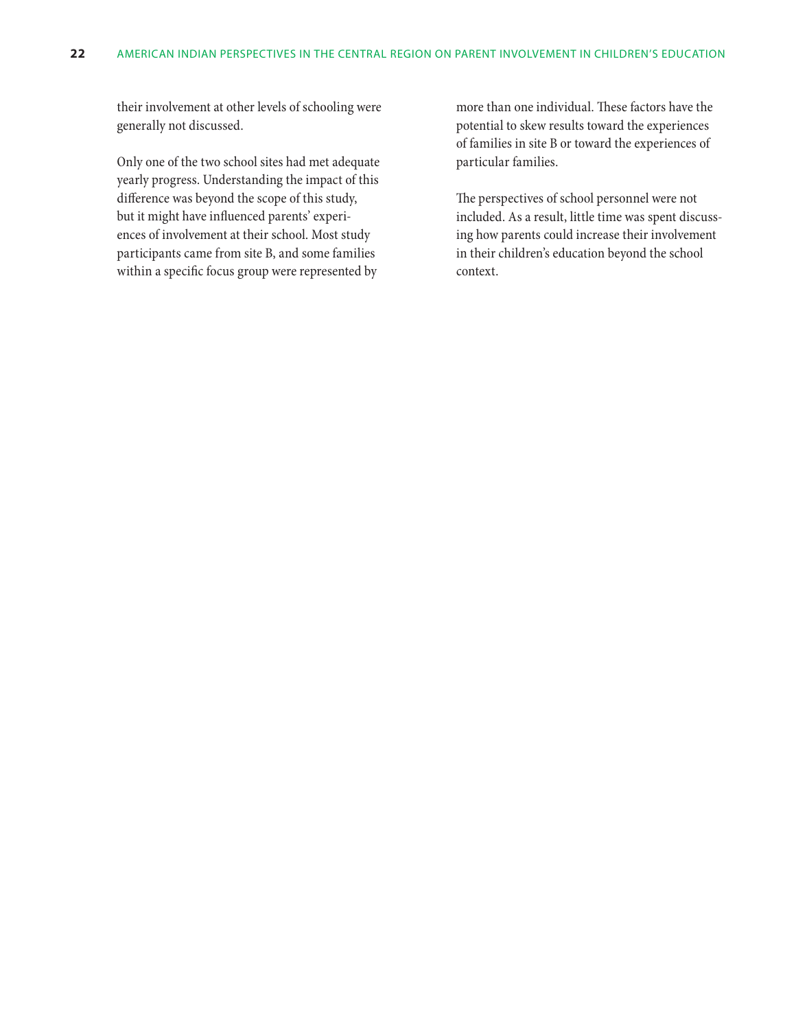their involvement at other levels of schooling were generally not discussed.

Only one of the two school sites had met adequate yearly progress. Understanding the impact of this difference was beyond the scope of this study, but it might have influenced parents' experiences of involvement at their school. Most study participants came from site B, and some families within a specific focus group were represented by more than one individual. These factors have the potential to skew results toward the experiences of families in site B or toward the experiences of particular families.

The perspectives of school personnel were not included. As a result, little time was spent discussing how parents could increase their involvement in their children's education beyond the school context.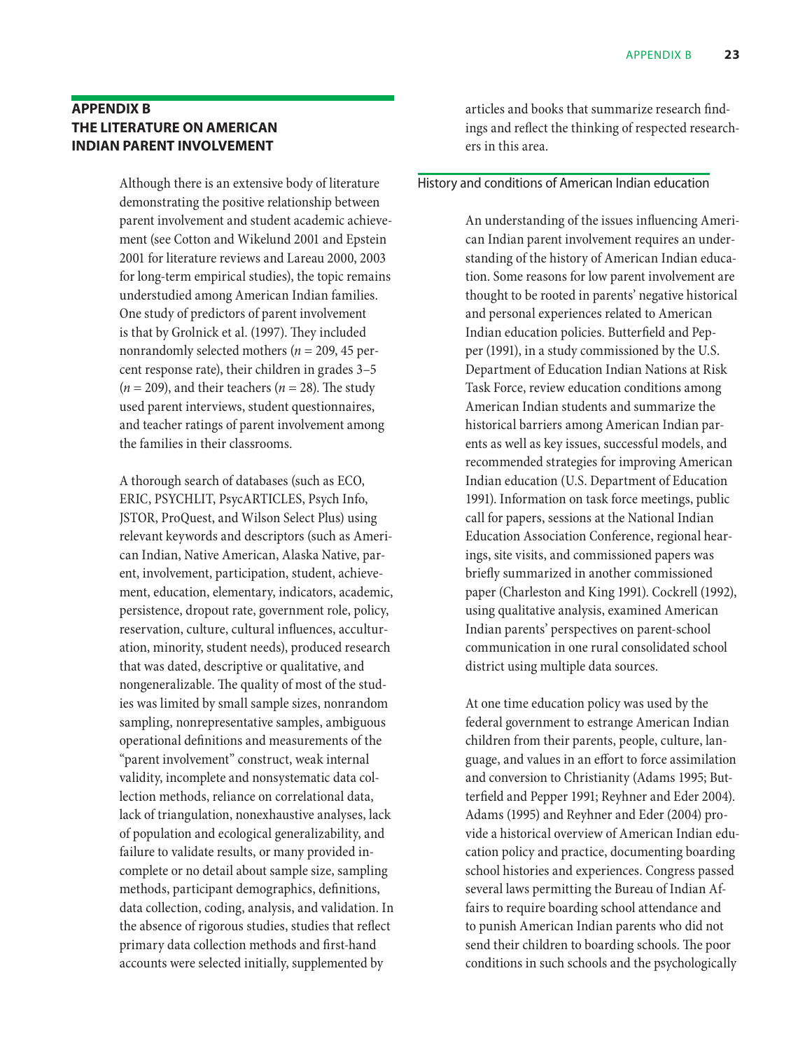## APPENDIX B
## THE LITERATURE ON AMERICAN INDIAN PARENT INVOLVEMENT

Although there is an extensive body of literature demonstrating the positive relationship between parent involvement and student academic achievement (see Cotton and Wikelund 2001 and Epstein 2001 for literature reviews and Lareau 2000, 2003 for long-term empirical studies), the topic remains understudied among American Indian families. One study of predictors of parent involvement is that by Grolnick et al. (1997). They included nonrandomly selected mothers ($n = 209$, 45 percent response rate), their children in grades 3–5 ($n = 209$), and their teachers ($n = 28$). The study used parent interviews, student questionnaires, and teacher ratings of parent involvement among the families in their classrooms.

A thorough search of databases (such as ECO, ERIC, PSYCHLIT, PsycARTICLES, Psych Info, JSTOR, ProQuest, and Wilson Select Plus) using relevant keywords and descriptors (such as American Indian, Native American, Alaska Native, parent, involvement, participation, student, achievement, education, elementary, indicators, academic, persistence, dropout rate, government role, policy, reservation, culture, cultural influences, acculturation, minority, student needs), produced research that was dated, descriptive or qualitative, and nongeneralizable. The quality of most of the studies was limited by small sample sizes, nonrandom sampling, nonrepresentative samples, ambiguous operational definitions and measurements of the "parent involvement" construct, weak internal validity, incomplete and nonsystematic data collection methods, reliance on correlational data, lack of triangulation, nonexhaustive analyses, lack of population and ecological generalizability, and failure to validate results, or many provided incomplete or no detail about sample size, sampling methods, participant demographics, definitions, data collection, coding, analysis, and validation. In the absence of rigorous studies, studies that reflect primary data collection methods and first-hand accounts were selected initially, supplemented by articles and books that summarize research findings and reflect the thinking of respected researchers in this area.

### History and conditions of American Indian education

An understanding of the issues influencing American Indian parent involvement requires an understanding of the history of American Indian education. Some reasons for low parent involvement are thought to be rooted in parents' negative historical and personal experiences related to American Indian education policies. Butterfield and Pepper (1991), in a study commissioned by the U.S. Department of Education Indian Nations at Risk Task Force, review education conditions among American Indian students and summarize the historical barriers among American Indian parents as well as key issues, successful models, and recommended strategies for improving American Indian education (U.S. Department of Education 1991). Information on task force meetings, public call for papers, sessions at the National Indian Education Association Conference, regional hearings, site visits, and commissioned papers was briefly summarized in another commissioned paper (Charleston and King 1991). Cockrell (1992), using qualitative analysis, examined American Indian parents' perspectives on parent-school communication in one rural consolidated school district using multiple data sources.

At one time education policy was used by the federal government to estrange American Indian children from their parents, people, culture, language, and values in an effort to force assimilation and conversion to Christianity (Adams 1995; Butterfield and Pepper 1991; Reyhner and Eder 2004). Adams (1995) and Reyhner and Eder (2004) provide a historical overview of American Indian education policy and practice, documenting boarding school histories and experiences. Congress passed several laws permitting the Bureau of Indian Affairs to require boarding school attendance and to punish American Indian parents who did not send their children to boarding schools. The poor conditions in such schools and the psychologically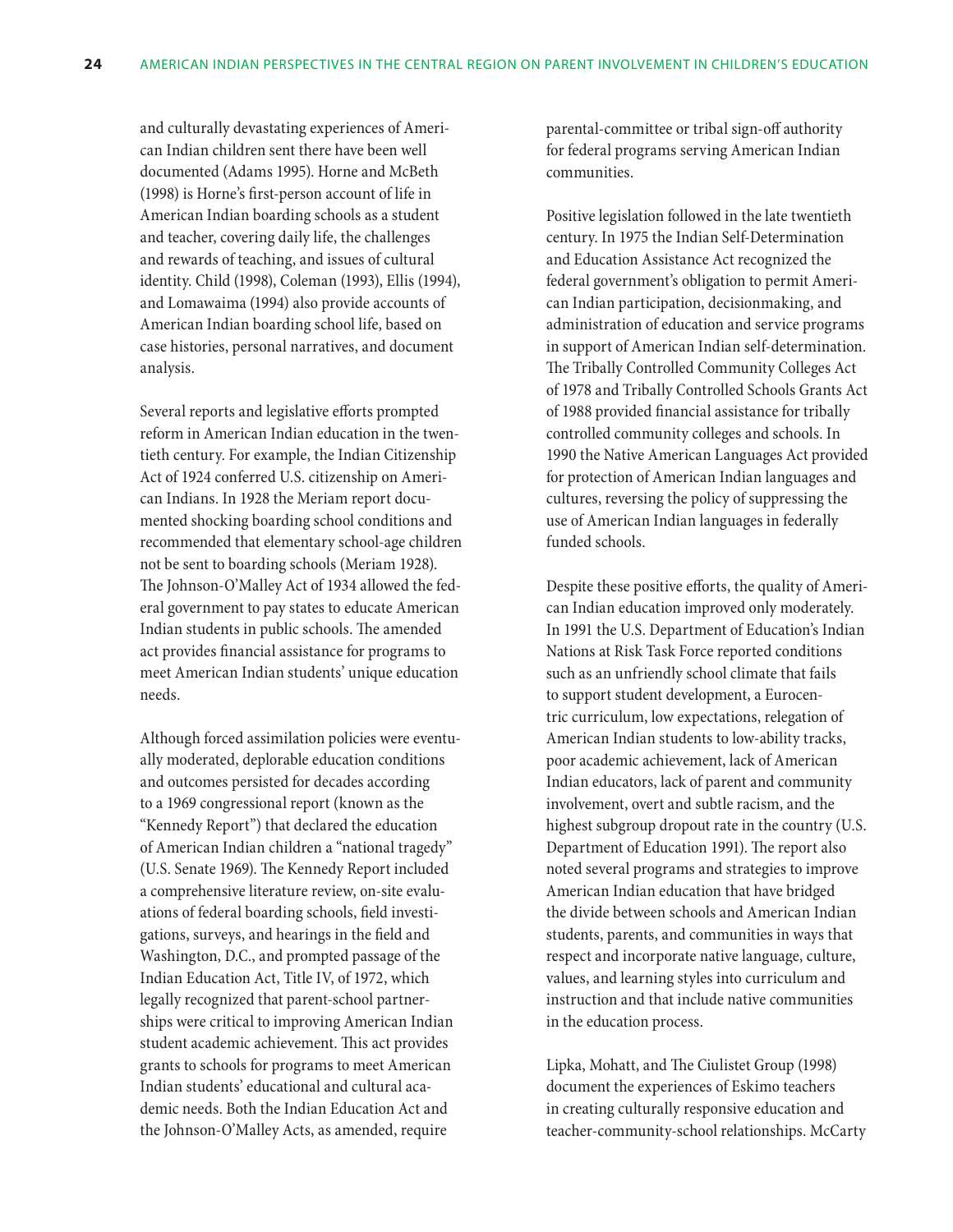and culturally devastating experiences of American Indian children sent there have been well documented (Adams 1995). Horne and McBeth (1998) is Horne's first-person account of life in American Indian boarding schools as a student and teacher, covering daily life, the challenges and rewards of teaching, and issues of cultural identity. Child (1998), Coleman (1993), Ellis (1994), and Lomawaima (1994) also provide accounts of American Indian boarding school life, based on case histories, personal narratives, and document analysis.

Several reports and legislative efforts prompted reform in American Indian education in the twentieth century. For example, the Indian Citizenship Act of 1924 conferred U.S. citizenship on American Indians. In 1928 the Meriam report documented shocking boarding school conditions and recommended that elementary school-age children not be sent to boarding schools (Meriam 1928). The Johnson-O'Malley Act of 1934 allowed the federal government to pay states to educate American Indian students in public schools. The amended act provides financial assistance for programs to meet American Indian students' unique education needs.

Although forced assimilation policies were eventually moderated, deplorable education conditions and outcomes persisted for decades according to a 1969 congressional report (known as the "Kennedy Report") that declared the education of American Indian children a "national tragedy" (U.S. Senate 1969). The Kennedy Report included a comprehensive literature review, on-site evaluations of federal boarding schools, field investigations, surveys, and hearings in the field and Washington, D.C., and prompted passage of the Indian Education Act, Title IV, of 1972, which legally recognized that parent-school partnerships were critical to improving American Indian student academic achievement. This act provides grants to schools for programs to meet American Indian students' educational and cultural academic needs. Both the Indian Education Act and the Johnson-O'Malley Acts, as amended, require parental-committee or tribal sign-off authority for federal programs serving American Indian communities.

Positive legislation followed in the late twentieth century. In 1975 the Indian Self-Determination and Education Assistance Act recognized the federal government's obligation to permit American Indian participation, decisionmaking, and administration of education and service programs in support of American Indian self-determination. The Tribally Controlled Community Colleges Act of 1978 and Tribally Controlled Schools Grants Act of 1988 provided financial assistance for tribally controlled community colleges and schools. In 1990 the Native American Languages Act provided for protection of American Indian languages and cultures, reversing the policy of suppressing the use of American Indian languages in federally funded schools.

Despite these positive efforts, the quality of American Indian education improved only moderately. In 1991 the U.S. Department of Education's Indian Nations at Risk Task Force reported conditions such as an unfriendly school climate that fails to support student development, a Eurocentric curriculum, low expectations, relegation of American Indian students to low-ability tracks, poor academic achievement, lack of American Indian educators, lack of parent and community involvement, overt and subtle racism, and the highest subgroup dropout rate in the country (U.S. Department of Education 1991). The report also noted several programs and strategies to improve American Indian education that have bridged the divide between schools and American Indian students, parents, and communities in ways that respect and incorporate native language, culture, values, and learning styles into curriculum and instruction and that include native communities in the education process.

Lipka, Mohatt, and The Ciulistet Group (1998) document the experiences of Eskimo teachers in creating culturally responsive education and teacher-community-school relationships. McCarty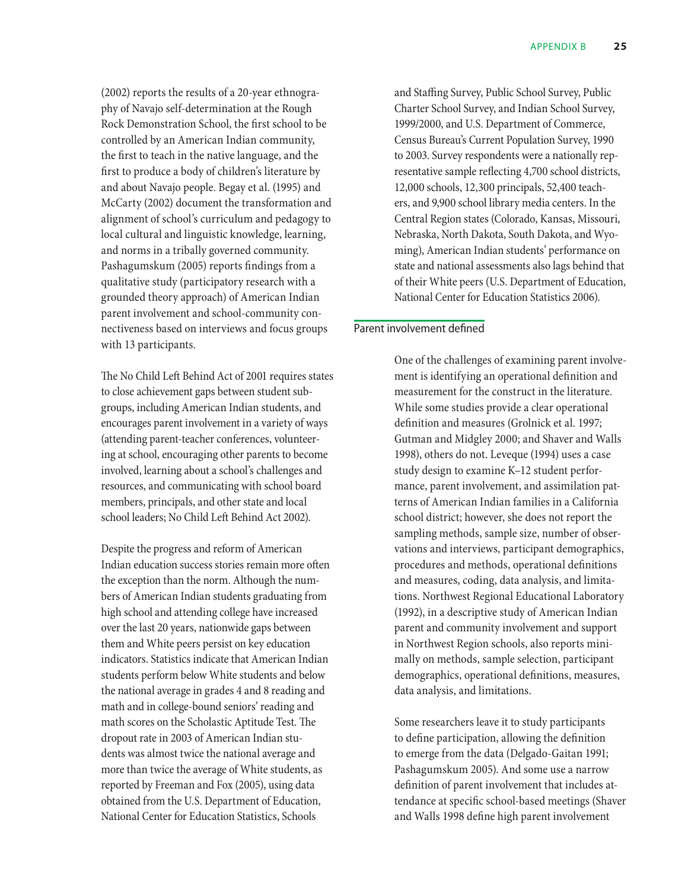(2002) reports the results of a 20-year ethnography of Navajo self-determination at the Rough Rock Demonstration School, the first school to be controlled by an American Indian community, the first to teach in the native language, and the first to produce a body of children's literature by and about Navajo people. Begay et al. (1995) and McCarty (2002) document the transformation and alignment of school's curriculum and pedagogy to local cultural and linguistic knowledge, learning, and norms in a tribally governed community. Pashagumskum (2005) reports findings from a qualitative study (participatory research with a grounded theory approach) of American Indian parent involvement and school-community connectiveness based on interviews and focus groups with 13 participants.

The No Child Left Behind Act of 2001 requires states to close achievement gaps between student subgroups, including American Indian students, and encourages parent involvement in a variety of ways (attending parent-teacher conferences, volunteering at school, encouraging other parents to become involved, learning about a school's challenges and resources, and communicating with school board members, principals, and other state and local school leaders; No Child Left Behind Act 2002).

Despite the progress and reform of American Indian education success stories remain more often the exception than the norm. Although the numbers of American Indian students graduating from high school and attending college have increased over the last 20 years, nationwide gaps between them and White peers persist on key education indicators. Statistics indicate that American Indian students perform below White students and below the national average in grades 4 and 8 reading and math and in college-bound seniors' reading and math scores on the Scholastic Aptitude Test. The dropout rate in 2003 of American Indian students was almost twice the national average and more than twice the average of White students, as reported by Freeman and Fox (2005), using data obtained from the U.S. Department of Education, National Center for Education Statistics, Schools and Staffing Survey, Public School Survey, Public Charter School Survey, and Indian School Survey, 1999/2000, and U.S. Department of Commerce, Census Bureau's Current Population Survey, 1990 to 2003. Survey respondents were a nationally representative sample reflecting 4,700 school districts, 12,000 schools, 12,300 principals, 52,400 teachers, and 9,900 school library media centers. In the Central Region states (Colorado, Kansas, Missouri, Nebraska, North Dakota, South Dakota, and Wyoming), American Indian students' performance on state and national assessments also lags behind that of their White peers (U.S. Department of Education, National Center for Education Statistics 2006).

## Parent involvement defined

One of the challenges of examining parent involvement is identifying an operational definition and measurement for the construct in the literature. While some studies provide a clear operational definition and measures (Grolnick et al. 1997; Gutman and Midgley 2000; and Shaver and Walls 1998), others do not. Leveque (1994) uses a case study design to examine K–12 student performance, parent involvement, and assimilation patterns of American Indian families in a California school district; however, she does not report the sampling methods, sample size, number of observations and interviews, participant demographics, procedures and methods, operational definitions and measures, coding, data analysis, and limitations. Northwest Regional Educational Laboratory (1992), in a descriptive study of American Indian parent and community involvement and support in Northwest Region schools, also reports minimally on methods, sample selection, participant demographics, operational definitions, measures, data analysis, and limitations.

Some researchers leave it to study participants to define participation, allowing the definition to emerge from the data (Delgado-Gaitan 1991; Pashagumskum 2005). And some use a narrow definition of parent involvement that includes attendance at specific school-based meetings (Shaver and Walls 1998 define high parent involvement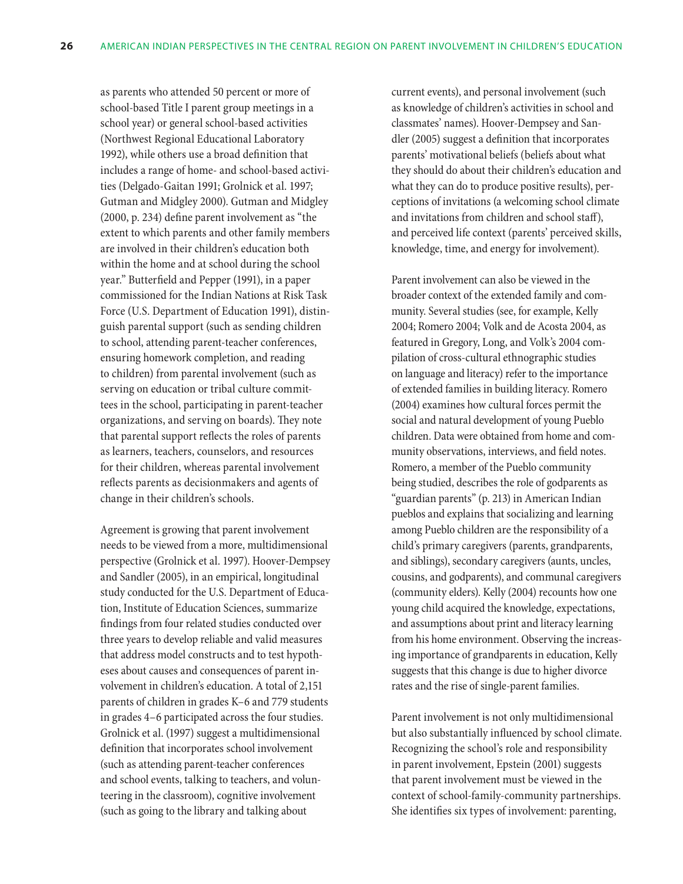as parents who attended 50 percent or more of school-based Title I parent group meetings in a school year) or general school-based activities (Northwest Regional Educational Laboratory 1992), while others use a broad definition that includes a range of home- and school-based activities (Delgado-Gaitan 1991; Grolnick et al. 1997; Gutman and Midgley 2000). Gutman and Midgley (2000, p. 234) define parent involvement as "the extent to which parents and other family members are involved in their children's education both within the home and at school during the school year." Butterfield and Pepper (1991), in a paper commissioned for the Indian Nations at Risk Task Force (U.S. Department of Education 1991), distinguish parental support (such as sending children to school, attending parent-teacher conferences, ensuring homework completion, and reading to children) from parental involvement (such as serving on education or tribal culture committees in the school, participating in parent-teacher organizations, and serving on boards). They note that parental support reflects the roles of parents as learners, teachers, counselors, and resources for their children, whereas parental involvement reflects parents as decisionmakers and agents of change in their children's schools.

Agreement is growing that parent involvement needs to be viewed from a more, multidimensional perspective (Grolnick et al. 1997). Hoover-Dempsey and Sandler (2005), in an empirical, longitudinal study conducted for the U.S. Department of Education, Institute of Education Sciences, summarize findings from four related studies conducted over three years to develop reliable and valid measures that address model constructs and to test hypotheses about causes and consequences of parent involvement in children's education. A total of 2,151 parents of children in grades K–6 and 779 students in grades 4–6 participated across the four studies. Grolnick et al. (1997) suggest a multidimensional definition that incorporates school involvement (such as attending parent-teacher conferences and school events, talking to teachers, and volunteering in the classroom), cognitive involvement (such as going to the library and talking about current events), and personal involvement (such as knowledge of children's activities in school and classmates' names). Hoover-Dempsey and Sandler (2005) suggest a definition that incorporates parents' motivational beliefs (beliefs about what they should do about their children's education and what they can do to produce positive results), perceptions of invitations (a welcoming school climate and invitations from children and school staff), and perceived life context (parents' perceived skills, knowledge, time, and energy for involvement).

Parent involvement can also be viewed in the broader context of the extended family and community. Several studies (see, for example, Kelly 2004; Romero 2004; Volk and de Acosta 2004, as featured in Gregory, Long, and Volk's 2004 compilation of cross-cultural ethnographic studies on language and literacy) refer to the importance of extended families in building literacy. Romero (2004) examines how cultural forces permit the social and natural development of young Pueblo children. Data were obtained from home and community observations, interviews, and field notes. Romero, a member of the Pueblo community being studied, describes the role of godparents as "guardian parents" (p. 213) in American Indian pueblos and explains that socializing and learning among Pueblo children are the responsibility of a child's primary caregivers (parents, grandparents, and siblings), secondary caregivers (aunts, uncles, cousins, and godparents), and communal caregivers (community elders). Kelly (2004) recounts how one young child acquired the knowledge, expectations, and assumptions about print and literacy learning from his home environment. Observing the increasing importance of grandparents in education, Kelly suggests that this change is due to higher divorce rates and the rise of single-parent families.

Parent involvement is not only multidimensional but also substantially influenced by school climate. Recognizing the school's role and responsibility in parent involvement, Epstein (2001) suggests that parent involvement must be viewed in the context of school-family-community partnerships. She identifies six types of involvement: parenting,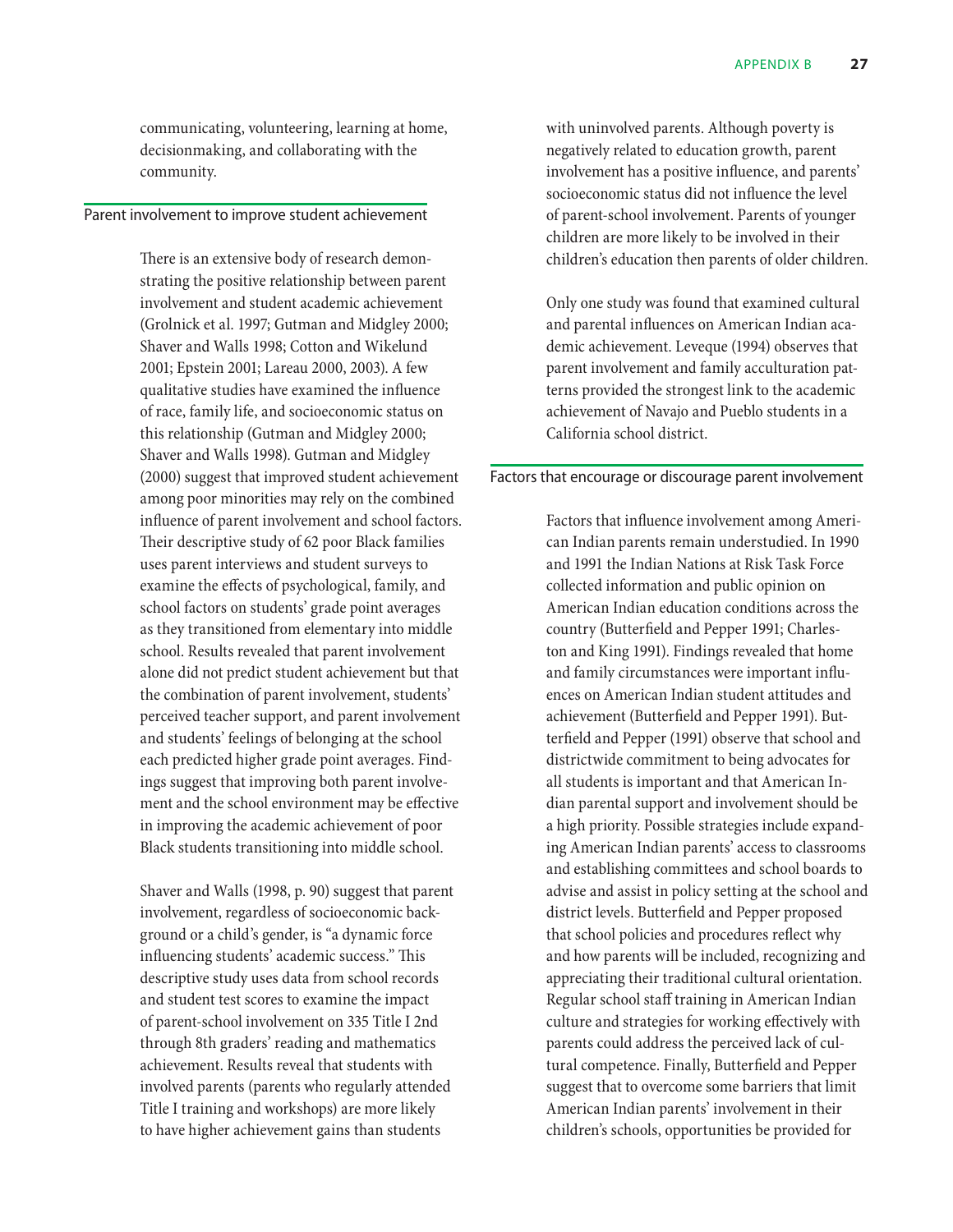communicating, volunteering, learning at home, decisionmaking, and collaborating with the community.

## Parent involvement to improve student achievement

There is an extensive body of research demonstrating the positive relationship between parent involvement and student academic achievement (Grolnick et al. 1997; Gutman and Midgley 2000; Shaver and Walls 1998; Cotton and Wikelund 2001; Epstein 2001; Lareau 2000, 2003). A few qualitative studies have examined the influence of race, family life, and socioeconomic status on this relationship (Gutman and Midgley 2000; Shaver and Walls 1998). Gutman and Midgley (2000) suggest that improved student achievement among poor minorities may rely on the combined influence of parent involvement and school factors. Their descriptive study of 62 poor Black families uses parent interviews and student surveys to examine the effects of psychological, family, and school factors on students' grade point averages as they transitioned from elementary into middle school. Results revealed that parent involvement alone did not predict student achievement but that the combination of parent involvement, students' perceived teacher support, and parent involvement and students' feelings of belonging at the school each predicted higher grade point averages. Findings suggest that improving both parent involvement and the school environment may be effective in improving the academic achievement of poor Black students transitioning into middle school.

Shaver and Walls (1998, p. 90) suggest that parent involvement, regardless of socioeconomic background or a child's gender, is "a dynamic force influencing students' academic success." This descriptive study uses data from school records and student test scores to examine the impact of parent-school involvement on 335 Title I 2nd through 8th graders' reading and mathematics achievement. Results reveal that students with involved parents (parents who regularly attended Title I training and workshops) are more likely to have higher achievement gains than students with uninvolved parents. Although poverty is negatively related to education growth, parent involvement has a positive influence, and parents' socioeconomic status did not influence the level of parent-school involvement. Parents of younger children are more likely to be involved in their children's education then parents of older children.

Only one study was found that examined cultural and parental influences on American Indian academic achievement. Leveque (1994) observes that parent involvement and family acculturation patterns provided the strongest link to the academic achievement of Navajo and Pueblo students in a California school district.

## Factors that encourage or discourage parent involvement

Factors that influence involvement among American Indian parents remain understudied. In 1990 and 1991 the Indian Nations at Risk Task Force collected information and public opinion on American Indian education conditions across the country (Butterfield and Pepper 1991; Charleston and King 1991). Findings revealed that home and family circumstances were important influences on American Indian student attitudes and achievement (Butterfield and Pepper 1991). Butterfield and Pepper (1991) observe that school and districtwide commitment to being advocates for all students is important and that American Indian parental support and involvement should be a high priority. Possible strategies include expanding American Indian parents' access to classrooms and establishing committees and school boards to advise and assist in policy setting at the school and district levels. Butterfield and Pepper proposed that school policies and procedures reflect why and how parents will be included, recognizing and appreciating their traditional cultural orientation. Regular school staff training in American Indian culture and strategies for working effectively with parents could address the perceived lack of cultural competence. Finally, Butterfield and Pepper suggest that to overcome some barriers that limit American Indian parents' involvement in their children's schools, opportunities be provided for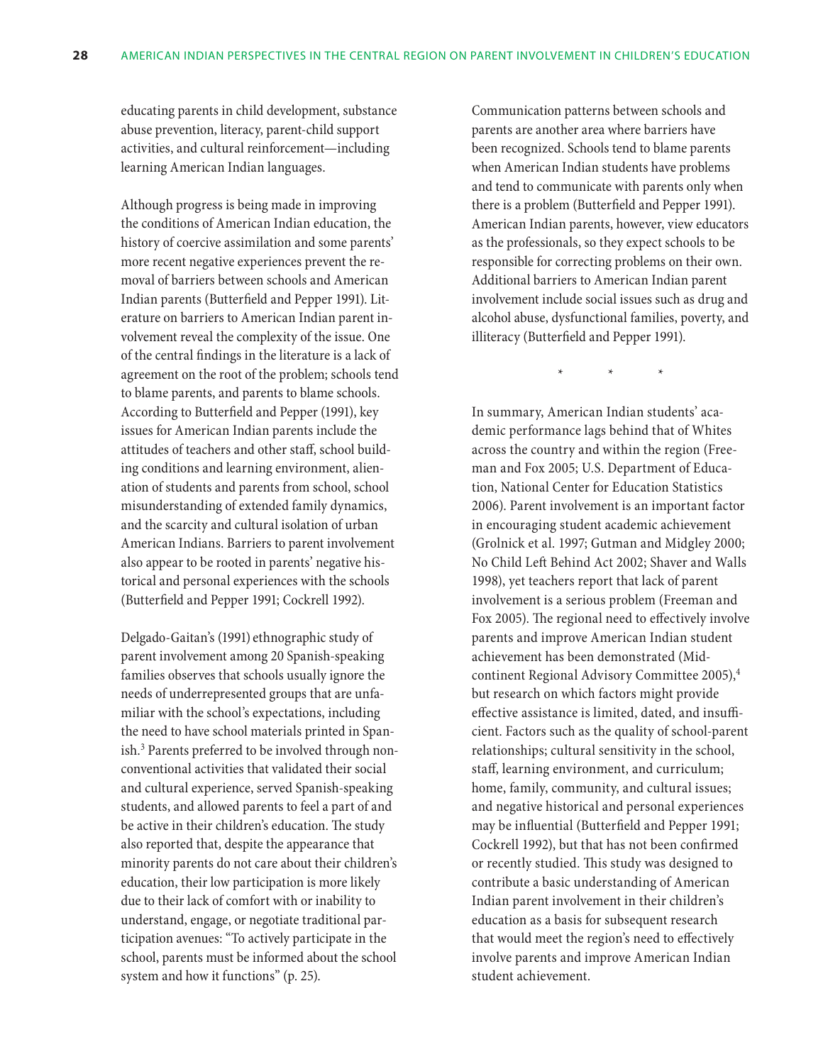educating parents in child development, substance abuse prevention, literacy, parent-child support activities, and cultural reinforcement—including learning American Indian languages.

Although progress is being made in improving the conditions of American Indian education, the history of coercive assimilation and some parents' more recent negative experiences prevent the removal of barriers between schools and American Indian parents (Butterfield and Pepper 1991). Literature on barriers to American Indian parent involvement reveal the complexity of the issue. One of the central findings in the literature is a lack of agreement on the root of the problem; schools tend to blame parents, and parents to blame schools. According to Butterfield and Pepper (1991), key issues for American Indian parents include the attitudes of teachers and other staff, school building conditions and learning environment, alienation of students and parents from school, school misunderstanding of extended family dynamics, and the scarcity and cultural isolation of urban American Indians. Barriers to parent involvement also appear to be rooted in parents' negative historical and personal experiences with the schools (Butterfield and Pepper 1991; Cockrell 1992).

Delgado-Gaitan's (1991) ethnographic study of parent involvement among 20 Spanish-speaking families observes that schools usually ignore the needs of underrepresented groups that are unfamiliar with the school's expectations, including the need to have school materials printed in Spanish.[3] Parents preferred to be involved through nonconventional activities that validated their social and cultural experience, served Spanish-speaking students, and allowed parents to feel a part of and be active in their children's education. The study also reported that, despite the appearance that minority parents do not care about their children's education, their low participation is more likely due to their lack of comfort with or inability to understand, engage, or negotiate traditional participation avenues: "To actively participate in the school, parents must be informed about the school system and how it functions" (p. 25).

Communication patterns between schools and parents are another area where barriers have been recognized. Schools tend to blame parents when American Indian students have problems and tend to communicate with parents only when there is a problem (Butterfield and Pepper 1991). American Indian parents, however, view educators as the professionals, so they expect schools to be responsible for correcting problems on their own. Additional barriers to American Indian parent involvement include social issues such as drug and alcohol abuse, dysfunctional families, poverty, and illiteracy (Butterfield and Pepper 1991).

\* \* \*

In summary, American Indian students' academic performance lags behind that of Whites across the country and within the region (Freeman and Fox 2005; U.S. Department of Education, National Center for Education Statistics 2006). Parent involvement is an important factor in encouraging student academic achievement (Grolnick et al. 1997; Gutman and Midgley 2000; No Child Left Behind Act 2002; Shaver and Walls 1998), yet teachers report that lack of parent involvement is a serious problem (Freeman and Fox 2005). The regional need to effectively involve parents and improve American Indian student achievement has been demonstrated (Mid-continent Regional Advisory Committee 2005),[4] but research on which factors might provide effective assistance is limited, dated, and insufficient. Factors such as the quality of school-parent relationships; cultural sensitivity in the school, staff, learning environment, and curriculum; home, family, community, and cultural issues; and negative historical and personal experiences may be influential (Butterfield and Pepper 1991; Cockrell 1992), but that has not been confirmed or recently studied. This study was designed to contribute a basic understanding of American Indian parent involvement in their children's education as a basis for subsequent research that would meet the region's need to effectively involve parents and improve American Indian student achievement.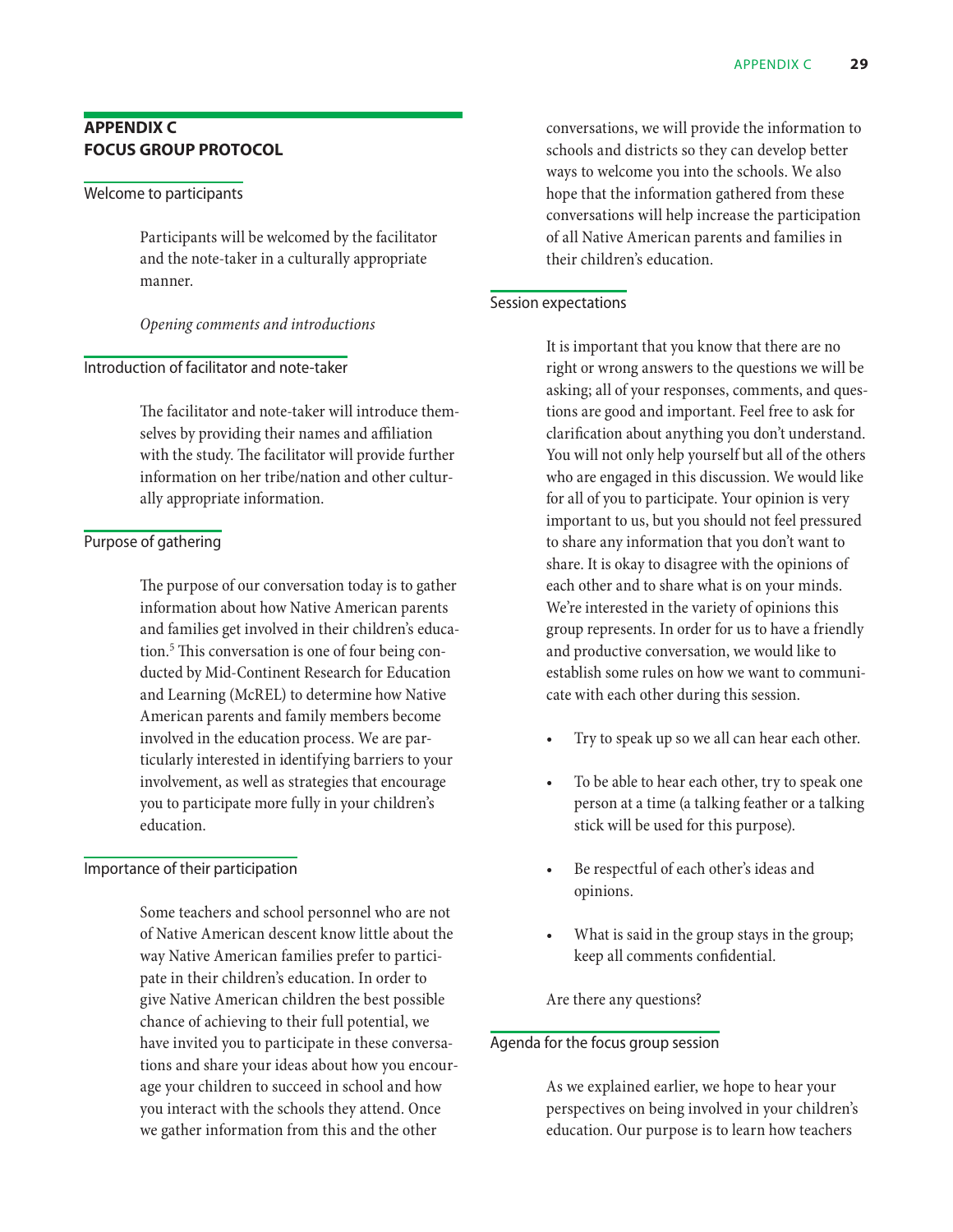## APPENDIX C
## FOCUS GROUP PROTOCOL

### Welcome to participants

Participants will be welcomed by the facilitator and the note-taker in a culturally appropriate manner.

*Opening comments and introductions*

### Introduction of facilitator and note-taker

The facilitator and note-taker will introduce themselves by providing their names and affiliation with the study. The facilitator will provide further information on her tribe/nation and other culturally appropriate information.

### Purpose of gathering

The purpose of our conversation today is to gather information about how Native American parents and families get involved in their children's education.[5] This conversation is one of four being conducted by Mid-Continent Research for Education and Learning (McREL) to determine how Native American parents and family members become involved in the education process. We are particularly interested in identifying barriers to your involvement, as well as strategies that encourage you to participate more fully in your children's education.

### Importance of their participation

Some teachers and school personnel who are not of Native American descent know little about the way Native American families prefer to participate in their children's education. In order to give Native American children the best possible chance of achieving to their full potential, we have invited you to participate in these conversations and share your ideas about how you encourage your children to succeed in school and how you interact with the schools they attend. Once we gather information from this and the other conversations, we will provide the information to schools and districts so they can develop better ways to welcome you into the schools. We also hope that the information gathered from these conversations will help increase the participation of all Native American parents and families in their children's education.

### Session expectations

It is important that you know that there are no right or wrong answers to the questions we will be asking; all of your responses, comments, and questions are good and important. Feel free to ask for clarification about anything you don't understand. You will not only help yourself but all of the others who are engaged in this discussion. We would like for all of you to participate. Your opinion is very important to us, but you should not feel pressured to share any information that you don't want to share. It is okay to disagree with the opinions of each other and to share what is on your minds. We're interested in the variety of opinions this group represents. In order for us to have a friendly and productive conversation, we would like to establish some rules on how we want to communicate with each other during this session.

- Try to speak up so we all can hear each other.
- To be able to hear each other, try to speak one person at a time (a talking feather or a talking stick will be used for this purpose).
- Be respectful of each other's ideas and opinions.
- What is said in the group stays in the group; keep all comments confidential.

Are there any questions?

### Agenda for the focus group session

As we explained earlier, we hope to hear your perspectives on being involved in your children's education. Our purpose is to learn how teachers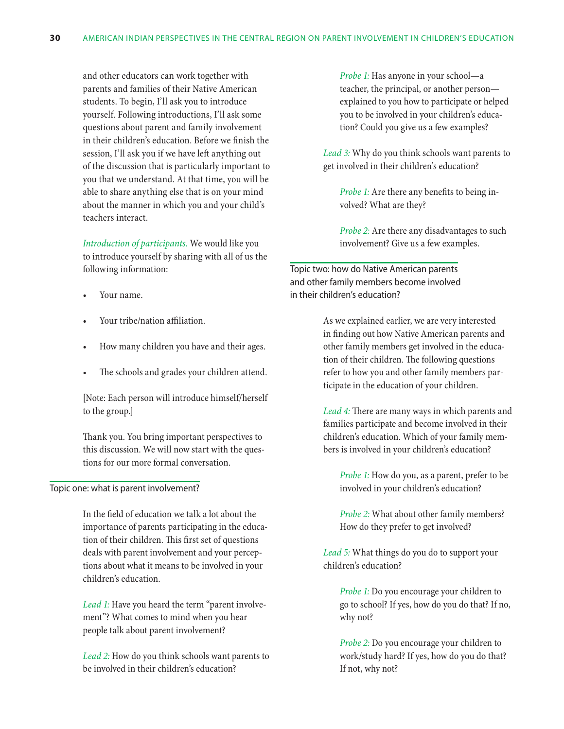and other educators can work together with parents and families of their Native American students. To begin, I'll ask you to introduce yourself. Following introductions, I'll ask some questions about parent and family involvement in their children's education. Before we finish the session, I'll ask you if we have left anything out of the discussion that is particularly important to you that we understand. At that time, you will be able to share anything else that is on your mind about the manner in which you and your child's teachers interact.

*Introduction of participants.* We would like you to introduce yourself by sharing with all of us the following information:

- Your name.
- Your tribe/nation affiliation.
- How many children you have and their ages.
- The schools and grades your children attend.

[Note: Each person will introduce himself/herself to the group.]

Thank you. You bring important perspectives to this discussion. We will now start with the questions for our more formal conversation.

## Topic one: what is parent involvement?

In the field of education we talk a lot about the importance of parents participating in the education of their children. This first set of questions deals with parent involvement and your perceptions about what it means to be involved in your children's education.

*Lead 1:* Have you heard the term "parent involvement"? What comes to mind when you hear people talk about parent involvement?

*Lead 2:* How do you think schools want parents to be involved in their children's education?

*Probe 1:* Has anyone in your school—a teacher, the principal, or another person—explained to you how to participate or helped you to be involved in your children's education? Could you give us a few examples?

*Lead 3:* Why do you think schools want parents to get involved in their children's education?

*Probe 1:* Are there any benefits to being involved? What are they?

*Probe 2:* Are there any disadvantages to such involvement? Give us a few examples.

## Topic two: how do Native American parents and other family members become involved in their children's education?

As we explained earlier, we are very interested in finding out how Native American parents and other family members get involved in the education of their children. The following questions refer to how you and other family members participate in the education of your children.

*Lead 4:* There are many ways in which parents and families participate and become involved in their children's education. Which of your family members is involved in your children's education?

*Probe 1:* How do you, as a parent, prefer to be involved in your children's education?

*Probe 2:* What about other family members? How do they prefer to get involved?

*Lead 5:* What things do you do to support your children's education?

*Probe 1:* Do you encourage your children to go to school? If yes, how do you do that? If no, why not?

*Probe 2:* Do you encourage your children to work/study hard? If yes, how do you do that? If not, why not?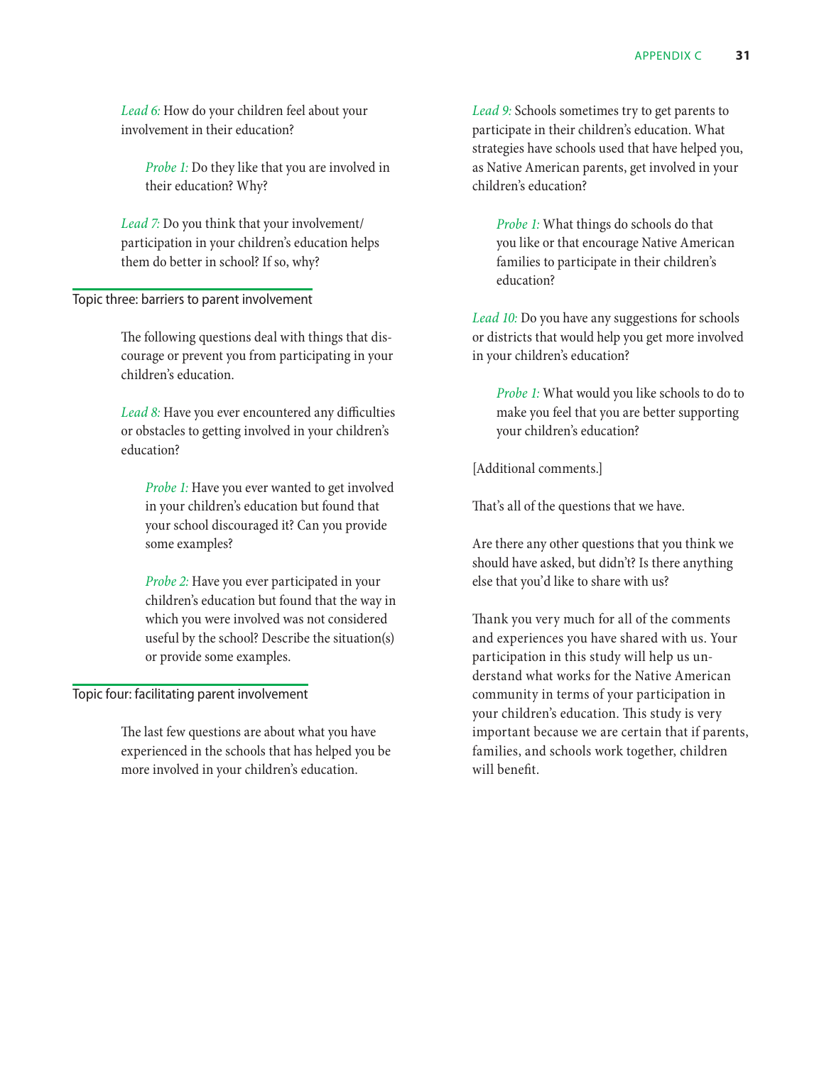*Lead 6:* How do your children feel about your involvement in their education?

*Probe 1:* Do they like that you are involved in their education? Why?

*Lead 7:* Do you think that your involvement/participation in your children's education helps them do better in school? If so, why?

## Topic three: barriers to parent involvement

The following questions deal with things that discourage or prevent you from participating in your children's education.

*Lead 8:* Have you ever encountered any difficulties or obstacles to getting involved in your children's education?

*Probe 1:* Have you ever wanted to get involved in your children's education but found that your school discouraged it? Can you provide some examples?

*Probe 2:* Have you ever participated in your children's education but found that the way in which you were involved was not considered useful by the school? Describe the situation(s) or provide some examples.

## Topic four: facilitating parent involvement

The last few questions are about what you have experienced in the schools that has helped you be more involved in your children's education.

*Lead 9:* Schools sometimes try to get parents to participate in their children's education. What strategies have schools used that have helped you, as Native American parents, get involved in your children's education?

*Probe 1:* What things do schools do that you like or that encourage Native American families to participate in their children's education?

*Lead 10:* Do you have any suggestions for schools or districts that would help you get more involved in your children's education?

*Probe 1:* What would you like schools to do to make you feel that you are better supporting your children's education?

[Additional comments.]

That's all of the questions that we have.

Are there any other questions that you think we should have asked, but didn't? Is there anything else that you'd like to share with us?

Thank you very much for all of the comments and experiences you have shared with us. Your participation in this study will help us understand what works for the Native American community in terms of your participation in your children's education. This study is very important because we are certain that if parents, families, and schools work together, children will benefit.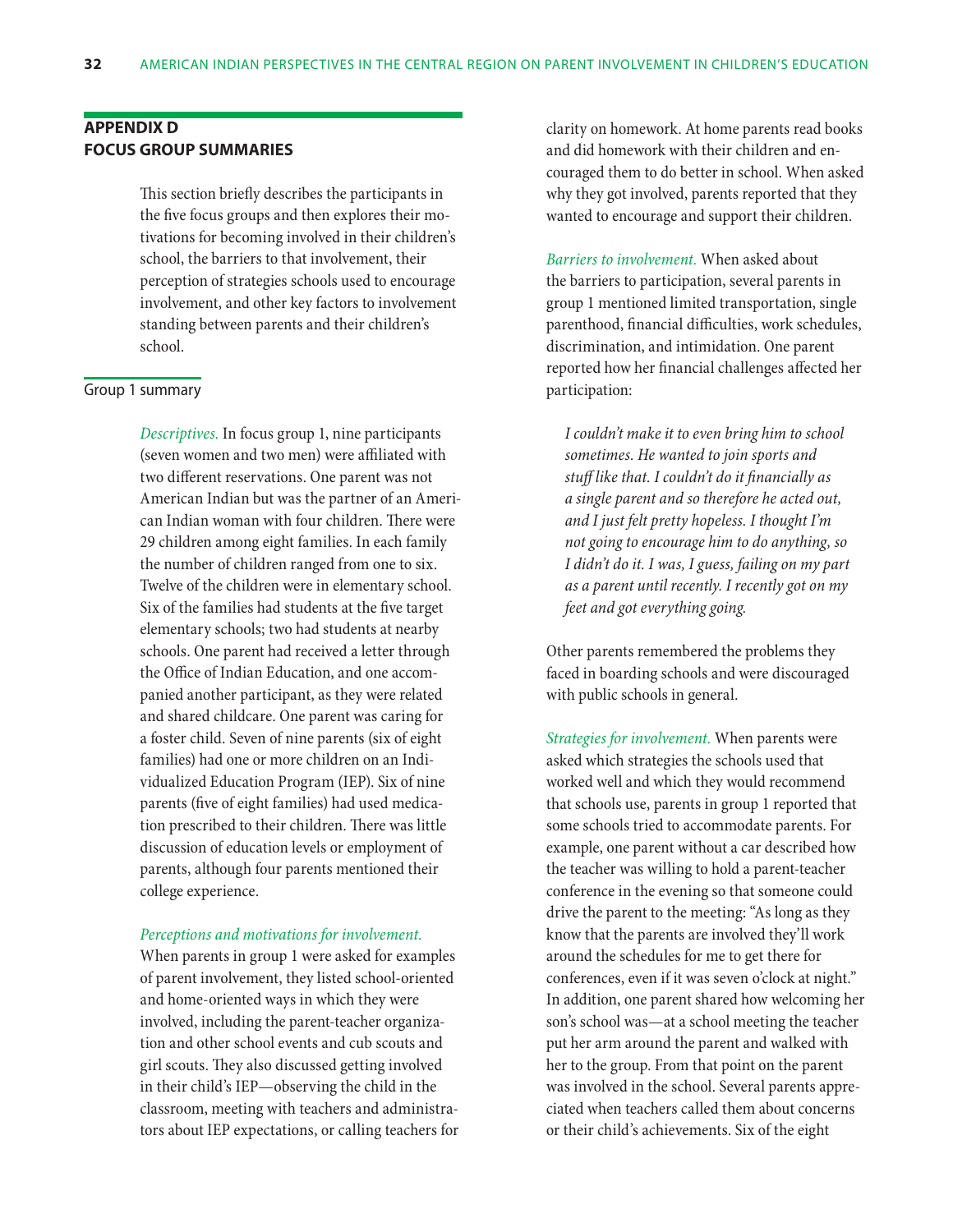## APPENDIX D
## FOCUS GROUP SUMMARIES

This section briefly describes the participants in the five focus groups and then explores their motivations for becoming involved in their children's school, the barriers to that involvement, their perception of strategies schools used to encourage involvement, and other key factors to involvement standing between parents and their children's school.

### Group 1 summary

*Descriptives.* In focus group 1, nine participants (seven women and two men) were affiliated with two different reservations. One parent was not American Indian but was the partner of an American Indian woman with four children. There were 29 children among eight families. In each family the number of children ranged from one to six. Twelve of the children were in elementary school. Six of the families had students at the five target elementary schools; two had students at nearby schools. One parent had received a letter through the Office of Indian Education, and one accompanied another participant, as they were related and shared childcare. One parent was caring for a foster child. Seven of nine parents (six of eight families) had one or more children on an Individualized Education Program (IEP). Six of nine parents (five of eight families) had used medication prescribed to their children. There was little discussion of education levels or employment of parents, although four parents mentioned their college experience.

*Perceptions and motivations for involvement.* When parents in group 1 were asked for examples of parent involvement, they listed school-oriented and home-oriented ways in which they were involved, including the parent-teacher organization and other school events and cub scouts and girl scouts. They also discussed getting involved in their child's IEP—observing the child in the classroom, meeting with teachers and administrators about IEP expectations, or calling teachers for clarity on homework. At home parents read books and did homework with their children and encouraged them to do better in school. When asked why they got involved, parents reported that they wanted to encourage and support their children.

*Barriers to involvement.* When asked about the barriers to participation, several parents in group 1 mentioned limited transportation, single parenthood, financial difficulties, work schedules, discrimination, and intimidation. One parent reported how her financial challenges affected her participation:

> *I couldn't make it to even bring him to school sometimes. He wanted to join sports and stuff like that. I couldn't do it financially as a single parent and so therefore he acted out, and I just felt pretty hopeless. I thought I'm not going to encourage him to do anything, so I didn't do it. I was, I guess, failing on my part as a parent until recently. I recently got on my feet and got everything going.*

Other parents remembered the problems they faced in boarding schools and were discouraged with public schools in general.

*Strategies for involvement.* When parents were asked which strategies the schools used that worked well and which they would recommend that schools use, parents in group 1 reported that some schools tried to accommodate parents. For example, one parent without a car described how the teacher was willing to hold a parent-teacher conference in the evening so that someone could drive the parent to the meeting: "As long as they know that the parents are involved they'll work around the schedules for me to get there for conferences, even if it was seven o'clock at night." In addition, one parent shared how welcoming her son's school was—at a school meeting the teacher put her arm around the parent and walked with her to the group. From that point on the parent was involved in the school. Several parents appreciated when teachers called them about concerns or their child's achievements. Six of the eight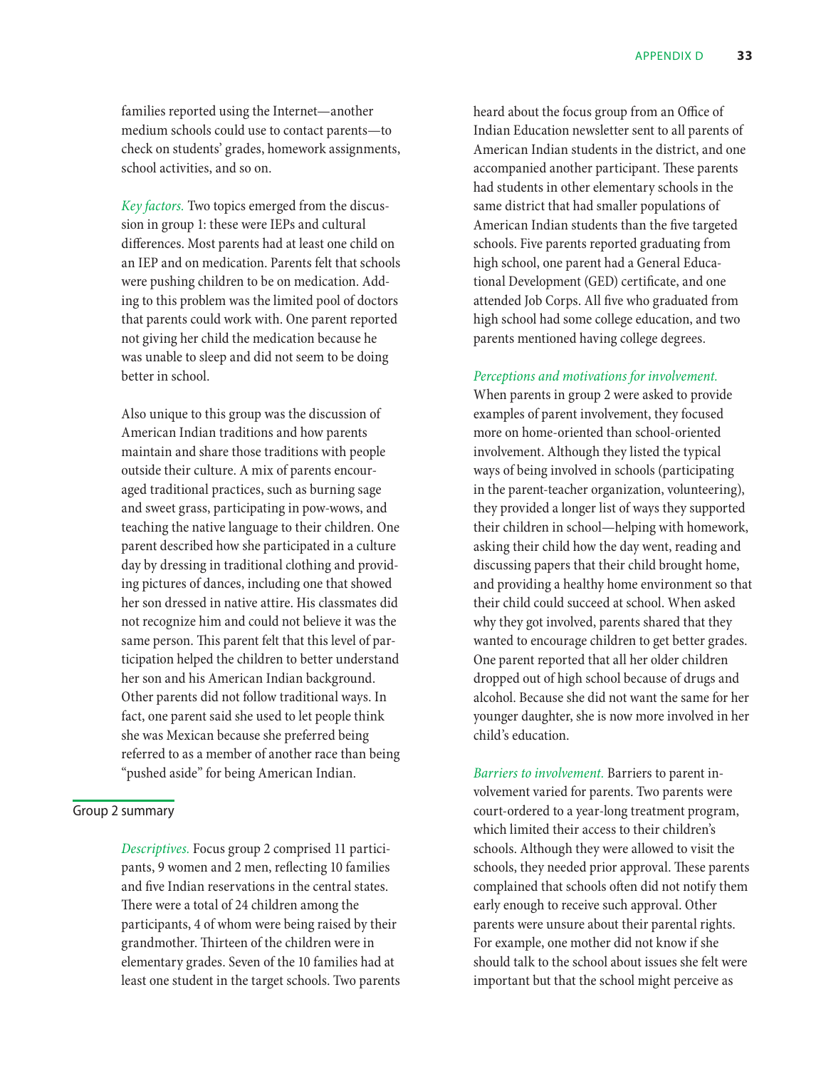families reported using the Internet—another medium schools could use to contact parents—to check on students' grades, homework assignments, school activities, and so on.

*Key factors.* Two topics emerged from the discussion in group 1: these were IEPs and cultural differences. Most parents had at least one child on an IEP and on medication. Parents felt that schools were pushing children to be on medication. Adding to this problem was the limited pool of doctors that parents could work with. One parent reported not giving her child the medication because he was unable to sleep and did not seem to be doing better in school.

Also unique to this group was the discussion of American Indian traditions and how parents maintain and share those traditions with people outside their culture. A mix of parents encouraged traditional practices, such as burning sage and sweet grass, participating in pow-wows, and teaching the native language to their children. One parent described how she participated in a culture day by dressing in traditional clothing and providing pictures of dances, including one that showed her son dressed in native attire. His classmates did not recognize him and could not believe it was the same person. This parent felt that this level of participation helped the children to better understand her son and his American Indian background. Other parents did not follow traditional ways. In fact, one parent said she used to let people think she was Mexican because she preferred being referred to as a member of another race than being "pushed aside" for being American Indian.

### Group 2 summary

*Descriptives.* Focus group 2 comprised 11 participants, 9 women and 2 men, reflecting 10 families and five Indian reservations in the central states. There were a total of 24 children among the participants, 4 of whom were being raised by their grandmother. Thirteen of the children were in elementary grades. Seven of the 10 families had at least one student in the target schools. Two parents heard about the focus group from an Office of Indian Education newsletter sent to all parents of American Indian students in the district, and one accompanied another participant. These parents had students in other elementary schools in the same district that had smaller populations of American Indian students than the five targeted schools. Five parents reported graduating from high school, one parent had a General Educational Development (GED) certificate, and one attended Job Corps. All five who graduated from high school had some college education, and two parents mentioned having college degrees.

*Perceptions and motivations for involvement.* When parents in group 2 were asked to provide examples of parent involvement, they focused more on home-oriented than school-oriented involvement. Although they listed the typical ways of being involved in schools (participating in the parent-teacher organization, volunteering), they provided a longer list of ways they supported their children in school—helping with homework, asking their child how the day went, reading and discussing papers that their child brought home, and providing a healthy home environment so that their child could succeed at school. When asked why they got involved, parents shared that they wanted to encourage children to get better grades. One parent reported that all her older children dropped out of high school because of drugs and alcohol. Because she did not want the same for her younger daughter, she is now more involved in her child's education.

*Barriers to involvement.* Barriers to parent involvement varied for parents. Two parents were court-ordered to a year-long treatment program, which limited their access to their children's schools. Although they were allowed to visit the schools, they needed prior approval. These parents complained that schools often did not notify them early enough to receive such approval. Other parents were unsure about their parental rights. For example, one mother did not know if she should talk to the school about issues she felt were important but that the school might perceive as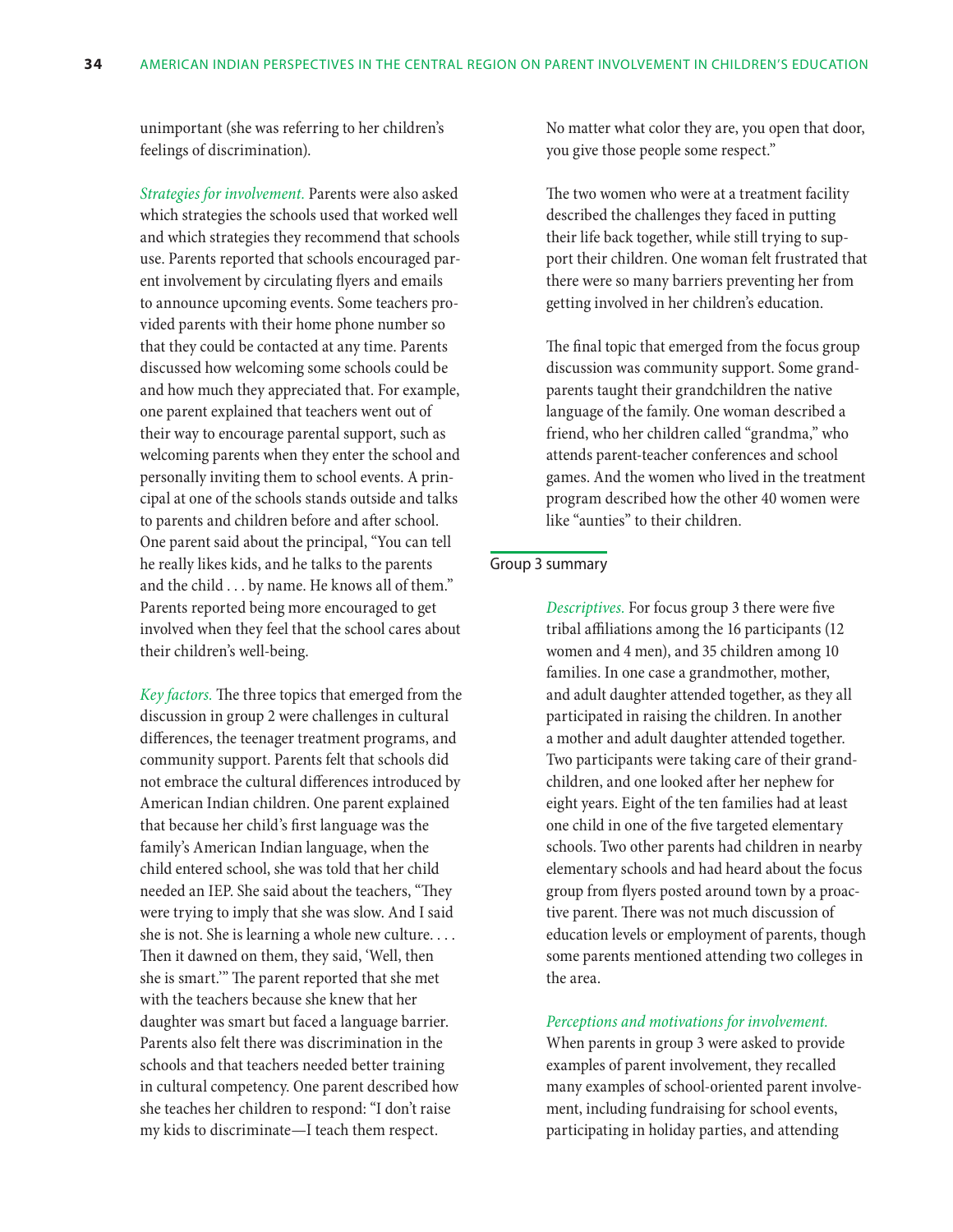unimportant (she was referring to her children's feelings of discrimination).

*Strategies for involvement.* Parents were also asked which strategies the schools used that worked well and which strategies they recommend that schools use. Parents reported that schools encouraged parent involvement by circulating flyers and emails to announce upcoming events. Some teachers provided parents with their home phone number so that they could be contacted at any time. Parents discussed how welcoming some schools could be and how much they appreciated that. For example, one parent explained that teachers went out of their way to encourage parental support, such as welcoming parents when they enter the school and personally inviting them to school events. A principal at one of the schools stands outside and talks to parents and children before and after school. One parent said about the principal, "You can tell he really likes kids, and he talks to the parents and the child . . . by name. He knows all of them." Parents reported being more encouraged to get involved when they feel that the school cares about their children's well-being.

*Key factors.* The three topics that emerged from the discussion in group 2 were challenges in cultural differences, the teenager treatment programs, and community support. Parents felt that schools did not embrace the cultural differences introduced by American Indian children. One parent explained that because her child's first language was the family's American Indian language, when the child entered school, she was told that her child needed an IEP. She said about the teachers, "They were trying to imply that she was slow. And I said she is not. She is learning a whole new culture. . . . Then it dawned on them, they said, 'Well, then she is smart.'" The parent reported that she met with the teachers because she knew that her daughter was smart but faced a language barrier. Parents also felt there was discrimination in the schools and that teachers needed better training in cultural competency. One parent described how she teaches her children to respond: "I don't raise my kids to discriminate—I teach them respect. No matter what color they are, you open that door, you give those people some respect."

The two women who were at a treatment facility described the challenges they faced in putting their life back together, while still trying to support their children. One woman felt frustrated that there were so many barriers preventing her from getting involved in her children's education.

The final topic that emerged from the focus group discussion was community support. Some grandparents taught their grandchildren the native language of the family. One woman described a friend, who her children called "grandma," who attends parent-teacher conferences and school games. And the women who lived in the treatment program described how the other 40 women were like "aunties" to their children.

## Group 3 summary

*Descriptives.* For focus group 3 there were five tribal affiliations among the 16 participants (12 women and 4 men), and 35 children among 10 families. In one case a grandmother, mother, and adult daughter attended together, as they all participated in raising the children. In another a mother and adult daughter attended together. Two participants were taking care of their grandchildren, and one looked after her nephew for eight years. Eight of the ten families had at least one child in one of the five targeted elementary schools. Two other parents had children in nearby elementary schools and had heard about the focus group from flyers posted around town by a proactive parent. There was not much discussion of education levels or employment of parents, though some parents mentioned attending two colleges in the area.

*Perceptions and motivations for involvement.* When parents in group 3 were asked to provide examples of parent involvement, they recalled many examples of school-oriented parent involvement, including fundraising for school events, participating in holiday parties, and attending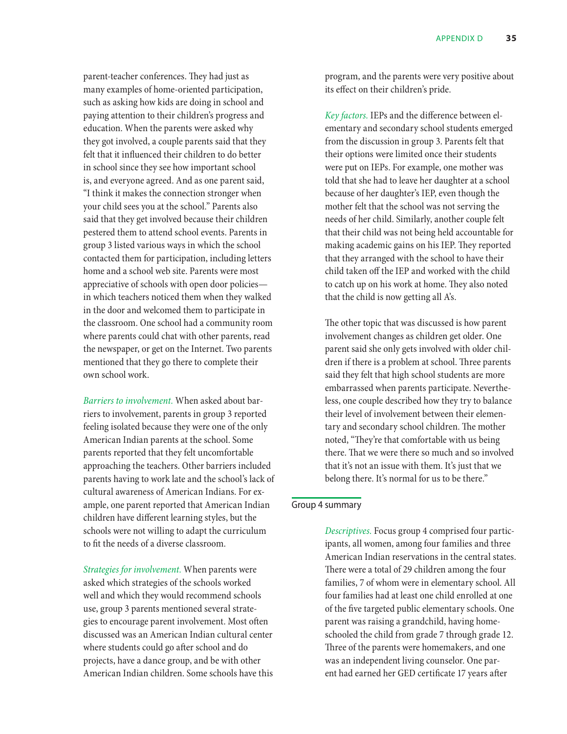parent-teacher conferences. They had just as many examples of home-oriented participation, such as asking how kids are doing in school and paying attention to their children's progress and education. When the parents were asked why they got involved, a couple parents said that they felt that it influenced their children to do better in school since they see how important school is, and everyone agreed. And as one parent said, "I think it makes the connection stronger when your child sees you at the school." Parents also said that they get involved because their children pestered them to attend school events. Parents in group 3 listed various ways in which the school contacted them for participation, including letters home and a school web site. Parents were most appreciative of schools with open door policies—in which teachers noticed them when they walked in the door and welcomed them to participate in the classroom. One school had a community room where parents could chat with other parents, read the newspaper, or get on the Internet. Two parents mentioned that they go there to complete their own school work.

*Barriers to involvement.* When asked about barriers to involvement, parents in group 3 reported feeling isolated because they were one of the only American Indian parents at the school. Some parents reported that they felt uncomfortable approaching the teachers. Other barriers included parents having to work late and the school's lack of cultural awareness of American Indians. For example, one parent reported that American Indian children have different learning styles, but the schools were not willing to adapt the curriculum to fit the needs of a diverse classroom.

*Strategies for involvement.* When parents were asked which strategies of the schools worked well and which they would recommend schools use, group 3 parents mentioned several strategies to encourage parent involvement. Most often discussed was an American Indian cultural center where students could go after school and do projects, have a dance group, and be with other American Indian children. Some schools have this program, and the parents were very positive about its effect on their children's pride.

*Key factors.* IEPs and the difference between elementary and secondary school students emerged from the discussion in group 3. Parents felt that their options were limited once their students were put on IEPs. For example, one mother was told that she had to leave her daughter at a school because of her daughter's IEP, even though the mother felt that the school was not serving the needs of her child. Similarly, another couple felt that their child was not being held accountable for making academic gains on his IEP. They reported that they arranged with the school to have their child taken off the IEP and worked with the child to catch up on his work at home. They also noted that the child is now getting all A's.

The other topic that was discussed is how parent involvement changes as children get older. One parent said she only gets involved with older children if there is a problem at school. Three parents said they felt that high school students are more embarrassed when parents participate. Nevertheless, one couple described how they try to balance their level of involvement between their elementary and secondary school children. The mother noted, "They're that comfortable with us being there. That we were there so much and so involved that it's not an issue with them. It's just that we belong there. It's normal for us to be there."

## Group 4 summary

*Descriptives.* Focus group 4 comprised four participants, all women, among four families and three American Indian reservations in the central states. There were a total of 29 children among the four families, 7 of whom were in elementary school. All four families had at least one child enrolled at one of the five targeted public elementary schools. One parent was raising a grandchild, having home-schooled the child from grade 7 through grade 12. Three of the parents were homemakers, and one was an independent living counselor. One parent had earned her GED certificate 17 years after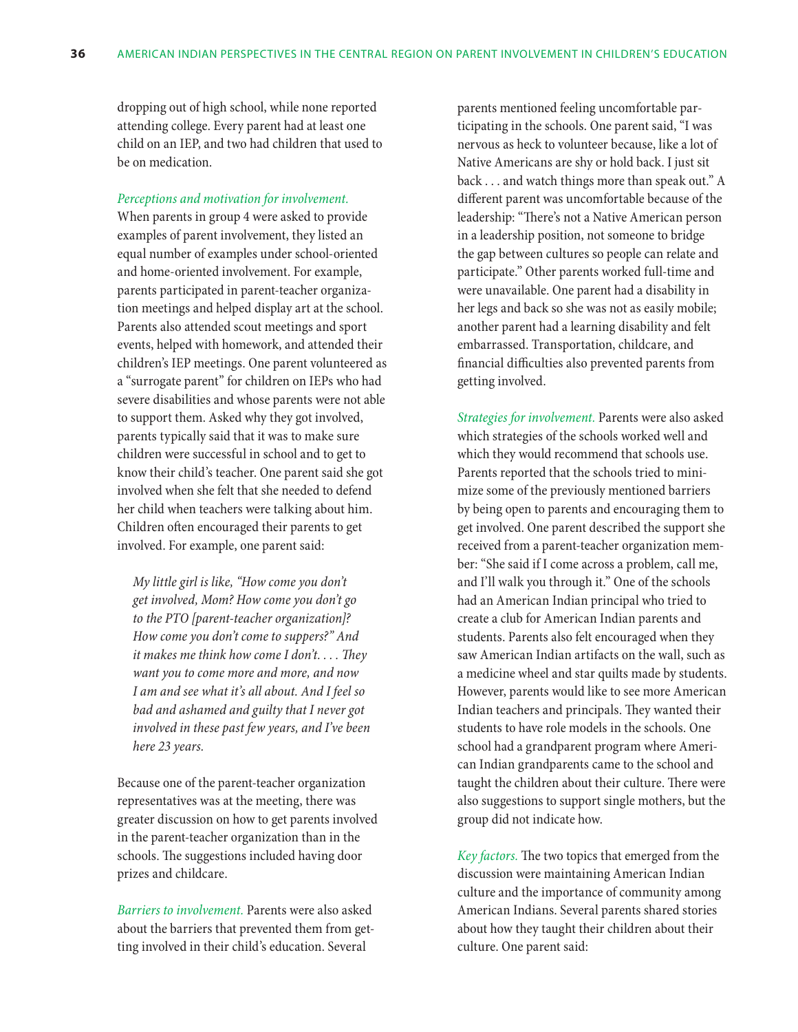dropping out of high school, while none reported attending college. Every parent had at least one child on an IEP, and two had children that used to be on medication.

*Perceptions and motivation for involvement.* When parents in group 4 were asked to provide examples of parent involvement, they listed an equal number of examples under school-oriented and home-oriented involvement. For example, parents participated in parent-teacher organization meetings and helped display art at the school. Parents also attended scout meetings and sport events, helped with homework, and attended their children's IEP meetings. One parent volunteered as a "surrogate parent" for children on IEPs who had severe disabilities and whose parents were not able to support them. Asked why they got involved, parents typically said that it was to make sure children were successful in school and to get to know their child's teacher. One parent said she got involved when she felt that she needed to defend her child when teachers were talking about him. Children often encouraged their parents to get involved. For example, one parent said:

> *My little girl is like, "How come you don't get involved, Mom? How come you don't go to the PTO [parent-teacher organization]? How come you don't come to suppers?" And it makes me think how come I don't. . . . They want you to come more and more, and now I am and see what it's all about. And I feel so bad and ashamed and guilty that I never got involved in these past few years, and I've been here 23 years.*

Because one of the parent-teacher organization representatives was at the meeting, there was greater discussion on how to get parents involved in the parent-teacher organization than in the schools. The suggestions included having door prizes and childcare.

*Barriers to involvement.* Parents were also asked about the barriers that prevented them from getting involved in their child's education. Several parents mentioned feeling uncomfortable participating in the schools. One parent said, "I was nervous as heck to volunteer because, like a lot of Native Americans are shy or hold back. I just sit back . . . and watch things more than speak out." A different parent was uncomfortable because of the leadership: "There's not a Native American person in a leadership position, not someone to bridge the gap between cultures so people can relate and participate." Other parents worked full-time and were unavailable. One parent had a disability in her legs and back so she was not as easily mobile; another parent had a learning disability and felt embarrassed. Transportation, childcare, and financial difficulties also prevented parents from getting involved.

*Strategies for involvement.* Parents were also asked which strategies of the schools worked well and which they would recommend that schools use. Parents reported that the schools tried to minimize some of the previously mentioned barriers by being open to parents and encouraging them to get involved. One parent described the support she received from a parent-teacher organization member: "She said if I come across a problem, call me, and I'll walk you through it." One of the schools had an American Indian principal who tried to create a club for American Indian parents and students. Parents also felt encouraged when they saw American Indian artifacts on the wall, such as a medicine wheel and star quilts made by students. However, parents would like to see more American Indian teachers and principals. They wanted their students to have role models in the schools. One school had a grandparent program where American Indian grandparents came to the school and taught the children about their culture. There were also suggestions to support single mothers, but the group did not indicate how.

*Key factors.* The two topics that emerged from the discussion were maintaining American Indian culture and the importance of community among American Indians. Several parents shared stories about how they taught their children about their culture. One parent said: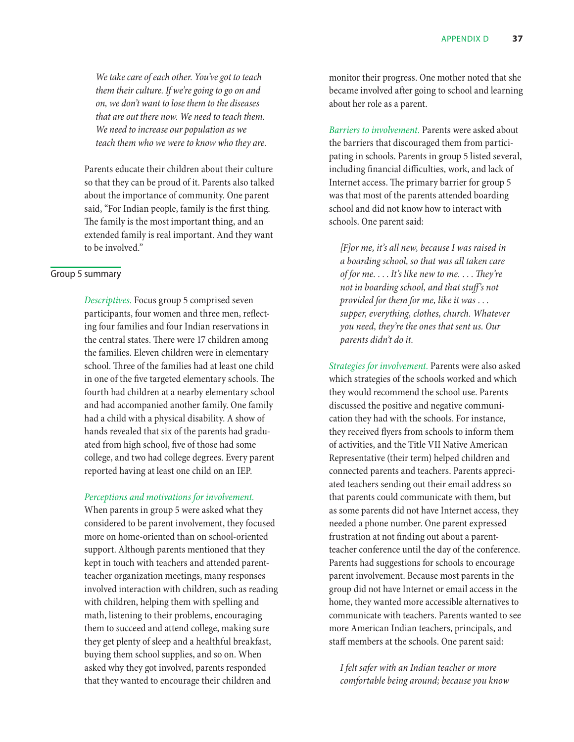> *We take care of each other. You've got to teach them their culture. If we're going to go on and on, we don't want to lose them to the diseases that are out there now. We need to teach them. We need to increase our population as we teach them who we were to know who they are.*

Parents educate their children about their culture so that they can be proud of it. Parents also talked about the importance of community. One parent said, "For Indian people, family is the first thing. The family is the most important thing, and an extended family is real important. And they want to be involved."

## Group 5 summary

*Descriptives.* Focus group 5 comprised seven participants, four women and three men, reflecting four families and four Indian reservations in the central states. There were 17 children among the families. Eleven children were in elementary school. Three of the families had at least one child in one of the five targeted elementary schools. The fourth had children at a nearby elementary school and had accompanied another family. One family had a child with a physical disability. A show of hands revealed that six of the parents had graduated from high school, five of those had some college, and two had college degrees. Every parent reported having at least one child on an IEP.

*Perceptions and motivations for involvement.* When parents in group 5 were asked what they considered to be parent involvement, they focused more on home-oriented than on school-oriented support. Although parents mentioned that they kept in touch with teachers and attended parent-teacher organization meetings, many responses involved interaction with children, such as reading with children, helping them with spelling and math, listening to their problems, encouraging them to succeed and attend college, making sure they get plenty of sleep and a healthful breakfast, buying them school supplies, and so on. When asked why they got involved, parents responded that they wanted to encourage their children and monitor their progress. One mother noted that she became involved after going to school and learning about her role as a parent.

*Barriers to involvement.* Parents were asked about the barriers that discouraged them from participating in schools. Parents in group 5 listed several, including financial difficulties, work, and lack of Internet access. The primary barrier for group 5 was that most of the parents attended boarding school and did not know how to interact with schools. One parent said:

> *[F]or me, it's all new, because I was raised in a boarding school, so that was all taken care of for me. . . . It's like new to me. . . . They're not in boarding school, and that stuff's not provided for them for me, like it was . . . supper, everything, clothes, church. Whatever you need, they're the ones that sent us. Our parents didn't do it.*

*Strategies for involvement.* Parents were also asked which strategies of the schools worked and which they would recommend the school use. Parents discussed the positive and negative communication they had with the schools. For instance, they received flyers from schools to inform them of activities, and the Title VII Native American Representative (their term) helped children and connected parents and teachers. Parents appreciated teachers sending out their email address so that parents could communicate with them, but as some parents did not have Internet access, they needed a phone number. One parent expressed frustration at not finding out about a parent-teacher conference until the day of the conference. Parents had suggestions for schools to encourage parent involvement. Because most parents in the group did not have Internet or email access in the home, they wanted more accessible alternatives to communicate with teachers. Parents wanted to see more American Indian teachers, principals, and staff members at the schools. One parent said:

> *I felt safer with an Indian teacher or more comfortable being around; because you know*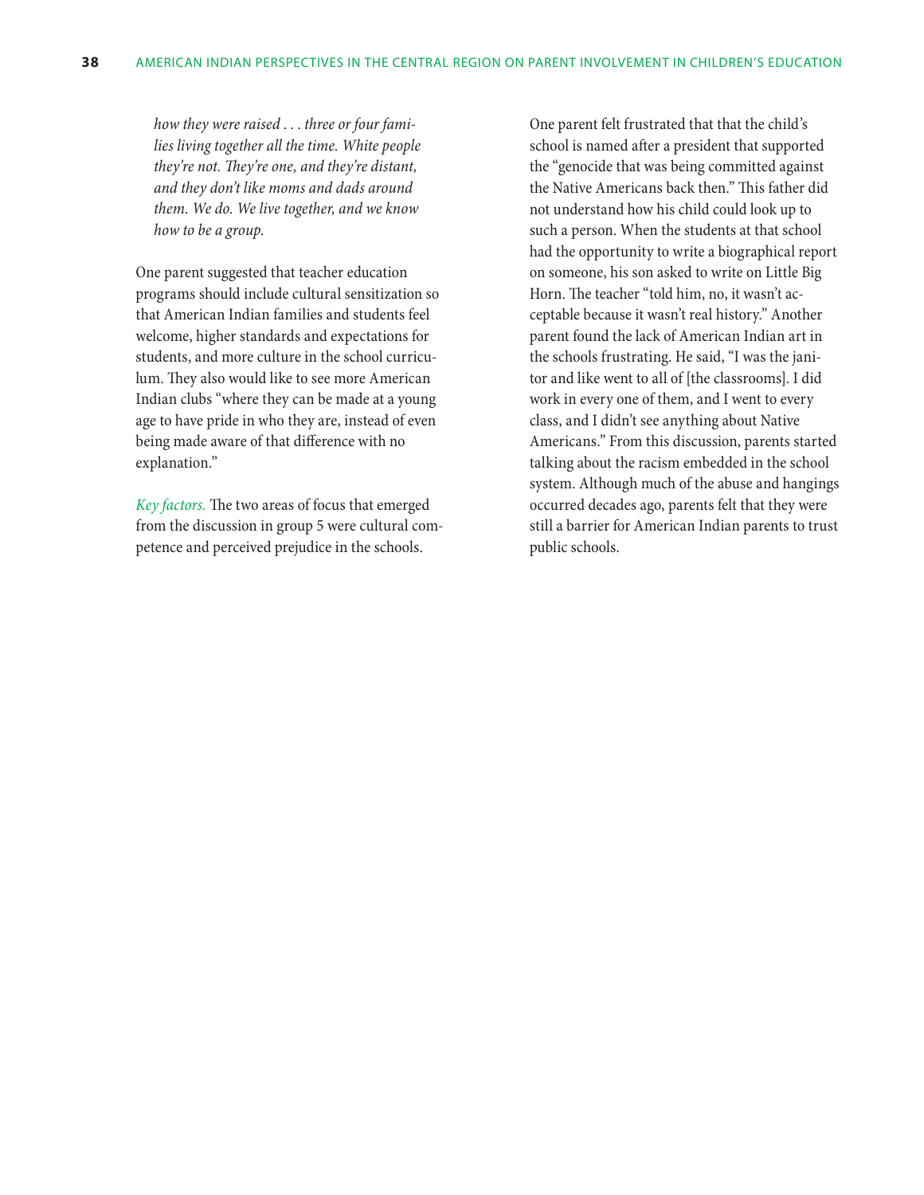*how they were raised . . . three or four families living together all the time. White people they're not. They're one, and they're distant, and they don't like moms and dads around them. We do. We live together, and we know how to be a group.*

One parent suggested that teacher education programs should include cultural sensitization so that American Indian families and students feel welcome, higher standards and expectations for students, and more culture in the school curriculum. They also would like to see more American Indian clubs "where they can be made at a young age to have pride in who they are, instead of even being made aware of that difference with no explanation."

*Key factors.* The two areas of focus that emerged from the discussion in group 5 were cultural competence and perceived prejudice in the schools.

One parent felt frustrated that that the child's school is named after a president that supported the "genocide that was being committed against the Native Americans back then." This father did not understand how his child could look up to such a person. When the students at that school had the opportunity to write a biographical report on someone, his son asked to write on Little Big Horn. The teacher "told him, no, it wasn't acceptable because it wasn't real history." Another parent found the lack of American Indian art in the schools frustrating. He said, "I was the janitor and like went to all of [the classrooms]. I did work in every one of them, and I went to every class, and I didn't see anything about Native Americans." From this discussion, parents started talking about the racism embedded in the school system. Although much of the abuse and hangings occurred decades ago, parents felt that they were still a barrier for American Indian parents to trust public schools.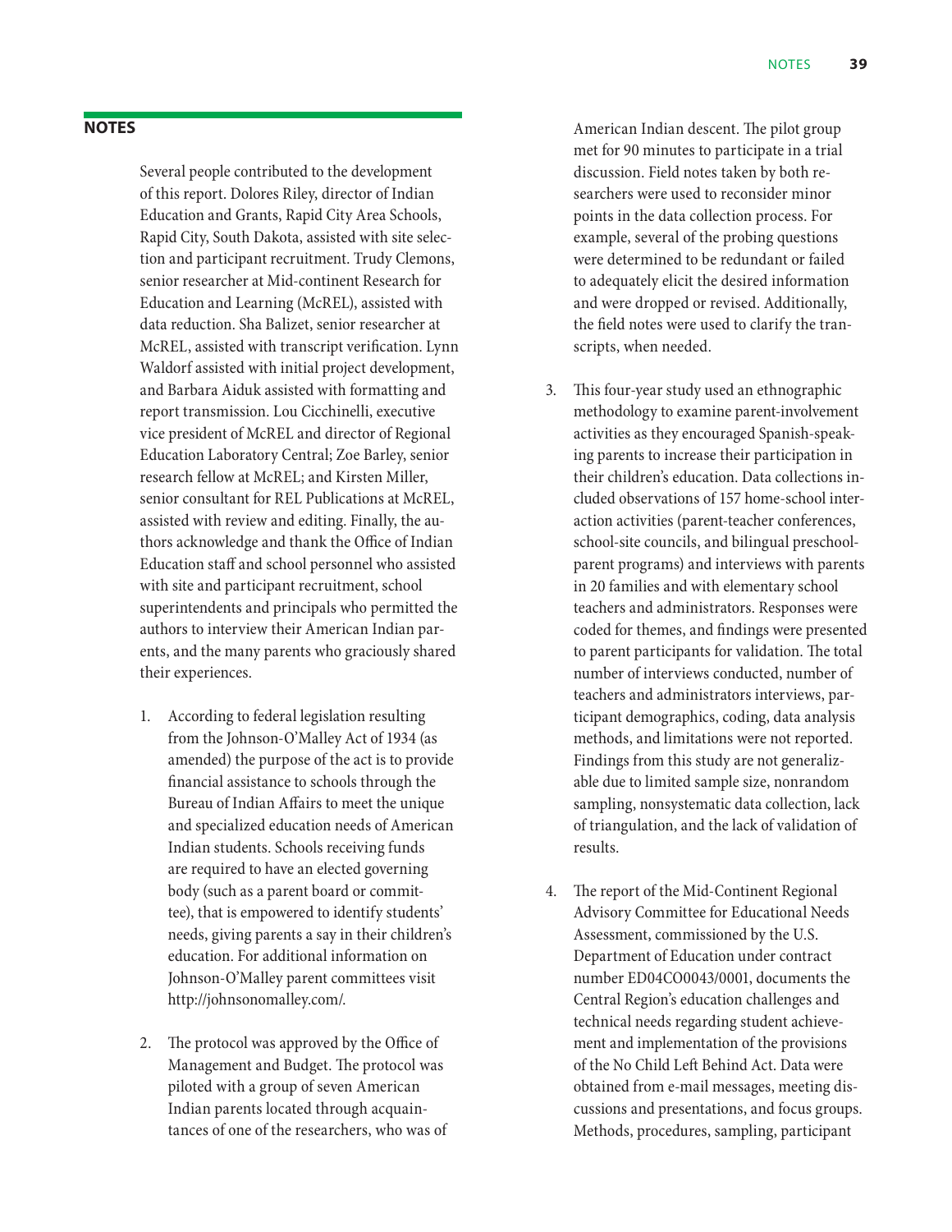## NOTES

Several people contributed to the development of this report. Dolores Riley, director of Indian Education and Grants, Rapid City Area Schools, Rapid City, South Dakota, assisted with site selection and participant recruitment. Trudy Clemons, senior researcher at Mid-continent Research for Education and Learning (McREL), assisted with data reduction. Sha Balizet, senior researcher at McREL, assisted with transcript verification. Lynn Waldorf assisted with initial project development, and Barbara Aiduk assisted with formatting and report transmission. Lou Cicchinelli, executive vice president of McREL and director of Regional Education Laboratory Central; Zoe Barley, senior research fellow at McREL; and Kirsten Miller, senior consultant for REL Publications at McREL, assisted with review and editing. Finally, the authors acknowledge and thank the Office of Indian Education staff and school personnel who assisted with site and participant recruitment, school superintendents and principals who permitted the authors to interview their American Indian parents, and the many parents who graciously shared their experiences.

1. According to federal legislation resulting from the Johnson-O'Malley Act of 1934 (as amended) the purpose of the act is to provide financial assistance to schools through the Bureau of Indian Affairs to meet the unique and specialized education needs of American Indian students. Schools receiving funds are required to have an elected governing body (such as a parent board or committee), that is empowered to identify students' needs, giving parents a say in their children's education. For additional information on Johnson-O'Malley parent committees visit http://johnsonomalley.com/.

2. The protocol was approved by the Office of Management and Budget. The protocol was piloted with a group of seven American Indian parents located through acquaintances of one of the researchers, who was of American Indian descent. The pilot group met for 90 minutes to participate in a trial discussion. Field notes taken by both researchers were used to reconsider minor points in the data collection process. For example, several of the probing questions were determined to be redundant or failed to adequately elicit the desired information and were dropped or revised. Additionally, the field notes were used to clarify the transcripts, when needed.

3. This four-year study used an ethnographic methodology to examine parent-involvement activities as they encouraged Spanish-speaking parents to increase their participation in their children's education. Data collections included observations of 157 home-school interaction activities (parent-teacher conferences, school-site councils, and bilingual preschool-parent programs) and interviews with parents in 20 families and with elementary school teachers and administrators. Responses were coded for themes, and findings were presented to parent participants for validation. The total number of interviews conducted, number of teachers and administrators interviews, participant demographics, coding, data analysis methods, and limitations were not reported. Findings from this study are not generalizable due to limited sample size, nonrandom sampling, nonsystematic data collection, lack of triangulation, and the lack of validation of results.

4. The report of the Mid-Continent Regional Advisory Committee for Educational Needs Assessment, commissioned by the U.S. Department of Education under contract number ED04CO0043/0001, documents the Central Region's education challenges and technical needs regarding student achievement and implementation of the provisions of the No Child Left Behind Act. Data were obtained from e-mail messages, meeting discussions and presentations, and focus groups. Methods, procedures, sampling, participant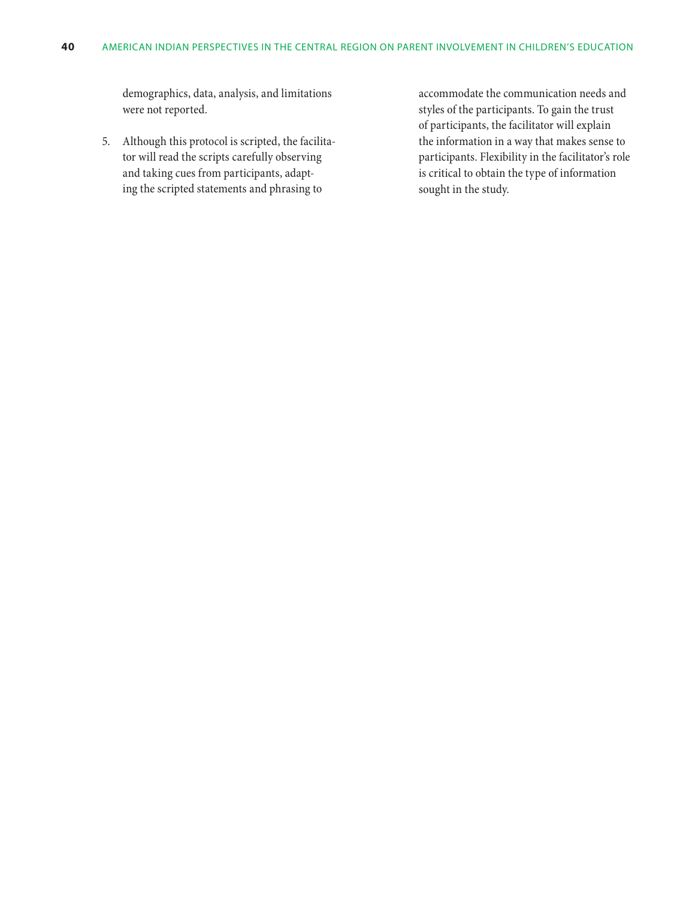demographics, data, analysis, and limitations were not reported.

5. Although this protocol is scripted, the facilitator will read the scripts carefully observing and taking cues from participants, adapting the scripted statements and phrasing to accommodate the communication needs and styles of the participants. To gain the trust of participants, the facilitator will explain the information in a way that makes sense to participants. Flexibility in the facilitator's role is critical to obtain the type of information sought in the study.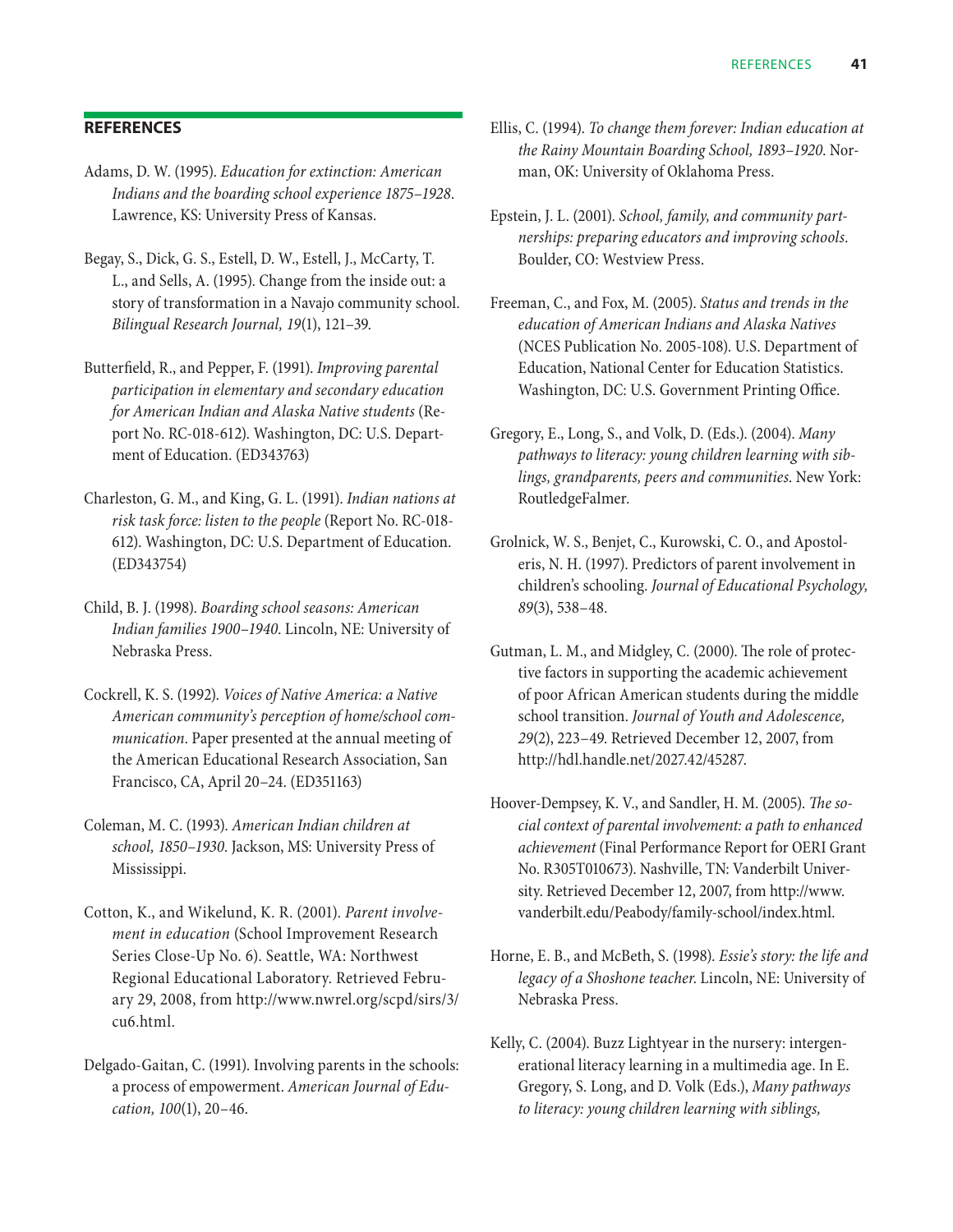## REFERENCES

Adams, D. W. (1995). *Education for extinction: American Indians and the boarding school experience 1875–1928*. Lawrence, KS: University Press of Kansas.

Begay, S., Dick, G. S., Estell, D. W., Estell, J., McCarty, T. L., and Sells, A. (1995). Change from the inside out: a story of transformation in a Navajo community school. *Bilingual Research Journal, 19*(1), 121–39.

Butterfield, R., and Pepper, F. (1991). *Improving parental participation in elementary and secondary education for American Indian and Alaska Native students* (Report No. RC-018-612). Washington, DC: U.S. Department of Education. (ED343763)

Charleston, G. M., and King, G. L. (1991). *Indian nations at risk task force: listen to the people* (Report No. RC-018-612). Washington, DC: U.S. Department of Education. (ED343754)

Child, B. J. (1998). *Boarding school seasons: American Indian families 1900–1940*. Lincoln, NE: University of Nebraska Press.

Cockrell, K. S. (1992). *Voices of Native America: a Native American community's perception of home/school communication*. Paper presented at the annual meeting of the American Educational Research Association, San Francisco, CA, April 20–24. (ED351163)

Coleman, M. C. (1993). *American Indian children at school, 1850–1930*. Jackson, MS: University Press of Mississippi.

Cotton, K., and Wikelund, K. R. (2001). *Parent involvement in education* (School Improvement Research Series Close-Up No. 6). Seattle, WA: Northwest Regional Educational Laboratory. Retrieved February 29, 2008, from http://www.nwrel.org/scpd/sirs/3/cu6.html.

Delgado-Gaitan, C. (1991). Involving parents in the schools: a process of empowerment. *American Journal of Education, 100*(1), 20–46.

Ellis, C. (1994). *To change them forever: Indian education at the Rainy Mountain Boarding School, 1893–1920*. Norman, OK: University of Oklahoma Press.

Epstein, J. L. (2001). *School, family, and community partnerships: preparing educators and improving schools*. Boulder, CO: Westview Press.

Freeman, C., and Fox, M. (2005). *Status and trends in the education of American Indians and Alaska Natives* (NCES Publication No. 2005-108). U.S. Department of Education, National Center for Education Statistics. Washington, DC: U.S. Government Printing Office.

Gregory, E., Long, S., and Volk, D. (Eds.). (2004). *Many pathways to literacy: young children learning with siblings, grandparents, peers and communities*. New York: RoutledgeFalmer.

Grolnick, W. S., Benjet, C., Kurowski, C. O., and Apostoleris, N. H. (1997). Predictors of parent involvement in children's schooling. *Journal of Educational Psychology, 89*(3), 538–48.

Gutman, L. M., and Midgley, C. (2000). The role of protective factors in supporting the academic achievement of poor African American students during the middle school transition. *Journal of Youth and Adolescence, 29*(2), 223–49. Retrieved December 12, 2007, from http://hdl.handle.net/2027.42/45287.

Hoover-Dempsey, K. V., and Sandler, H. M. (2005). *The social context of parental involvement: a path to enhanced achievement* (Final Performance Report for OERI Grant No. R305T010673). Nashville, TN: Vanderbilt University. Retrieved December 12, 2007, from http://www.vanderbilt.edu/Peabody/family-school/index.html.

Horne, E. B., and McBeth, S. (1998). *Essie's story: the life and legacy of a Shoshone teacher*. Lincoln, NE: University of Nebraska Press.

Kelly, C. (2004). Buzz Lightyear in the nursery: intergenerational literacy learning in a multimedia age. In E. Gregory, S. Long, and D. Volk (Eds.), *Many pathways to literacy: young children learning with siblings,*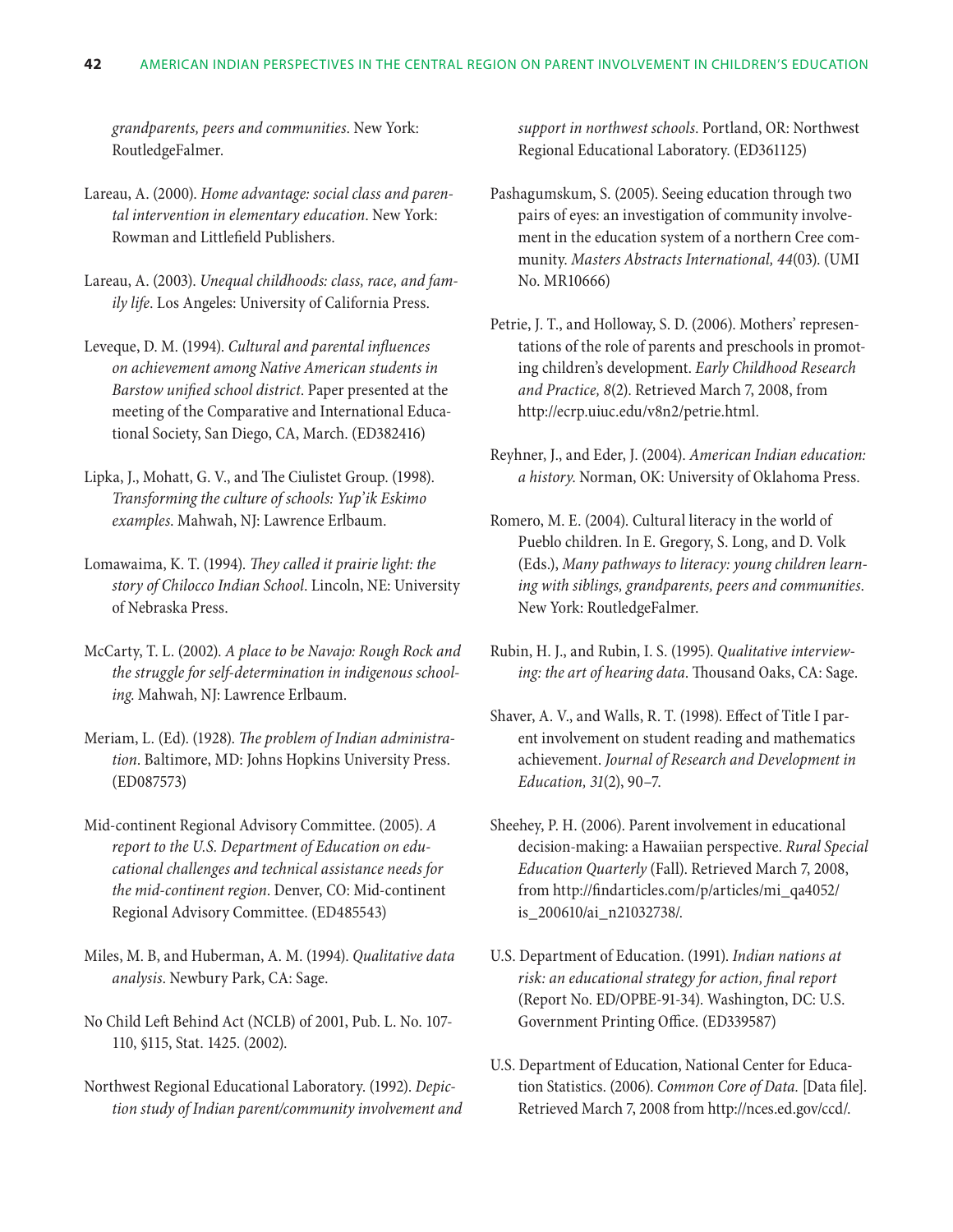*grandparents, peers and communities*. New York: RoutledgeFalmer.

Lareau, A. (2000). *Home advantage: social class and parental intervention in elementary education*. New York: Rowman and Littlefield Publishers.

Lareau, A. (2003). *Unequal childhoods: class, race, and family life*. Los Angeles: University of California Press.

Leveque, D. M. (1994). *Cultural and parental influences on achievement among Native American students in Barstow unified school district*. Paper presented at the meeting of the Comparative and International Educational Society, San Diego, CA, March. (ED382416)

Lipka, J., Mohatt, G. V., and The Ciulistet Group. (1998). *Transforming the culture of schools: Yup'ik Eskimo examples*. Mahwah, NJ: Lawrence Erlbaum.

Lomawaima, K. T. (1994). *They called it prairie light: the story of Chilocco Indian School*. Lincoln, NE: University of Nebraska Press.

McCarty, T. L. (2002). *A place to be Navajo: Rough Rock and the struggle for self-determination in indigenous schooling.* Mahwah, NJ: Lawrence Erlbaum.

Meriam, L. (Ed). (1928). *The problem of Indian administration*. Baltimore, MD: Johns Hopkins University Press. (ED087573)

Mid-continent Regional Advisory Committee. (2005). *A report to the U.S. Department of Education on educational challenges and technical assistance needs for the mid-continent region*. Denver, CO: Mid-continent Regional Advisory Committee. (ED485543)

Miles, M. B, and Huberman, A. M. (1994). *Qualitative data analysis*. Newbury Park, CA: Sage.

No Child Left Behind Act (NCLB) of 2001, Pub. L. No. 107-110, §115, Stat. 1425. (2002).

Northwest Regional Educational Laboratory. (1992). *Depiction study of Indian parent/community involvement and support in northwest schools*. Portland, OR: Northwest Regional Educational Laboratory. (ED361125)

Pashagumskum, S. (2005). Seeing education through two pairs of eyes: an investigation of community involvement in the education system of a northern Cree community. *Masters Abstracts International, 44*(03). (UMI No. MR10666)

Petrie, J. T., and Holloway, S. D. (2006). Mothers' representations of the role of parents and preschools in promoting children's development. *Early Childhood Research and Practice, 8*(2). Retrieved March 7, 2008, from http://ecrp.uiuc.edu/v8n2/petrie.html.

Reyhner, J., and Eder, J. (2004). *American Indian education: a history.* Norman, OK: University of Oklahoma Press.

Romero, M. E. (2004). Cultural literacy in the world of Pueblo children. In E. Gregory, S. Long, and D. Volk (Eds.), *Many pathways to literacy: young children learning with siblings, grandparents, peers and communities*. New York: RoutledgeFalmer.

Rubin, H. J., and Rubin, I. S. (1995). *Qualitative interviewing: the art of hearing data*. Thousand Oaks, CA: Sage.

Shaver, A. V., and Walls, R. T. (1998). Effect of Title I parent involvement on student reading and mathematics achievement. *Journal of Research and Development in Education, 31*(2), 90–7.

Sheehey, P. H. (2006). Parent involvement in educational decision-making: a Hawaiian perspective. *Rural Special Education Quarterly* (Fall). Retrieved March 7, 2008, from http://findarticles.com/p/articles/mi_qa4052/is_200610/ai_n21032738/.

U.S. Department of Education. (1991). *Indian nations at risk: an educational strategy for action, final report* (Report No. ED/OPBE-91-34). Washington, DC: U.S. Government Printing Office. (ED339587)

U.S. Department of Education, National Center for Education Statistics. (2006). *Common Core of Data.* [Data file]. Retrieved March 7, 2008 from http://nces.ed.gov/ccd/.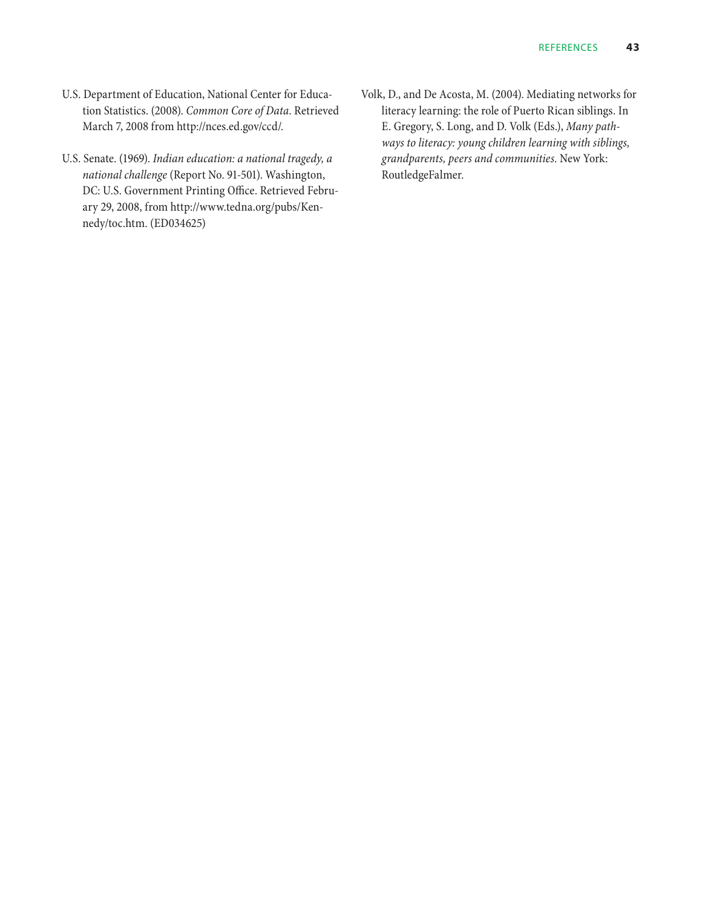U.S. Department of Education, National Center for Education Statistics. (2008). *Common Core of Data*. Retrieved March 7, 2008 from http://nces.ed.gov/ccd/.

U.S. Senate. (1969). *Indian education: a national tragedy, a national challenge* (Report No. 91-501). Washington, DC: U.S. Government Printing Office. Retrieved February 29, 2008, from http://www.tedna.org/pubs/Kennedy/toc.htm. (ED034625)

Volk, D., and De Acosta, M. (2004). Mediating networks for literacy learning: the role of Puerto Rican siblings. In E. Gregory, S. Long, and D. Volk (Eds.), *Many pathways to literacy: young children learning with siblings, grandparents, peers and communities*. New York: RoutledgeFalmer.